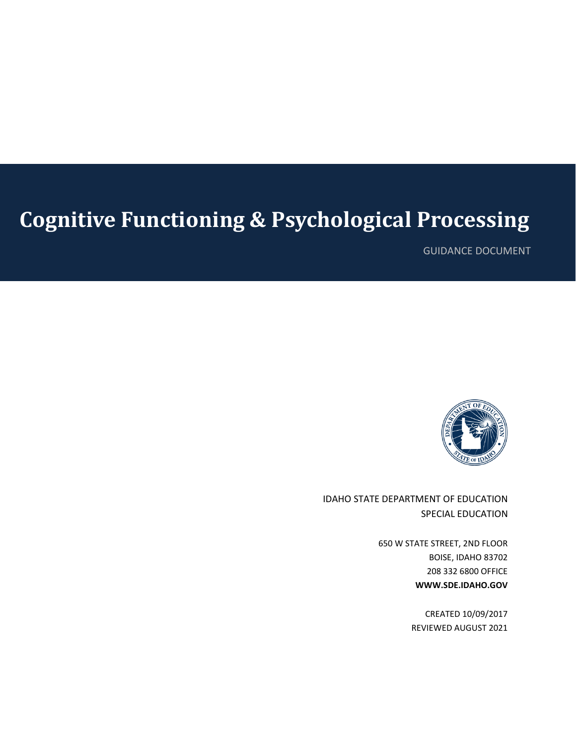# Cognitive Functioning & Psychological Processing

GUIDANCE DOCUMENT

IDAHO STATE DEPARTMENT OF EDUCATION
SPECIAL EDUCATION

650 W STATE STREET, 2ND FLOOR
BOISE, IDAHO 83702
208 332 6800 OFFICE
**WWW.SDE.IDAHO.GOV**

CREATED 10/09/2017
REVIEWED AUGUST 2021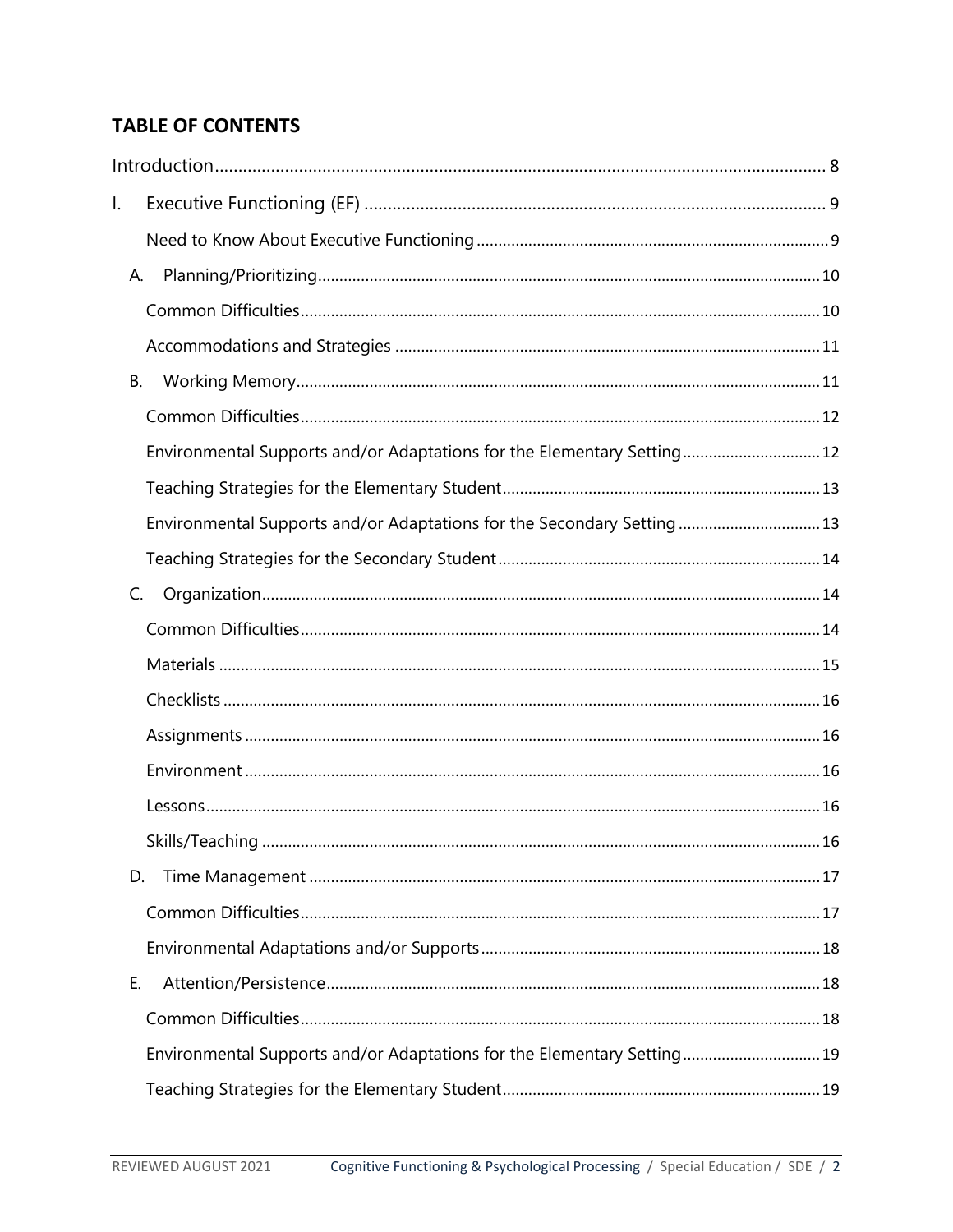## TABLE OF CONTENTS

Introduction ........ 8

I. Executive Functioning (EF) ........ 9

- Need to Know About Executive Functioning ........ 9
- A. Planning/Prioritizing ........ 10
  - Common Difficulties ........ 10
  - Accommodations and Strategies ........ 11
- B. Working Memory ........ 11
  - Common Difficulties ........ 12
  - Environmental Supports and/or Adaptations for the Elementary Setting ........ 12
  - Teaching Strategies for the Elementary Student ........ 13
  - Environmental Supports and/or Adaptations for the Secondary Setting ........ 13
  - Teaching Strategies for the Secondary Student ........ 14
- C. Organization ........ 14
  - Common Difficulties ........ 14
  - Materials ........ 15
  - Checklists ........ 16
  - Assignments ........ 16
  - Environment ........ 16
  - Lessons ........ 16
  - Skills/Teaching ........ 16
- D. Time Management ........ 17
  - Common Difficulties ........ 17
  - Environmental Adaptations and/or Supports ........ 18
- E. Attention/Persistence ........ 18
  - Common Difficulties ........ 18
  - Environmental Supports and/or Adaptations for the Elementary Setting ........ 19
  - Teaching Strategies for the Elementary Student ........ 19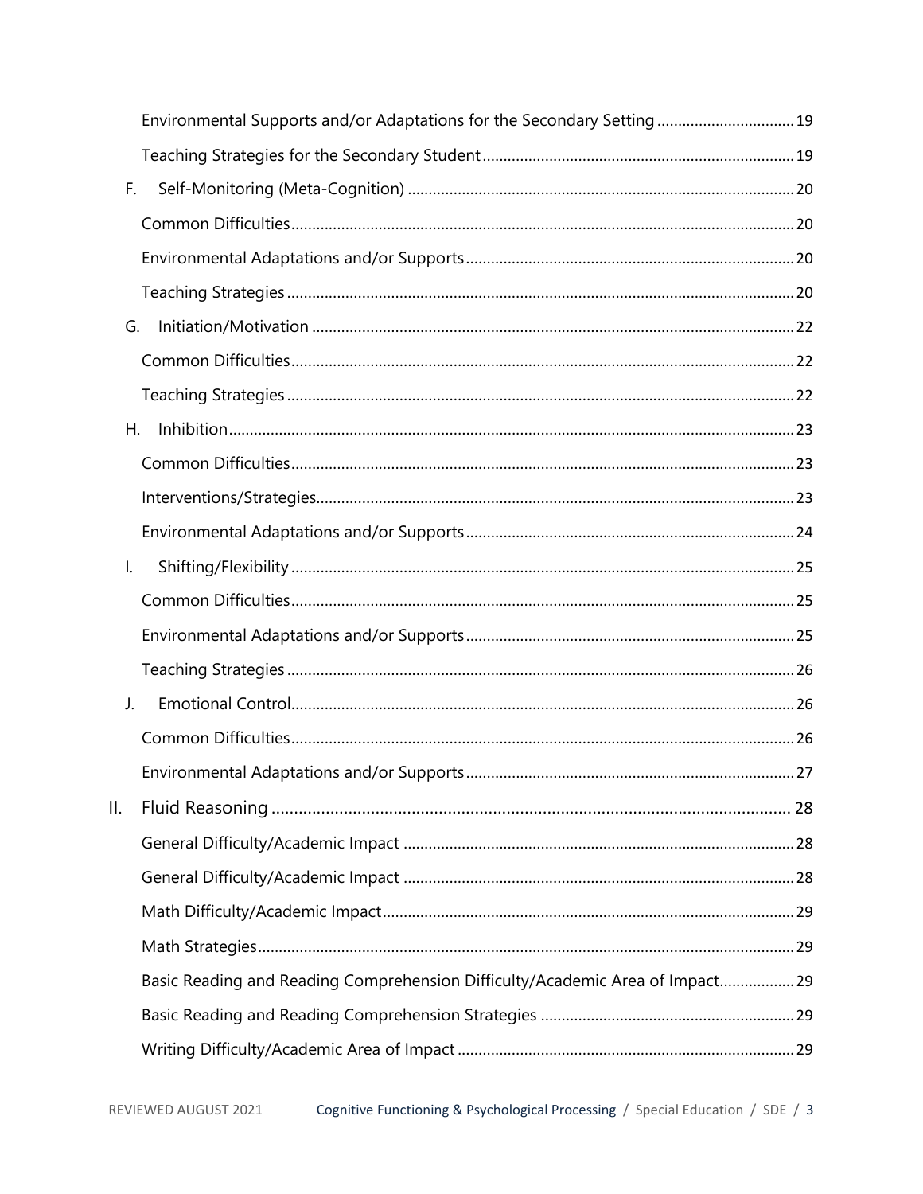Environmental Supports and/or Adaptations for the Secondary Setting ........ 19

Teaching Strategies for the Secondary Student ........ 19

F. Self-Monitoring (Meta-Cognition) ........ 20

Common Difficulties ........ 20

Environmental Adaptations and/or Supports ........ 20

Teaching Strategies ........ 20

G. Initiation/Motivation ........ 22

Common Difficulties ........ 22

Teaching Strategies ........ 22

H. Inhibition ........ 23

Common Difficulties ........ 23

Interventions/Strategies ........ 23

Environmental Adaptations and/or Supports ........ 24

I. Shifting/Flexibility ........ 25

Common Difficulties ........ 25

Environmental Adaptations and/or Supports ........ 25

Teaching Strategies ........ 26

J. Emotional Control ........ 26

Common Difficulties ........ 26

Environmental Adaptations and/or Supports ........ 27

II. Fluid Reasoning ........ 28

General Difficulty/Academic Impact ........ 28

General Difficulty/Academic Impact ........ 28

Math Difficulty/Academic Impact ........ 29

Math Strategies ........ 29

Basic Reading and Reading Comprehension Difficulty/Academic Area of Impact ........ 29

Basic Reading and Reading Comprehension Strategies ........ 29

Writing Difficulty/Academic Area of Impact ........ 29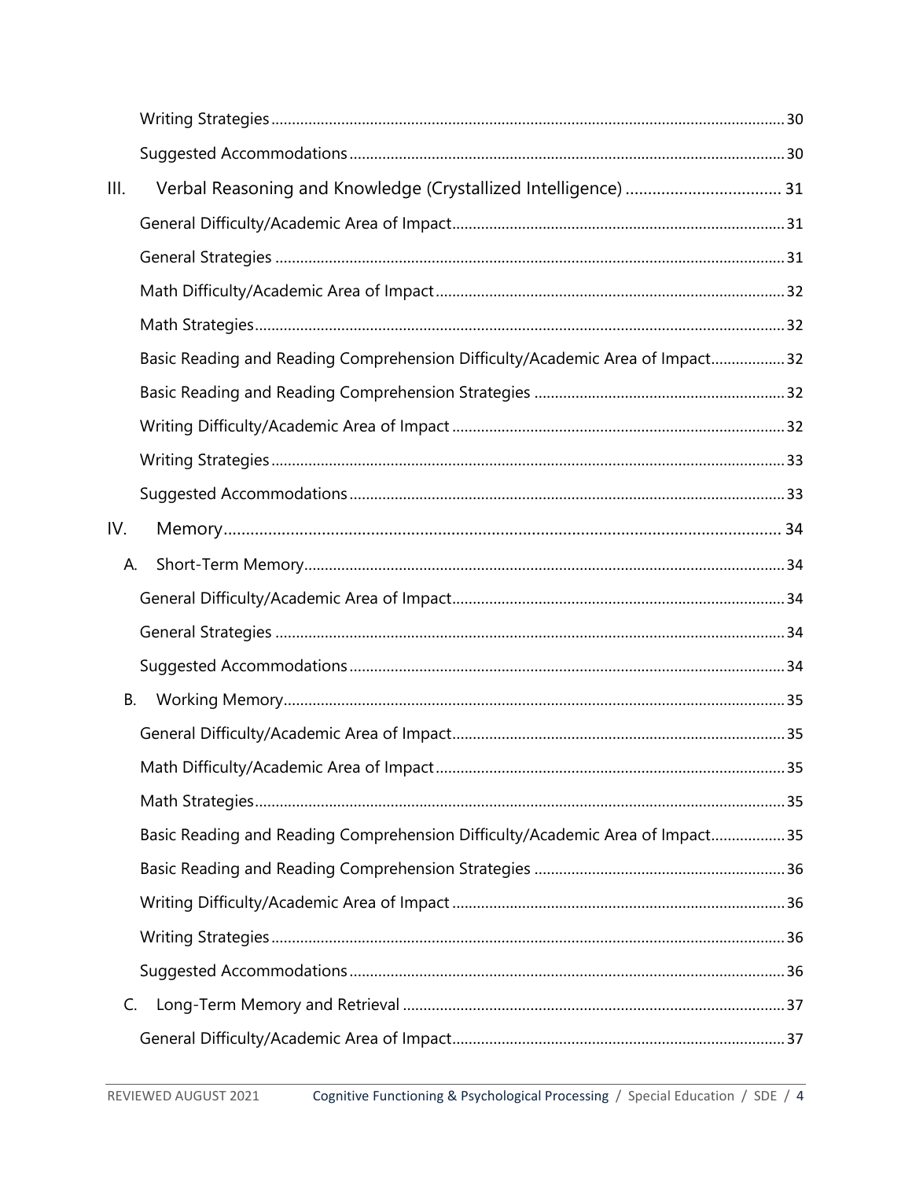Writing Strategies ... 30

Suggested Accommodations ... 30

III. Verbal Reasoning and Knowledge (Crystallized Intelligence) ... 31

General Difficulty/Academic Area of Impact ... 31

General Strategies ... 31

Math Difficulty/Academic Area of Impact ... 32

Math Strategies ... 32

Basic Reading and Reading Comprehension Difficulty/Academic Area of Impact ... 32

Basic Reading and Reading Comprehension Strategies ... 32

Writing Difficulty/Academic Area of Impact ... 32

Writing Strategies ... 33

Suggested Accommodations ... 33

IV. Memory ... 34

A. Short-Term Memory ... 34

General Difficulty/Academic Area of Impact ... 34

General Strategies ... 34

Suggested Accommodations ... 34

B. Working Memory ... 35

General Difficulty/Academic Area of Impact ... 35

Math Difficulty/Academic Area of Impact ... 35

Math Strategies ... 35

Basic Reading and Reading Comprehension Difficulty/Academic Area of Impact ... 35

Basic Reading and Reading Comprehension Strategies ... 36

Writing Difficulty/Academic Area of Impact ... 36

Writing Strategies ... 36

Suggested Accommodations ... 36

C. Long-Term Memory and Retrieval ... 37

General Difficulty/Academic Area of Impact ... 37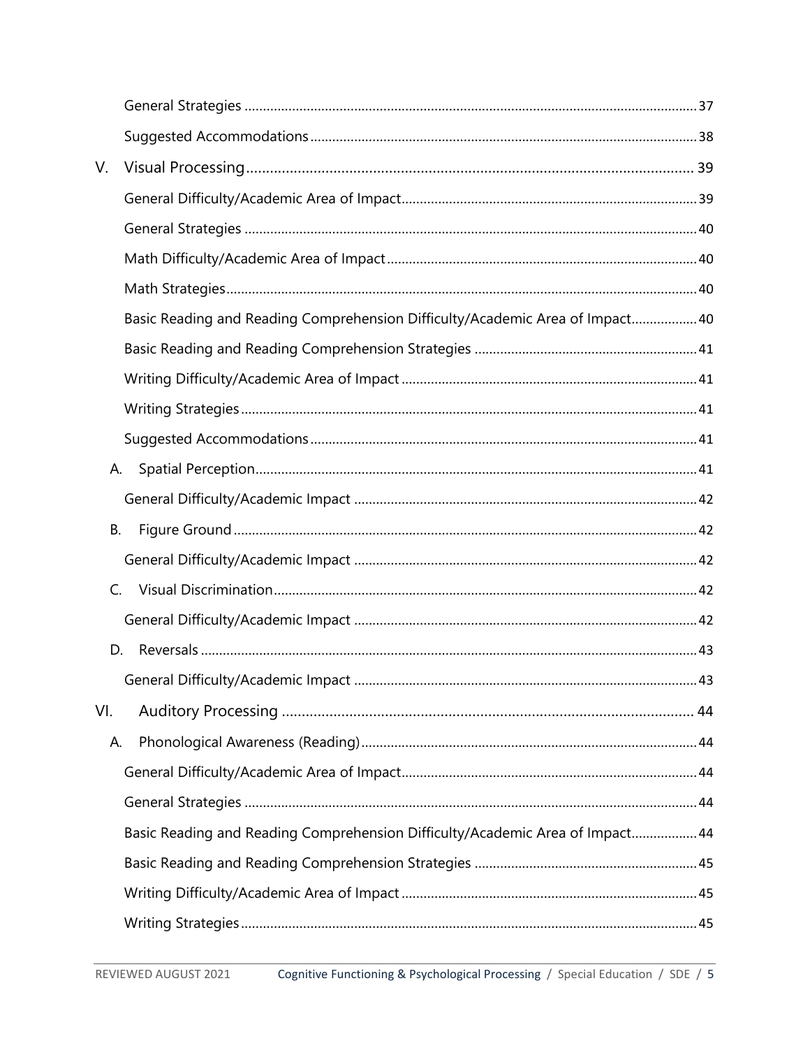General Strategies ........................................................................................................................ 37

Suggested Accommodations ........................................................................................................ 38

V. Visual Processing ........................................................................................................................ 39

General Difficulty/Academic Area of Impact ................................................................................ 39

General Strategies ........................................................................................................................ 40

Math Difficulty/Academic Area of Impact .................................................................................... 40

Math Strategies ............................................................................................................................. 40

Basic Reading and Reading Comprehension Difficulty/Academic Area of Impact .................. 40

Basic Reading and Reading Comprehension Strategies ............................................................ 41

Writing Difficulty/Academic Area of Impact ................................................................................ 41

Writing Strategies ......................................................................................................................... 41

Suggested Accommodations ........................................................................................................ 41

A. Spatial Perception ..................................................................................................................... 41

General Difficulty/Academic Impact ............................................................................................ 42

B. Figure Ground ........................................................................................................................... 42

General Difficulty/Academic Impact ............................................................................................ 42

C. Visual Discrimination ................................................................................................................ 42

General Difficulty/Academic Impact ............................................................................................ 42

D. Reversals ................................................................................................................................... 43

General Difficulty/Academic Impact ............................................................................................ 43

VI. Auditory Processing .................................................................................................................. 44

A. Phonological Awareness (Reading) .......................................................................................... 44

General Difficulty/Academic Area of Impact ................................................................................ 44

General Strategies ........................................................................................................................ 44

Basic Reading and Reading Comprehension Difficulty/Academic Area of Impact .................. 44

Basic Reading and Reading Comprehension Strategies ............................................................ 45

Writing Difficulty/Academic Area of Impact ................................................................................ 45

Writing Strategies ......................................................................................................................... 45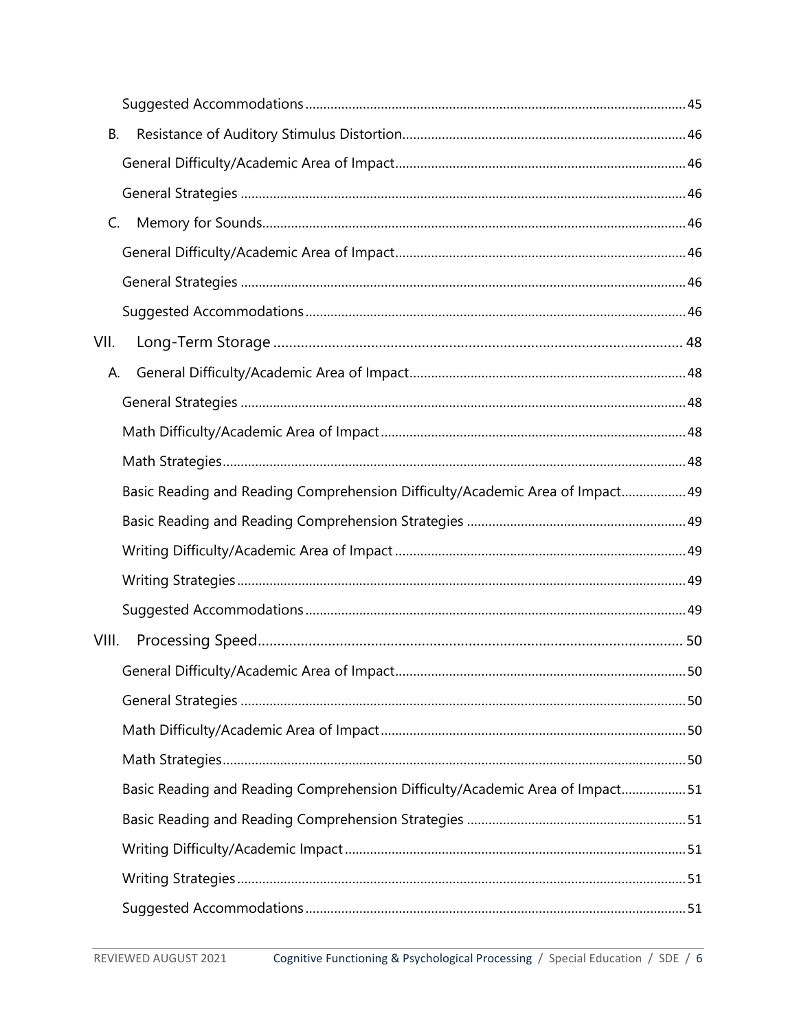- Suggested Accommodations 45
- B. Resistance of Auditory Stimulus Distortion 46
  - General Difficulty/Academic Area of Impact 46
  - General Strategies 46
- C. Memory for Sounds 46
  - General Difficulty/Academic Area of Impact 46
  - General Strategies 46
  - Suggested Accommodations 46

VII. Long-Term Storage 48

- A. General Difficulty/Academic Area of Impact 48
  - General Strategies 48
  - Math Difficulty/Academic Area of Impact 48
  - Math Strategies 48
  - Basic Reading and Reading Comprehension Difficulty/Academic Area of Impact 49
  - Basic Reading and Reading Comprehension Strategies 49
  - Writing Difficulty/Academic Area of Impact 49
  - Writing Strategies 49
  - Suggested Accommodations 49

VIII. Processing Speed 50

- General Difficulty/Academic Area of Impact 50
- General Strategies 50
- Math Difficulty/Academic Area of Impact 50
- Math Strategies 50
- Basic Reading and Reading Comprehension Difficulty/Academic Area of Impact 51
- Basic Reading and Reading Comprehension Strategies 51
- Writing Difficulty/Academic Impact 51
- Writing Strategies 51
- Suggested Accommodations 51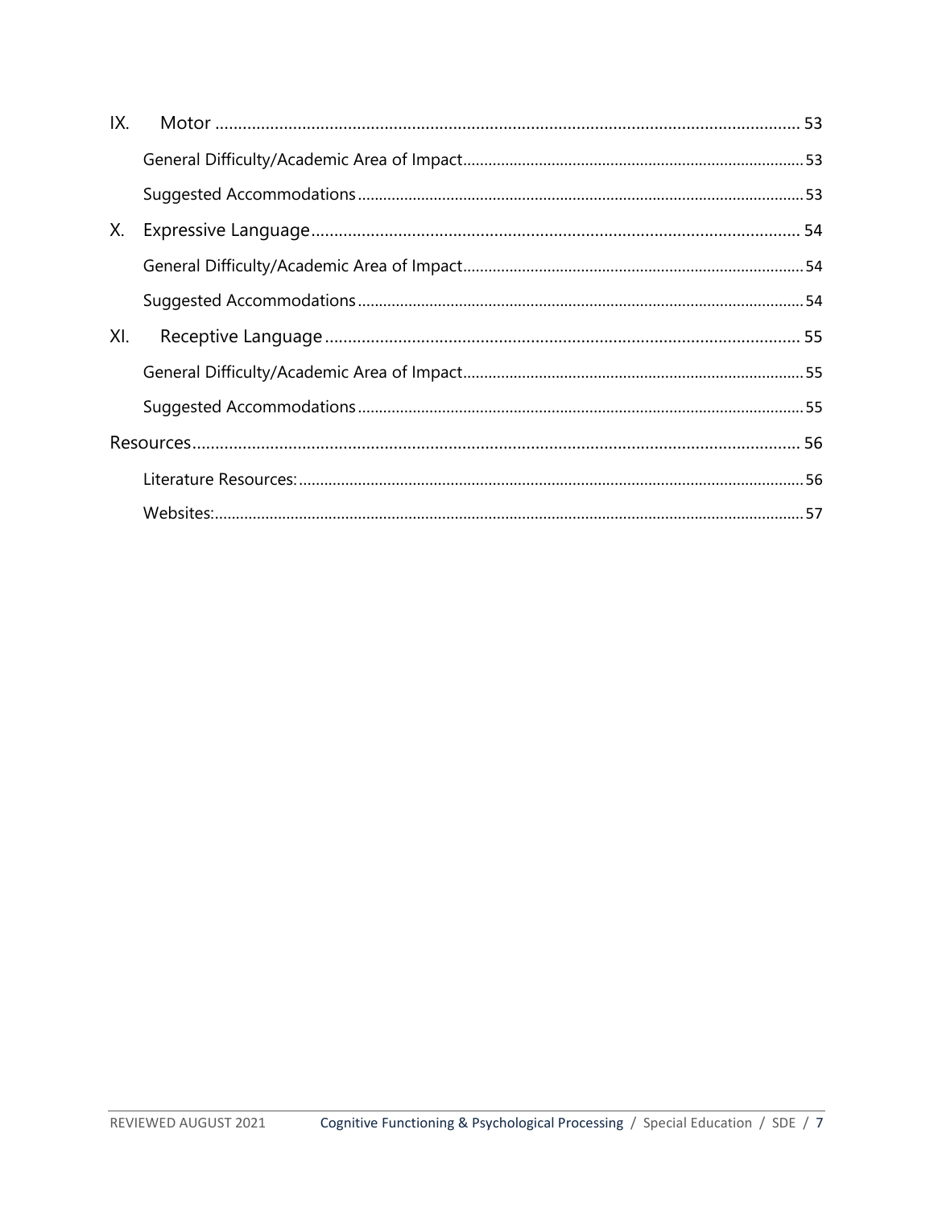IX. Motor ........................................................................................................................ 53

General Difficulty/Academic Area of Impact ........................................................................ 53

Suggested Accommodations ................................................................................................ 53

X. Expressive Language ..................................................................................................... 54

General Difficulty/Academic Area of Impact ........................................................................ 54

Suggested Accommodations ................................................................................................ 54

XI. Receptive Language ..................................................................................................... 55

General Difficulty/Academic Area of Impact ........................................................................ 55

Suggested Accommodations ................................................................................................ 55

Resources ............................................................................................................................. 56

Literature Resources: ............................................................................................................ 56

Websites: ............................................................................................................................... 57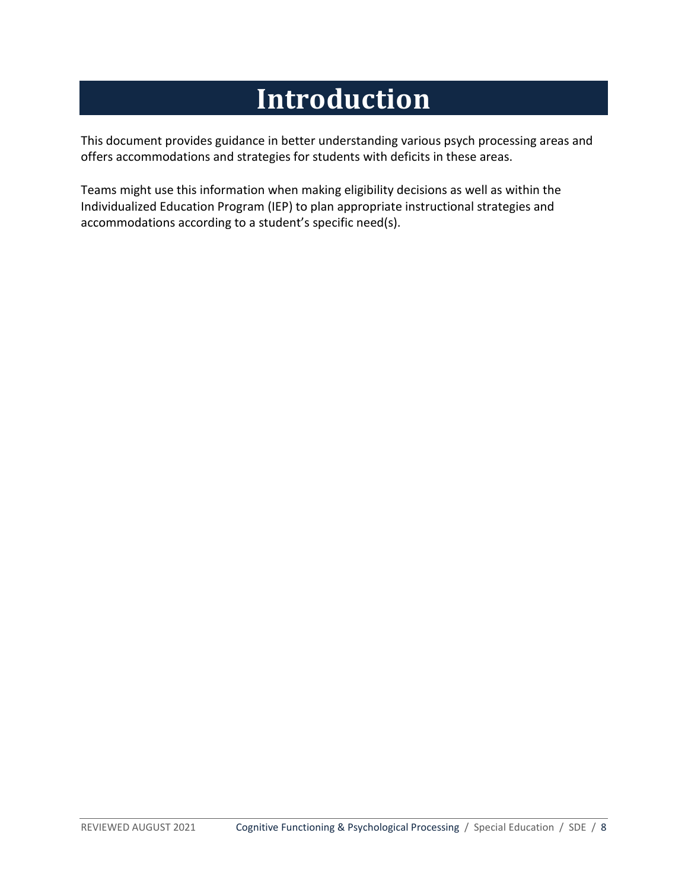# Introduction

This document provides guidance in better understanding various psych processing areas and offers accommodations and strategies for students with deficits in these areas.

Teams might use this information when making eligibility decisions as well as within the Individualized Education Program (IEP) to plan appropriate instructional strategies and accommodations according to a student's specific need(s).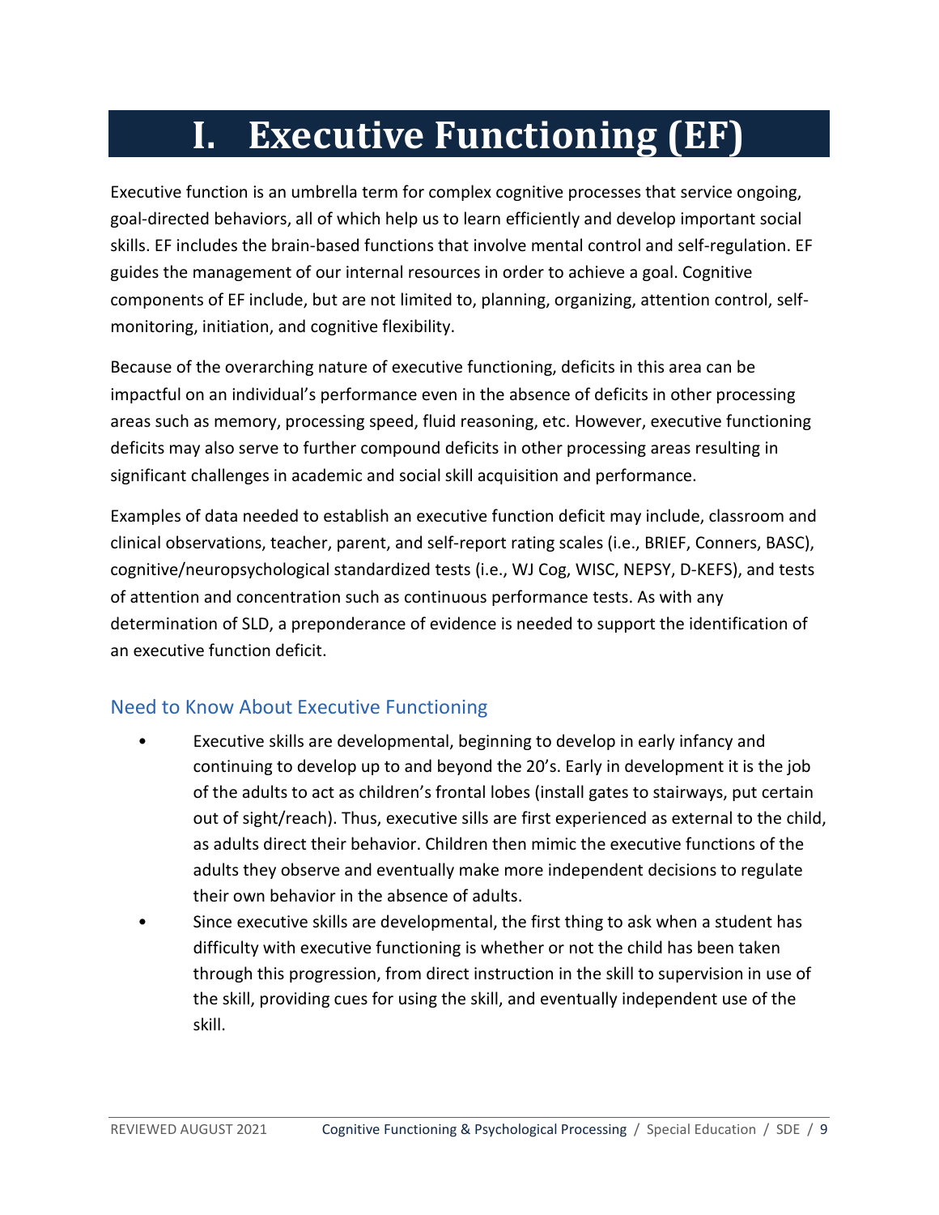# I. Executive Functioning (EF)

Executive function is an umbrella term for complex cognitive processes that service ongoing, goal-directed behaviors, all of which help us to learn efficiently and develop important social skills. EF includes the brain-based functions that involve mental control and self-regulation. EF guides the management of our internal resources in order to achieve a goal. Cognitive components of EF include, but are not limited to, planning, organizing, attention control, self-monitoring, initiation, and cognitive flexibility.

Because of the overarching nature of executive functioning, deficits in this area can be impactful on an individual's performance even in the absence of deficits in other processing areas such as memory, processing speed, fluid reasoning, etc. However, executive functioning deficits may also serve to further compound deficits in other processing areas resulting in significant challenges in academic and social skill acquisition and performance.

Examples of data needed to establish an executive function deficit may include, classroom and clinical observations, teacher, parent, and self-report rating scales (i.e., BRIEF, Conners, BASC), cognitive/neuropsychological standardized tests (i.e., WJ Cog, WISC, NEPSY, D-KEFS), and tests of attention and concentration such as continuous performance tests. As with any determination of SLD, a preponderance of evidence is needed to support the identification of an executive function deficit.

## Need to Know About Executive Functioning

- Executive skills are developmental, beginning to develop in early infancy and continuing to develop up to and beyond the 20's. Early in development it is the job of the adults to act as children's frontal lobes (install gates to stairways, put certain out of sight/reach). Thus, executive sills are first experienced as external to the child, as adults direct their behavior. Children then mimic the executive functions of the adults they observe and eventually make more independent decisions to regulate their own behavior in the absence of adults.
- Since executive skills are developmental, the first thing to ask when a student has difficulty with executive functioning is whether or not the child has been taken through this progression, from direct instruction in the skill to supervision in use of the skill, providing cues for using the skill, and eventually independent use of the skill.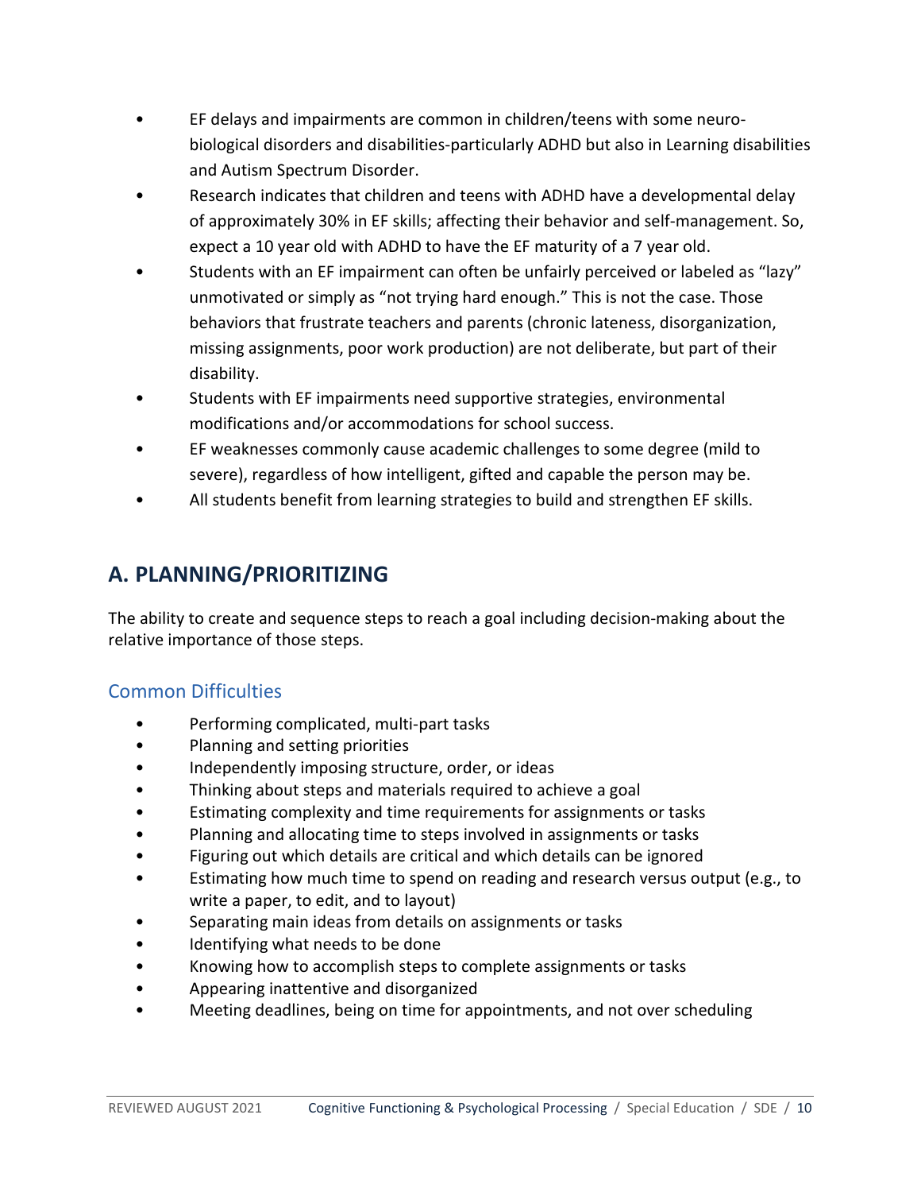- EF delays and impairments are common in children/teens with some neuro-biological disorders and disabilities-particularly ADHD but also in Learning disabilities and Autism Spectrum Disorder.
- Research indicates that children and teens with ADHD have a developmental delay of approximately 30% in EF skills; affecting their behavior and self-management. So, expect a 10 year old with ADHD to have the EF maturity of a 7 year old.
- Students with an EF impairment can often be unfairly perceived or labeled as "lazy" unmotivated or simply as "not trying hard enough." This is not the case. Those behaviors that frustrate teachers and parents (chronic lateness, disorganization, missing assignments, poor work production) are not deliberate, but part of their disability.
- Students with EF impairments need supportive strategies, environmental modifications and/or accommodations for school success.
- EF weaknesses commonly cause academic challenges to some degree (mild to severe), regardless of how intelligent, gifted and capable the person may be.
- All students benefit from learning strategies to build and strengthen EF skills.

## A. PLANNING/PRIORITIZING

The ability to create and sequence steps to reach a goal including decision-making about the relative importance of those steps.

### Common Difficulties

- Performing complicated, multi-part tasks
- Planning and setting priorities
- Independently imposing structure, order, or ideas
- Thinking about steps and materials required to achieve a goal
- Estimating complexity and time requirements for assignments or tasks
- Planning and allocating time to steps involved in assignments or tasks
- Figuring out which details are critical and which details can be ignored
- Estimating how much time to spend on reading and research versus output (e.g., to write a paper, to edit, and to layout)
- Separating main ideas from details on assignments or tasks
- Identifying what needs to be done
- Knowing how to accomplish steps to complete assignments or tasks
- Appearing inattentive and disorganized
- Meeting deadlines, being on time for appointments, and not over scheduling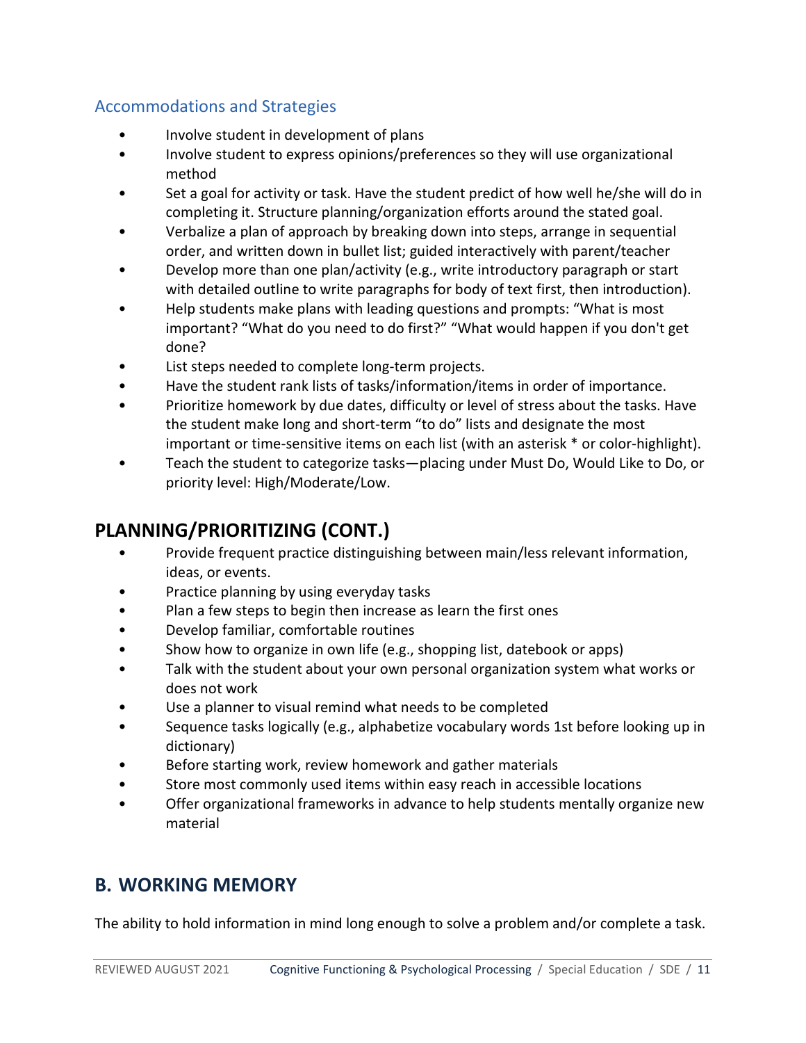### Accommodations and Strategies

- Involve student in development of plans
- Involve student to express opinions/preferences so they will use organizational method
- Set a goal for activity or task. Have the student predict of how well he/she will do in completing it. Structure planning/organization efforts around the stated goal.
- Verbalize a plan of approach by breaking down into steps, arrange in sequential order, and written down in bullet list; guided interactively with parent/teacher
- Develop more than one plan/activity (e.g., write introductory paragraph or start with detailed outline to write paragraphs for body of text first, then introduction).
- Help students make plans with leading questions and prompts: “What is most important? “What do you need to do first?” “What would happen if you don't get done?
- List steps needed to complete long-term projects.
- Have the student rank lists of tasks/information/items in order of importance.
- Prioritize homework by due dates, difficulty or level of stress about the tasks. Have the student make long and short-term “to do” lists and designate the most important or time-sensitive items on each list (with an asterisk * or color-highlight).
- Teach the student to categorize tasks—placing under Must Do, Would Like to Do, or priority level: High/Moderate/Low.

## PLANNING/PRIORITIZING (CONT.)

- Provide frequent practice distinguishing between main/less relevant information, ideas, or events.
- Practice planning by using everyday tasks
- Plan a few steps to begin then increase as learn the first ones
- Develop familiar, comfortable routines
- Show how to organize in own life (e.g., shopping list, datebook or apps)
- Talk with the student about your own personal organization system what works or does not work
- Use a planner to visual remind what needs to be completed
- Sequence tasks logically (e.g., alphabetize vocabulary words 1st before looking up in dictionary)
- Before starting work, review homework and gather materials
- Store most commonly used items within easy reach in accessible locations
- Offer organizational frameworks in advance to help students mentally organize new material

## B. WORKING MEMORY

The ability to hold information in mind long enough to solve a problem and/or complete a task.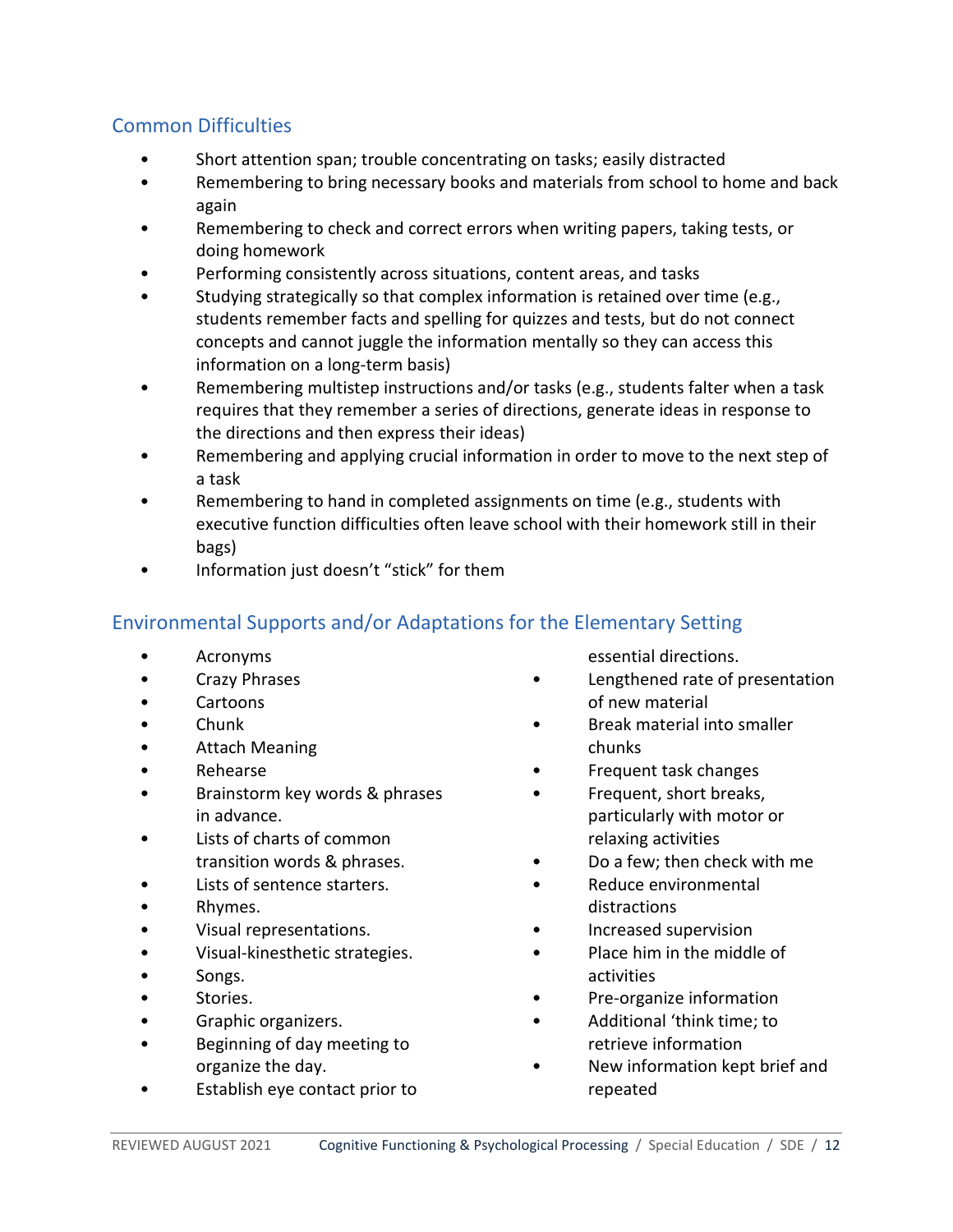## Common Difficulties

- Short attention span; trouble concentrating on tasks; easily distracted
- Remembering to bring necessary books and materials from school to home and back again
- Remembering to check and correct errors when writing papers, taking tests, or doing homework
- Performing consistently across situations, content areas, and tasks
- Studying strategically so that complex information is retained over time (e.g., students remember facts and spelling for quizzes and tests, but do not connect concepts and cannot juggle the information mentally so they can access this information on a long-term basis)
- Remembering multistep instructions and/or tasks (e.g., students falter when a task requires that they remember a series of directions, generate ideas in response to the directions and then express their ideas)
- Remembering and applying crucial information in order to move to the next step of a task
- Remembering to hand in completed assignments on time (e.g., students with executive function difficulties often leave school with their homework still in their bags)
- Information just doesn't "stick" for them

## Environmental Supports and/or Adaptations for the Elementary Setting

- Acronyms
- Crazy Phrases
- Cartoons
- Chunk
- Attach Meaning
- Rehearse
- Brainstorm key words & phrases in advance.
- Lists of charts of common transition words & phrases.
- Lists of sentence starters.
- Rhymes.
- Visual representations.
- Visual-kinesthetic strategies.
- Songs.
- Stories.
- Graphic organizers.
- Beginning of day meeting to organize the day.
- Establish eye contact prior to essential directions.
- Lengthened rate of presentation of new material
- Break material into smaller chunks
- Frequent task changes
- Frequent, short breaks, particularly with motor or relaxing activities
- Do a few; then check with me
- Reduce environmental distractions
- Increased supervision
- Place him in the middle of activities
- Pre-organize information
- Additional 'think time; to retrieve information
- New information kept brief and repeated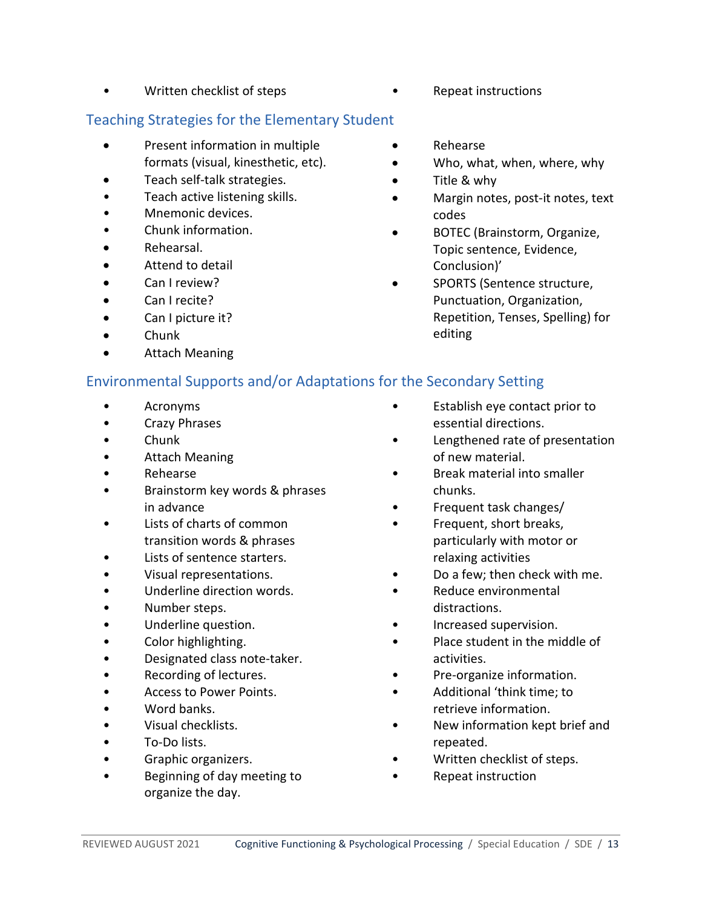- Written checklist of steps
- Repeat instructions

## Teaching Strategies for the Elementary Student

- Present information in multiple formats (visual, kinesthetic, etc).
- Teach self-talk strategies.
- Teach active listening skills.
- Mnemonic devices.
- Chunk information.
- Rehearsal.
- Attend to detail
- Can I review?
- Can I recite?
- Can I picture it?
- Chunk
- Attach Meaning
- Rehearse
- Who, what, when, where, why
- Title & why
- Margin notes, post-it notes, text codes
- BOTEC (Brainstorm, Organize, Topic sentence, Evidence, Conclusion)'
- SPORTS (Sentence structure, Punctuation, Organization, Repetition, Tenses, Spelling) for editing

## Environmental Supports and/or Adaptations for the Secondary Setting

- Acronyms
- Crazy Phrases
- Chunk
- Attach Meaning
- Rehearse
- Brainstorm key words & phrases in advance
- Lists of charts of common transition words & phrases
- Lists of sentence starters.
- Visual representations.
- Underline direction words.
- Number steps.
- Underline question.
- Color highlighting.
- Designated class note-taker.
- Recording of lectures.
- Access to Power Points.
- Word banks.
- Visual checklists.
- To-Do lists.
- Graphic organizers.
- Beginning of day meeting to organize the day.
- Establish eye contact prior to essential directions.
- Lengthened rate of presentation of new material.
- Break material into smaller chunks.
- Frequent task changes/
- Frequent, short breaks, particularly with motor or relaxing activities
- Do a few; then check with me.
- Reduce environmental distractions.
- Increased supervision.
- Place student in the middle of activities.
- Pre-organize information.
- Additional 'think time; to retrieve information.
- New information kept brief and repeated.
- Written checklist of steps.
- Repeat instruction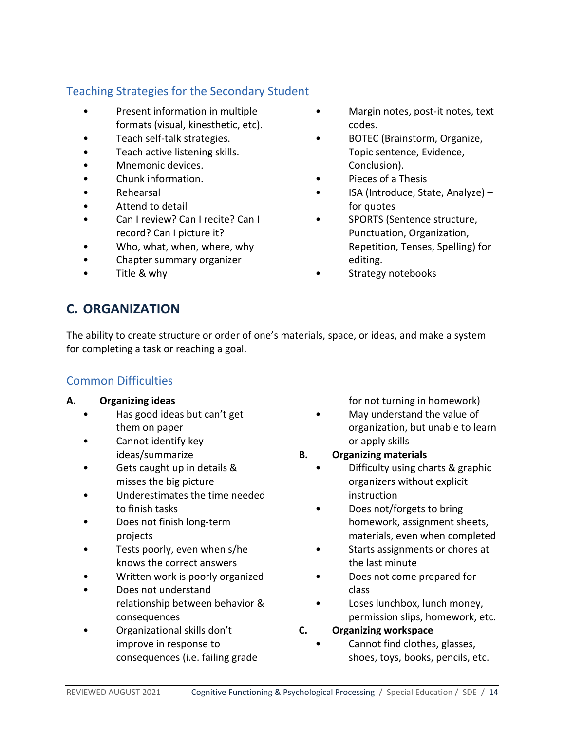### Teaching Strategies for the Secondary Student

- Present information in multiple formats (visual, kinesthetic, etc).
- Teach self-talk strategies.
- Teach active listening skills.
- Mnemonic devices.
- Chunk information.
- Rehearsal
- Attend to detail
- Can I review? Can I recite? Can I record? Can I picture it?
- Who, what, when, where, why
- Chapter summary organizer
- Title & why
- Margin notes, post-it notes, text codes.
- BOTEC (Brainstorm, Organize, Topic sentence, Evidence, Conclusion).
- Pieces of a Thesis
- ISA (Introduce, State, Analyze) – for quotes
- SPORTS (Sentence structure, Punctuation, Organization, Repetition, Tenses, Spelling) for editing.
- Strategy notebooks

## C. ORGANIZATION

The ability to create structure or order of one's materials, space, or ideas, and make a system for completing a task or reaching a goal.

### Common Difficulties

**A. Organizing ideas**

- Has good ideas but can't get them on paper
- Cannot identify key ideas/summarize
- Gets caught up in details & misses the big picture
- Underestimates the time needed to finish tasks
- Does not finish long-term projects
- Tests poorly, even when s/he knows the correct answers
- Written work is poorly organized
- Does not understand relationship between behavior & consequences
- Organizational skills don't improve in response to consequences (i.e. failing grade for not turning in homework)
- May understand the value of organization, but unable to learn or apply skills

**B. Organizing materials**

- Difficulty using charts & graphic organizers without explicit instruction
- Does not/forgets to bring homework, assignment sheets, materials, even when completed
- Starts assignments or chores at the last minute
- Does not come prepared for class
- Loses lunchbox, lunch money, permission slips, homework, etc.

**C. Organizing workspace**

- Cannot find clothes, glasses, shoes, toys, books, pencils, etc.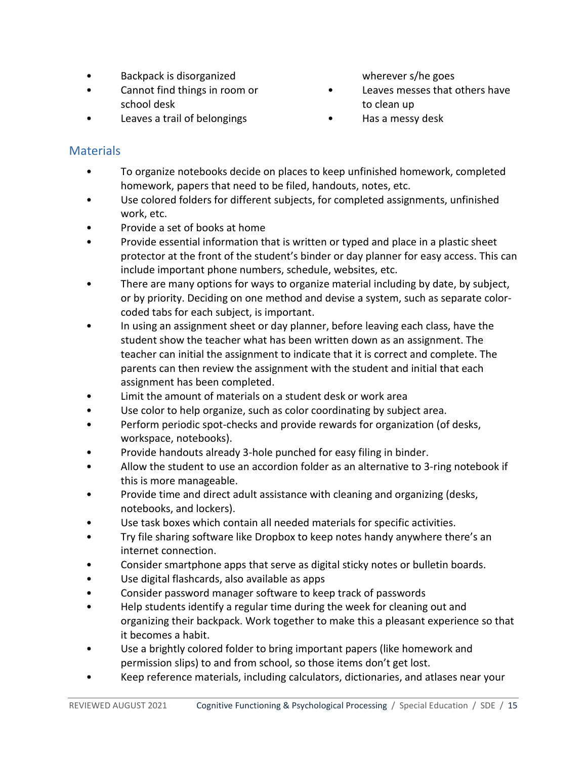- Backpack is disorganized
- Cannot find things in room or school desk
- Leaves a trail of belongings wherever s/he goes
- Leaves messes that others have to clean up
- Has a messy desk

## Materials

- To organize notebooks decide on places to keep unfinished homework, completed homework, papers that need to be filed, handouts, notes, etc.
- Use colored folders for different subjects, for completed assignments, unfinished work, etc.
- Provide a set of books at home
- Provide essential information that is written or typed and place in a plastic sheet protector at the front of the student's binder or day planner for easy access. This can include important phone numbers, schedule, websites, etc.
- There are many options for ways to organize material including by date, by subject, or by priority. Deciding on one method and devise a system, such as separate color-coded tabs for each subject, is important.
- In using an assignment sheet or day planner, before leaving each class, have the student show the teacher what has been written down as an assignment. The teacher can initial the assignment to indicate that it is correct and complete. The parents can then review the assignment with the student and initial that each assignment has been completed.
- Limit the amount of materials on a student desk or work area
- Use color to help organize, such as color coordinating by subject area.
- Perform periodic spot-checks and provide rewards for organization (of desks, workspace, notebooks).
- Provide handouts already 3-hole punched for easy filing in binder.
- Allow the student to use an accordion folder as an alternative to 3-ring notebook if this is more manageable.
- Provide time and direct adult assistance with cleaning and organizing (desks, notebooks, and lockers).
- Use task boxes which contain all needed materials for specific activities.
- Try file sharing software like Dropbox to keep notes handy anywhere there's an internet connection.
- Consider smartphone apps that serve as digital sticky notes or bulletin boards.
- Use digital flashcards, also available as apps
- Consider password manager software to keep track of passwords
- Help students identify a regular time during the week for cleaning out and organizing their backpack. Work together to make this a pleasant experience so that it becomes a habit.
- Use a brightly colored folder to bring important papers (like homework and permission slips) to and from school, so those items don't get lost.
- Keep reference materials, including calculators, dictionaries, and atlases near your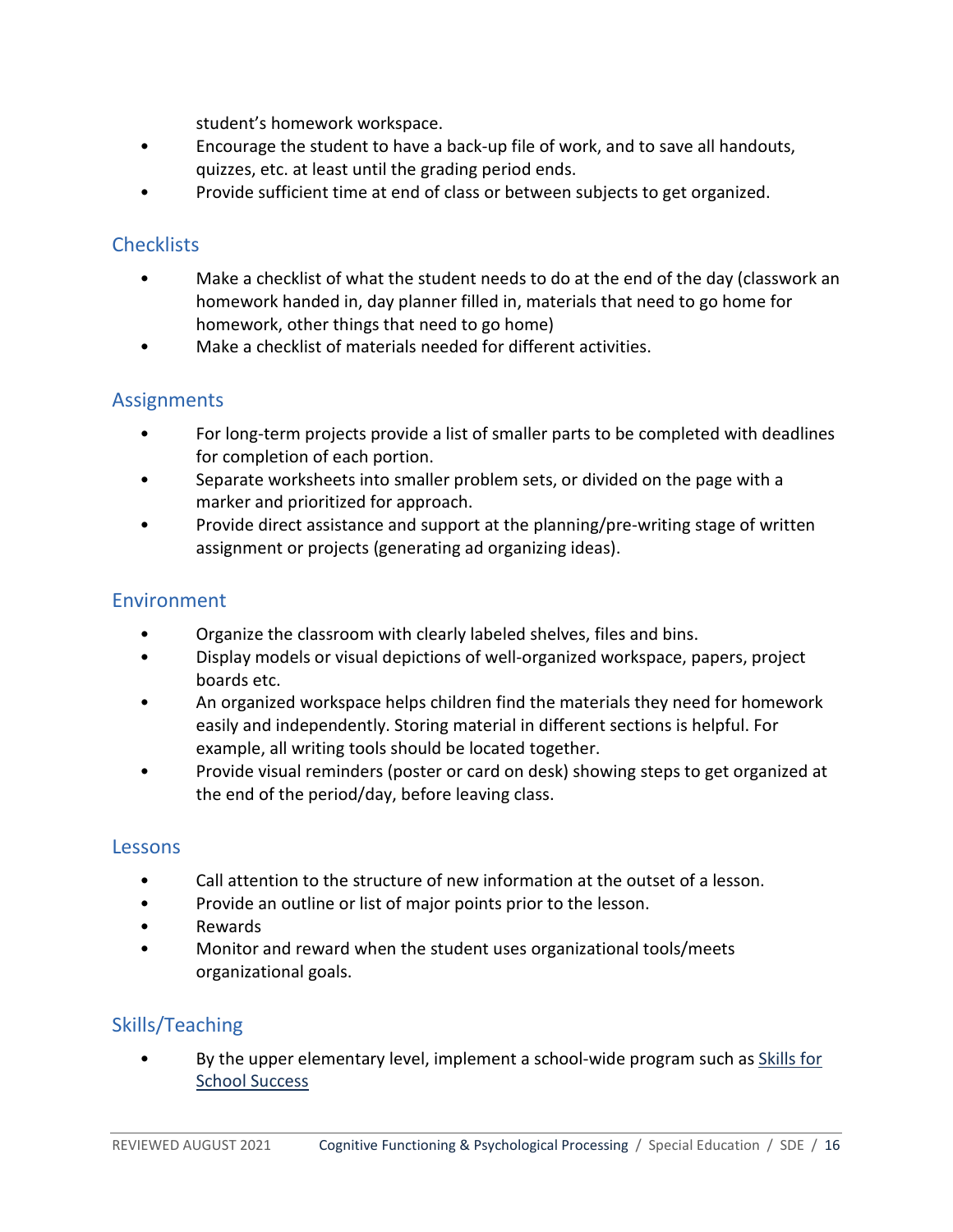student's homework workspace.

- Encourage the student to have a back-up file of work, and to save all handouts, quizzes, etc. at least until the grading period ends.
- Provide sufficient time at end of class or between subjects to get organized.

## Checklists

- Make a checklist of what the student needs to do at the end of the day (classwork an homework handed in, day planner filled in, materials that need to go home for homework, other things that need to go home)
- Make a checklist of materials needed for different activities.

## Assignments

- For long-term projects provide a list of smaller parts to be completed with deadlines for completion of each portion.
- Separate worksheets into smaller problem sets, or divided on the page with a marker and prioritized for approach.
- Provide direct assistance and support at the planning/pre-writing stage of written assignment or projects (generating ad organizing ideas).

## Environment

- Organize the classroom with clearly labeled shelves, files and bins.
- Display models or visual depictions of well-organized workspace, papers, project boards etc.
- An organized workspace helps children find the materials they need for homework easily and independently. Storing material in different sections is helpful. For example, all writing tools should be located together.
- Provide visual reminders (poster or card on desk) showing steps to get organized at the end of the period/day, before leaving class.

## Lessons

- Call attention to the structure of new information at the outset of a lesson.
- Provide an outline or list of major points prior to the lesson.
- Rewards
- Monitor and reward when the student uses organizational tools/meets organizational goals.

## Skills/Teaching

- By the upper elementary level, implement a school-wide program such as [Skills for School Success]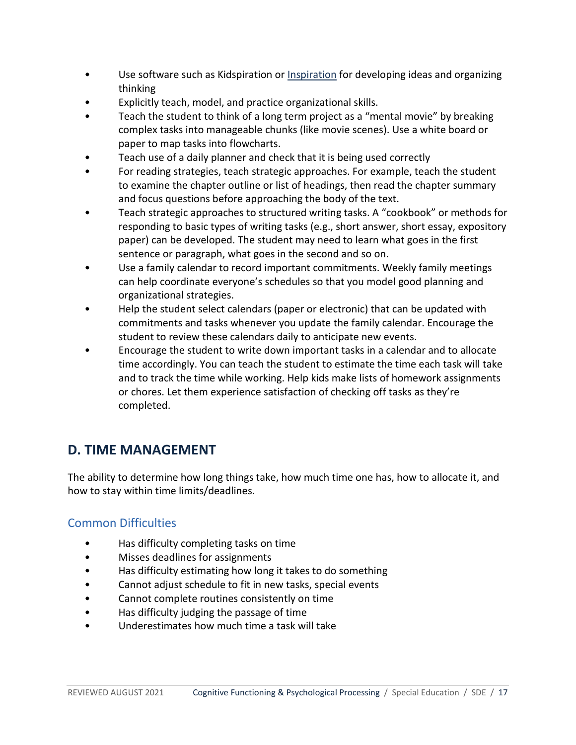- Use software such as Kidspiration or [Inspiration](Inspiration) for developing ideas and organizing thinking
- Explicitly teach, model, and practice organizational skills.
- Teach the student to think of a long term project as a "mental movie" by breaking complex tasks into manageable chunks (like movie scenes). Use a white board or paper to map tasks into flowcharts.
- Teach use of a daily planner and check that it is being used correctly
- For reading strategies, teach strategic approaches. For example, teach the student to examine the chapter outline or list of headings, then read the chapter summary and focus questions before approaching the body of the text.
- Teach strategic approaches to structured writing tasks. A "cookbook" or methods for responding to basic types of writing tasks (e.g., short answer, short essay, expository paper) can be developed. The student may need to learn what goes in the first sentence or paragraph, what goes in the second and so on.
- Use a family calendar to record important commitments. Weekly family meetings can help coordinate everyone's schedules so that you model good planning and organizational strategies.
- Help the student select calendars (paper or electronic) that can be updated with commitments and tasks whenever you update the family calendar. Encourage the student to review these calendars daily to anticipate new events.
- Encourage the student to write down important tasks in a calendar and to allocate time accordingly. You can teach the student to estimate the time each task will take and to track the time while working. Help kids make lists of homework assignments or chores. Let them experience satisfaction of checking off tasks as they're completed.

## D. TIME MANAGEMENT

The ability to determine how long things take, how much time one has, how to allocate it, and how to stay within time limits/deadlines.

### Common Difficulties

- Has difficulty completing tasks on time
- Misses deadlines for assignments
- Has difficulty estimating how long it takes to do something
- Cannot adjust schedule to fit in new tasks, special events
- Cannot complete routines consistently on time
- Has difficulty judging the passage of time
- Underestimates how much time a task will take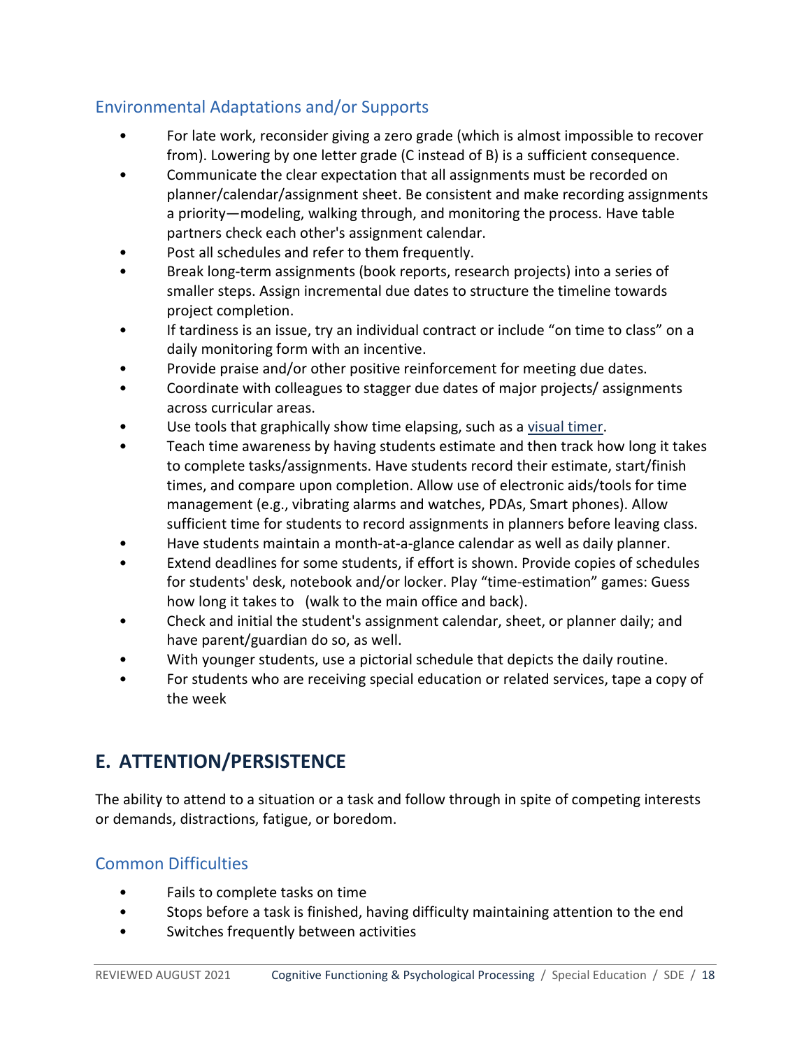### Environmental Adaptations and/or Supports

- For late work, reconsider giving a zero grade (which is almost impossible to recover from). Lowering by one letter grade (C instead of B) is a sufficient consequence.
- Communicate the clear expectation that all assignments must be recorded on planner/calendar/assignment sheet. Be consistent and make recording assignments a priority—modeling, walking through, and monitoring the process. Have table partners check each other's assignment calendar.
- Post all schedules and refer to them frequently.
- Break long-term assignments (book reports, research projects) into a series of smaller steps. Assign incremental due dates to structure the timeline towards project completion.
- If tardiness is an issue, try an individual contract or include "on time to class" on a daily monitoring form with an incentive.
- Provide praise and/or other positive reinforcement for meeting due dates.
- Coordinate with colleagues to stagger due dates of major projects/ assignments across curricular areas.
- Use tools that graphically show time elapsing, such as a visual timer.
- Teach time awareness by having students estimate and then track how long it takes to complete tasks/assignments. Have students record their estimate, start/finish times, and compare upon completion. Allow use of electronic aids/tools for time management (e.g., vibrating alarms and watches, PDAs, Smart phones). Allow sufficient time for students to record assignments in planners before leaving class.
- Have students maintain a month-at-a-glance calendar as well as daily planner.
- Extend deadlines for some students, if effort is shown. Provide copies of schedules for students' desk, notebook and/or locker. Play "time-estimation" games: Guess how long it takes to (walk to the main office and back).
- Check and initial the student's assignment calendar, sheet, or planner daily; and have parent/guardian do so, as well.
- With younger students, use a pictorial schedule that depicts the daily routine.
- For students who are receiving special education or related services, tape a copy of the week

## E. ATTENTION/PERSISTENCE

The ability to attend to a situation or a task and follow through in spite of competing interests or demands, distractions, fatigue, or boredom.

### Common Difficulties

- Fails to complete tasks on time
- Stops before a task is finished, having difficulty maintaining attention to the end
- Switches frequently between activities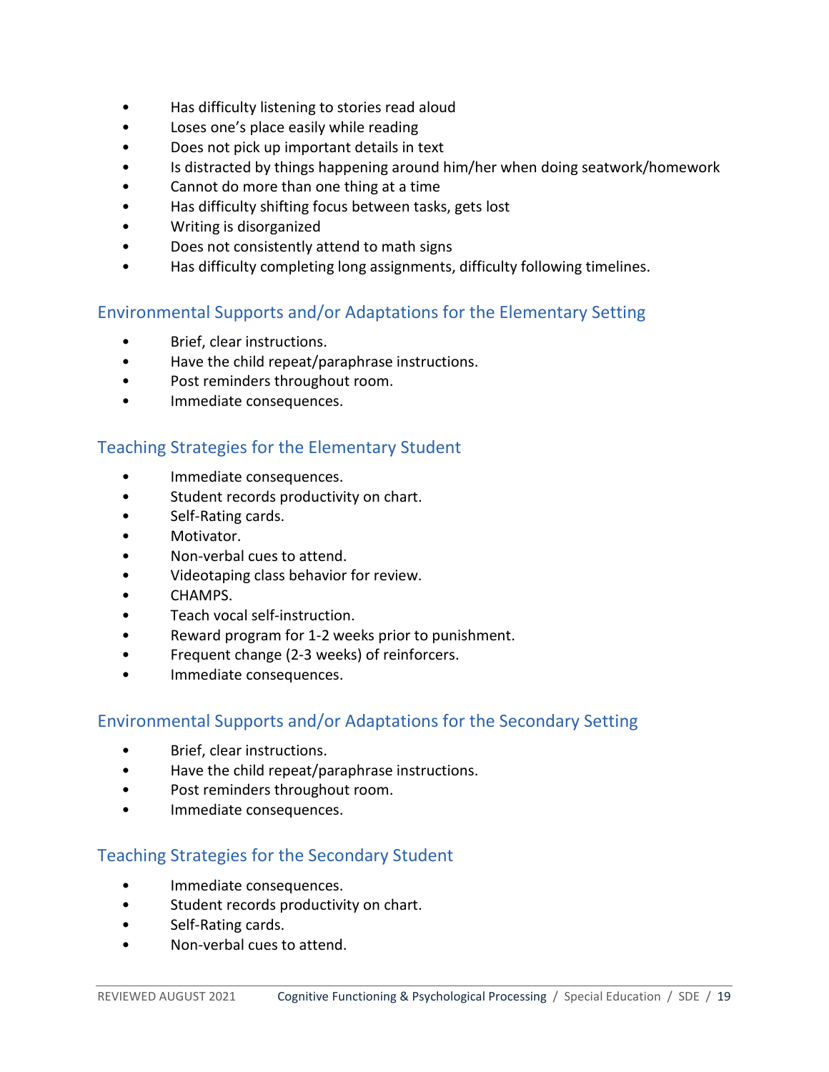- Has difficulty listening to stories read aloud
- Loses one's place easily while reading
- Does not pick up important details in text
- Is distracted by things happening around him/her when doing seatwork/homework
- Cannot do more than one thing at a time
- Has difficulty shifting focus between tasks, gets lost
- Writing is disorganized
- Does not consistently attend to math signs
- Has difficulty completing long assignments, difficulty following timelines.

## Environmental Supports and/or Adaptations for the Elementary Setting

- Brief, clear instructions.
- Have the child repeat/paraphrase instructions.
- Post reminders throughout room.
- Immediate consequences.

## Teaching Strategies for the Elementary Student

- Immediate consequences.
- Student records productivity on chart.
- Self-Rating cards.
- Motivator.
- Non-verbal cues to attend.
- Videotaping class behavior for review.
- CHAMPS.
- Teach vocal self-instruction.
- Reward program for 1-2 weeks prior to punishment.
- Frequent change (2-3 weeks) of reinforcers.
- Immediate consequences.

## Environmental Supports and/or Adaptations for the Secondary Setting

- Brief, clear instructions.
- Have the child repeat/paraphrase instructions.
- Post reminders throughout room.
- Immediate consequences.

## Teaching Strategies for the Secondary Student

- Immediate consequences.
- Student records productivity on chart.
- Self-Rating cards.
- Non-verbal cues to attend.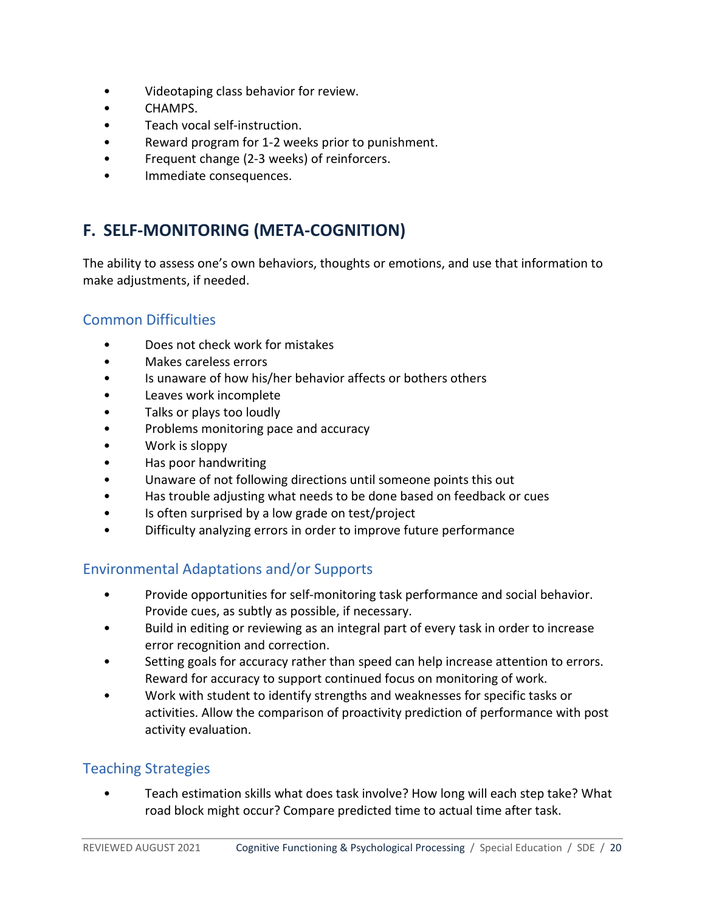- Videotaping class behavior for review.
- CHAMPS.
- Teach vocal self-instruction.
- Reward program for 1-2 weeks prior to punishment.
- Frequent change (2-3 weeks) of reinforcers.
- Immediate consequences.

## F. SELF-MONITORING (META-COGNITION)

The ability to assess one's own behaviors, thoughts or emotions, and use that information to make adjustments, if needed.

### Common Difficulties

- Does not check work for mistakes
- Makes careless errors
- Is unaware of how his/her behavior affects or bothers others
- Leaves work incomplete
- Talks or plays too loudly
- Problems monitoring pace and accuracy
- Work is sloppy
- Has poor handwriting
- Unaware of not following directions until someone points this out
- Has trouble adjusting what needs to be done based on feedback or cues
- Is often surprised by a low grade on test/project
- Difficulty analyzing errors in order to improve future performance

### Environmental Adaptations and/or Supports

- Provide opportunities for self-monitoring task performance and social behavior. Provide cues, as subtly as possible, if necessary.
- Build in editing or reviewing as an integral part of every task in order to increase error recognition and correction.
- Setting goals for accuracy rather than speed can help increase attention to errors. Reward for accuracy to support continued focus on monitoring of work.
- Work with student to identify strengths and weaknesses for specific tasks or activities. Allow the comparison of proactivity prediction of performance with post activity evaluation.

### Teaching Strategies

- Teach estimation skills what does task involve? How long will each step take? What road block might occur? Compare predicted time to actual time after task.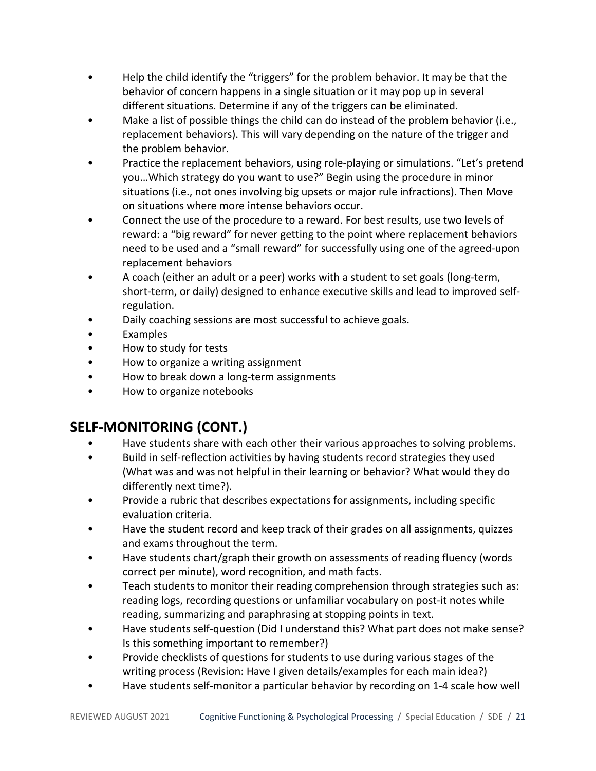- Help the child identify the “triggers” for the problem behavior. It may be that the behavior of concern happens in a single situation or it may pop up in several different situations. Determine if any of the triggers can be eliminated.
- Make a list of possible things the child can do instead of the problem behavior (i.e., replacement behaviors). This will vary depending on the nature of the trigger and the problem behavior.
- Practice the replacement behaviors, using role-playing or simulations. “Let’s pretend you…Which strategy do you want to use?” Begin using the procedure in minor situations (i.e., not ones involving big upsets or major rule infractions). Then Move on situations where more intense behaviors occur.
- Connect the use of the procedure to a reward. For best results, use two levels of reward: a “big reward” for never getting to the point where replacement behaviors need to be used and a “small reward” for successfully using one of the agreed-upon replacement behaviors
- A coach (either an adult or a peer) works with a student to set goals (long-term, short-term, or daily) designed to enhance executive skills and lead to improved self-regulation.
- Daily coaching sessions are most successful to achieve goals.
- Examples
- How to study for tests
- How to organize a writing assignment
- How to break down a long-term assignments
- How to organize notebooks

## SELF-MONITORING (CONT.)

- Have students share with each other their various approaches to solving problems.
- Build in self-reflection activities by having students record strategies they used (What was and was not helpful in their learning or behavior? What would they do differently next time?).
- Provide a rubric that describes expectations for assignments, including specific evaluation criteria.
- Have the student record and keep track of their grades on all assignments, quizzes and exams throughout the term.
- Have students chart/graph their growth on assessments of reading fluency (words correct per minute), word recognition, and math facts.
- Teach students to monitor their reading comprehension through strategies such as: reading logs, recording questions or unfamiliar vocabulary on post-it notes while reading, summarizing and paraphrasing at stopping points in text.
- Have students self-question (Did I understand this? What part does not make sense? Is this something important to remember?)
- Provide checklists of questions for students to use during various stages of the writing process (Revision: Have I given details/examples for each main idea?)
- Have students self-monitor a particular behavior by recording on 1-4 scale how well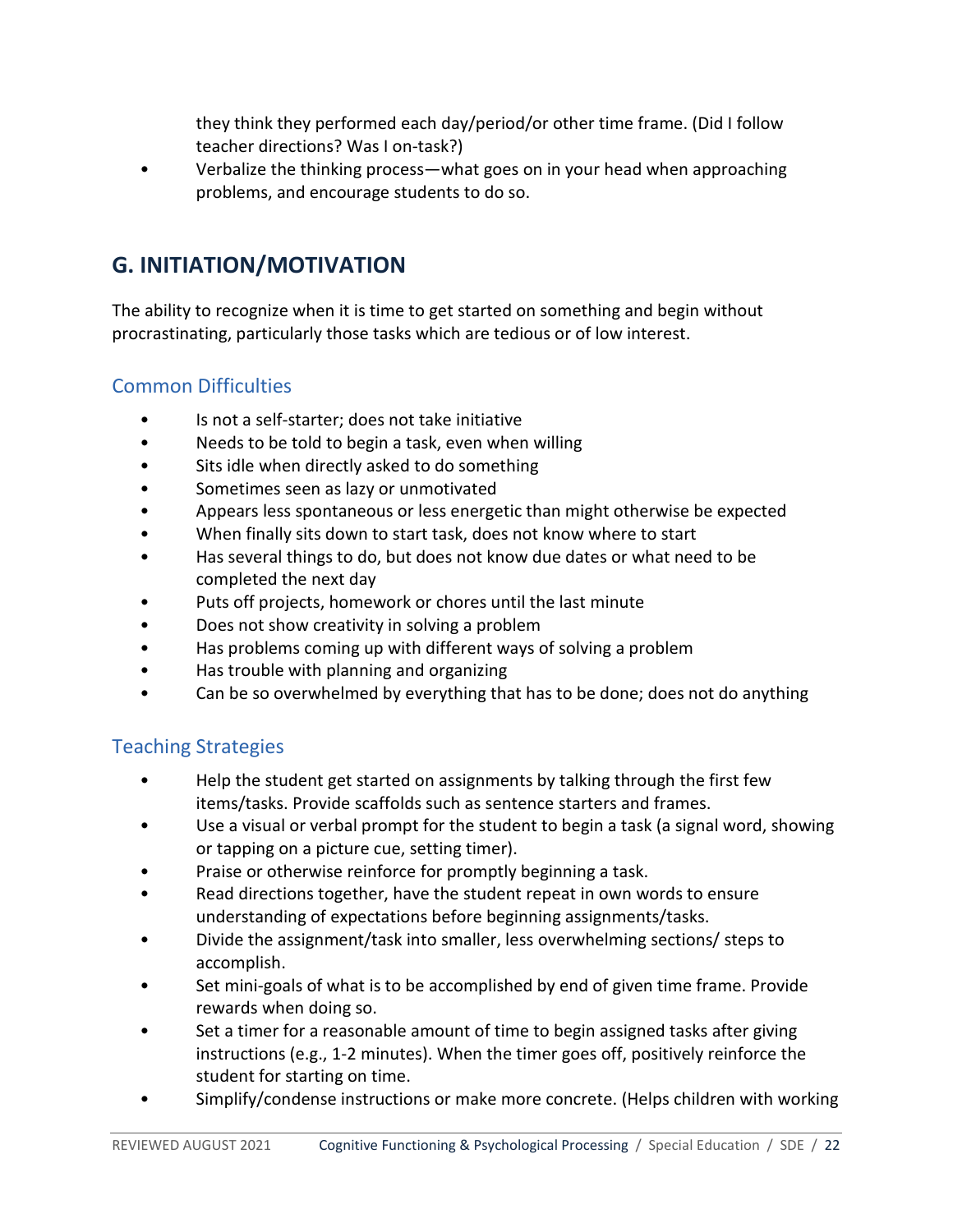they think they performed each day/period/or other time frame. (Did I follow teacher directions? Was I on-task?)

- Verbalize the thinking process—what goes on in your head when approaching problems, and encourage students to do so.

## G. INITIATION/MOTIVATION

The ability to recognize when it is time to get started on something and begin without procrastinating, particularly those tasks which are tedious or of low interest.

### Common Difficulties

- Is not a self-starter; does not take initiative
- Needs to be told to begin a task, even when willing
- Sits idle when directly asked to do something
- Sometimes seen as lazy or unmotivated
- Appears less spontaneous or less energetic than might otherwise be expected
- When finally sits down to start task, does not know where to start
- Has several things to do, but does not know due dates or what need to be completed the next day
- Puts off projects, homework or chores until the last minute
- Does not show creativity in solving a problem
- Has problems coming up with different ways of solving a problem
- Has trouble with planning and organizing
- Can be so overwhelmed by everything that has to be done; does not do anything

### Teaching Strategies

- Help the student get started on assignments by talking through the first few items/tasks. Provide scaffolds such as sentence starters and frames.
- Use a visual or verbal prompt for the student to begin a task (a signal word, showing or tapping on a picture cue, setting timer).
- Praise or otherwise reinforce for promptly beginning a task.
- Read directions together, have the student repeat in own words to ensure understanding of expectations before beginning assignments/tasks.
- Divide the assignment/task into smaller, less overwhelming sections/ steps to accomplish.
- Set mini-goals of what is to be accomplished by end of given time frame. Provide rewards when doing so.
- Set a timer for a reasonable amount of time to begin assigned tasks after giving instructions (e.g., 1-2 minutes). When the timer goes off, positively reinforce the student for starting on time.
- Simplify/condense instructions or make more concrete. (Helps children with working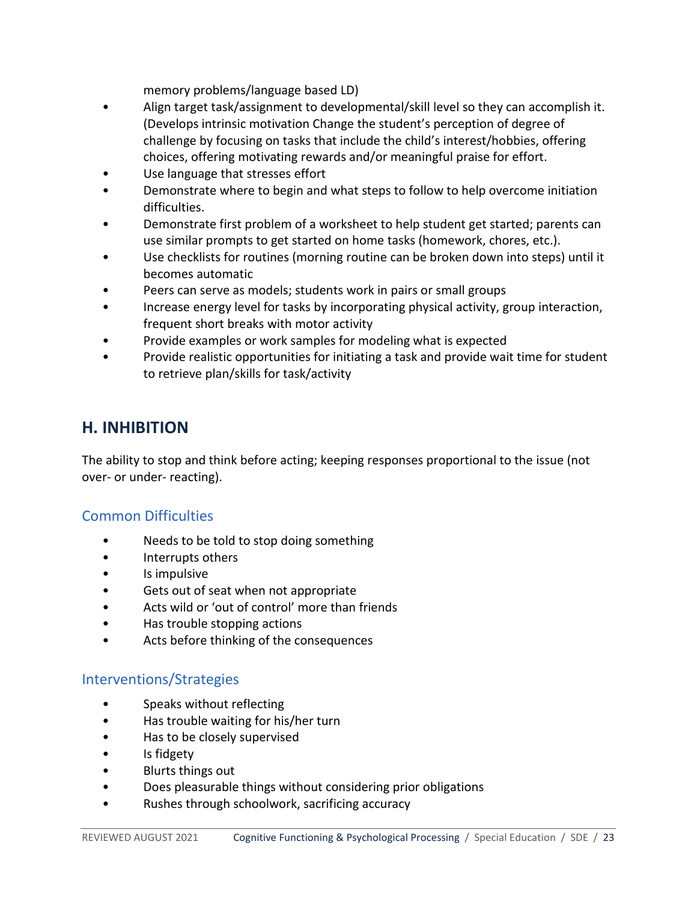memory problems/language based LD)

- Align target task/assignment to developmental/skill level so they can accomplish it. (Develops intrinsic motivation Change the student's perception of degree of challenge by focusing on tasks that include the child's interest/hobbies, offering choices, offering motivating rewards and/or meaningful praise for effort.
- Use language that stresses effort
- Demonstrate where to begin and what steps to follow to help overcome initiation difficulties.
- Demonstrate first problem of a worksheet to help student get started; parents can use similar prompts to get started on home tasks (homework, chores, etc.).
- Use checklists for routines (morning routine can be broken down into steps) until it becomes automatic
- Peers can serve as models; students work in pairs or small groups
- Increase energy level for tasks by incorporating physical activity, group interaction, frequent short breaks with motor activity
- Provide examples or work samples for modeling what is expected
- Provide realistic opportunities for initiating a task and provide wait time for student to retrieve plan/skills for task/activity

## H. INHIBITION

The ability to stop and think before acting; keeping responses proportional to the issue (not over- or under- reacting).

### Common Difficulties

- Needs to be told to stop doing something
- Interrupts others
- Is impulsive
- Gets out of seat when not appropriate
- Acts wild or 'out of control' more than friends
- Has trouble stopping actions
- Acts before thinking of the consequences

### Interventions/Strategies

- Speaks without reflecting
- Has trouble waiting for his/her turn
- Has to be closely supervised
- Is fidgety
- Blurts things out
- Does pleasurable things without considering prior obligations
- Rushes through schoolwork, sacrificing accuracy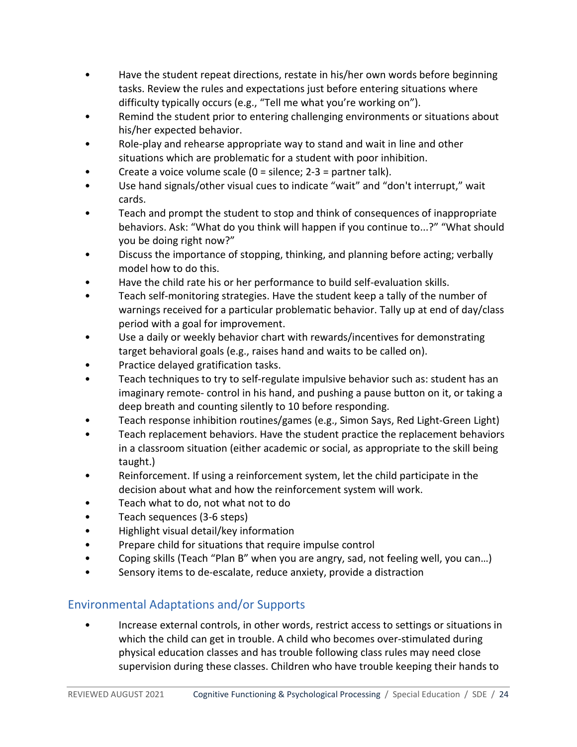- Have the student repeat directions, restate in his/her own words before beginning tasks. Review the rules and expectations just before entering situations where difficulty typically occurs (e.g., “Tell me what you’re working on”).
- Remind the student prior to entering challenging environments or situations about his/her expected behavior.
- Role-play and rehearse appropriate way to stand and wait in line and other situations which are problematic for a student with poor inhibition.
- Create a voice volume scale (0 = silence; 2-3 = partner talk).
- Use hand signals/other visual cues to indicate “wait” and “don't interrupt,” wait cards.
- Teach and prompt the student to stop and think of consequences of inappropriate behaviors. Ask: “What do you think will happen if you continue to...?” “What should you be doing right now?”
- Discuss the importance of stopping, thinking, and planning before acting; verbally model how to do this.
- Have the child rate his or her performance to build self-evaluation skills.
- Teach self-monitoring strategies. Have the student keep a tally of the number of warnings received for a particular problematic behavior. Tally up at end of day/class period with a goal for improvement.
- Use a daily or weekly behavior chart with rewards/incentives for demonstrating target behavioral goals (e.g., raises hand and waits to be called on).
- Practice delayed gratification tasks.
- Teach techniques to try to self-regulate impulsive behavior such as: student has an imaginary remote- control in his hand, and pushing a pause button on it, or taking a deep breath and counting silently to 10 before responding.
- Teach response inhibition routines/games (e.g., Simon Says, Red Light-Green Light)
- Teach replacement behaviors. Have the student practice the replacement behaviors in a classroom situation (either academic or social, as appropriate to the skill being taught.)
- Reinforcement. If using a reinforcement system, let the child participate in the decision about what and how the reinforcement system will work.
- Teach what to do, not what not to do
- Teach sequences (3-6 steps)
- Highlight visual detail/key information
- Prepare child for situations that require impulse control
- Coping skills (Teach “Plan B” when you are angry, sad, not feeling well, you can…)
- Sensory items to de-escalate, reduce anxiety, provide a distraction

## Environmental Adaptations and/or Supports

- Increase external controls, in other words, restrict access to settings or situations in which the child can get in trouble. A child who becomes over-stimulated during physical education classes and has trouble following class rules may need close supervision during these classes. Children who have trouble keeping their hands to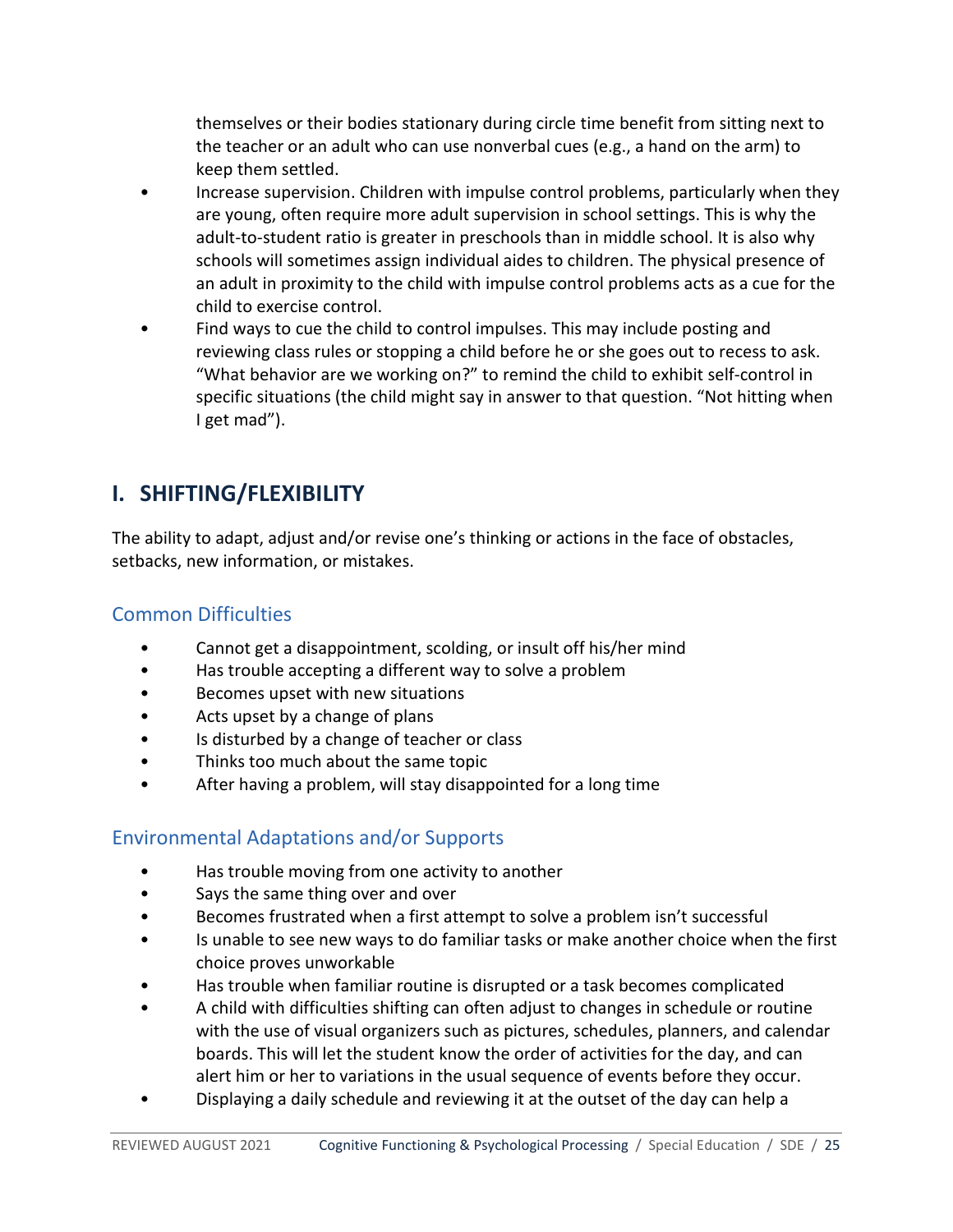themselves or their bodies stationary during circle time benefit from sitting next to the teacher or an adult who can use nonverbal cues (e.g., a hand on the arm) to keep them settled.

- Increase supervision. Children with impulse control problems, particularly when they are young, often require more adult supervision in school settings. This is why the adult-to-student ratio is greater in preschools than in middle school. It is also why schools will sometimes assign individual aides to children. The physical presence of an adult in proximity to the child with impulse control problems acts as a cue for the child to exercise control.
- Find ways to cue the child to control impulses. This may include posting and reviewing class rules or stopping a child before he or she goes out to recess to ask. “What behavior are we working on?” to remind the child to exhibit self-control in specific situations (the child might say in answer to that question. “Not hitting when I get mad”).

## I. SHIFTING/FLEXIBILITY

The ability to adapt, adjust and/or revise one’s thinking or actions in the face of obstacles, setbacks, new information, or mistakes.

### Common Difficulties

- Cannot get a disappointment, scolding, or insult off his/her mind
- Has trouble accepting a different way to solve a problem
- Becomes upset with new situations
- Acts upset by a change of plans
- Is disturbed by a change of teacher or class
- Thinks too much about the same topic
- After having a problem, will stay disappointed for a long time

### Environmental Adaptations and/or Supports

- Has trouble moving from one activity to another
- Says the same thing over and over
- Becomes frustrated when a first attempt to solve a problem isn’t successful
- Is unable to see new ways to do familiar tasks or make another choice when the first choice proves unworkable
- Has trouble when familiar routine is disrupted or a task becomes complicated
- A child with difficulties shifting can often adjust to changes in schedule or routine with the use of visual organizers such as pictures, schedules, planners, and calendar boards. This will let the student know the order of activities for the day, and can alert him or her to variations in the usual sequence of events before they occur.
- Displaying a daily schedule and reviewing it at the outset of the day can help a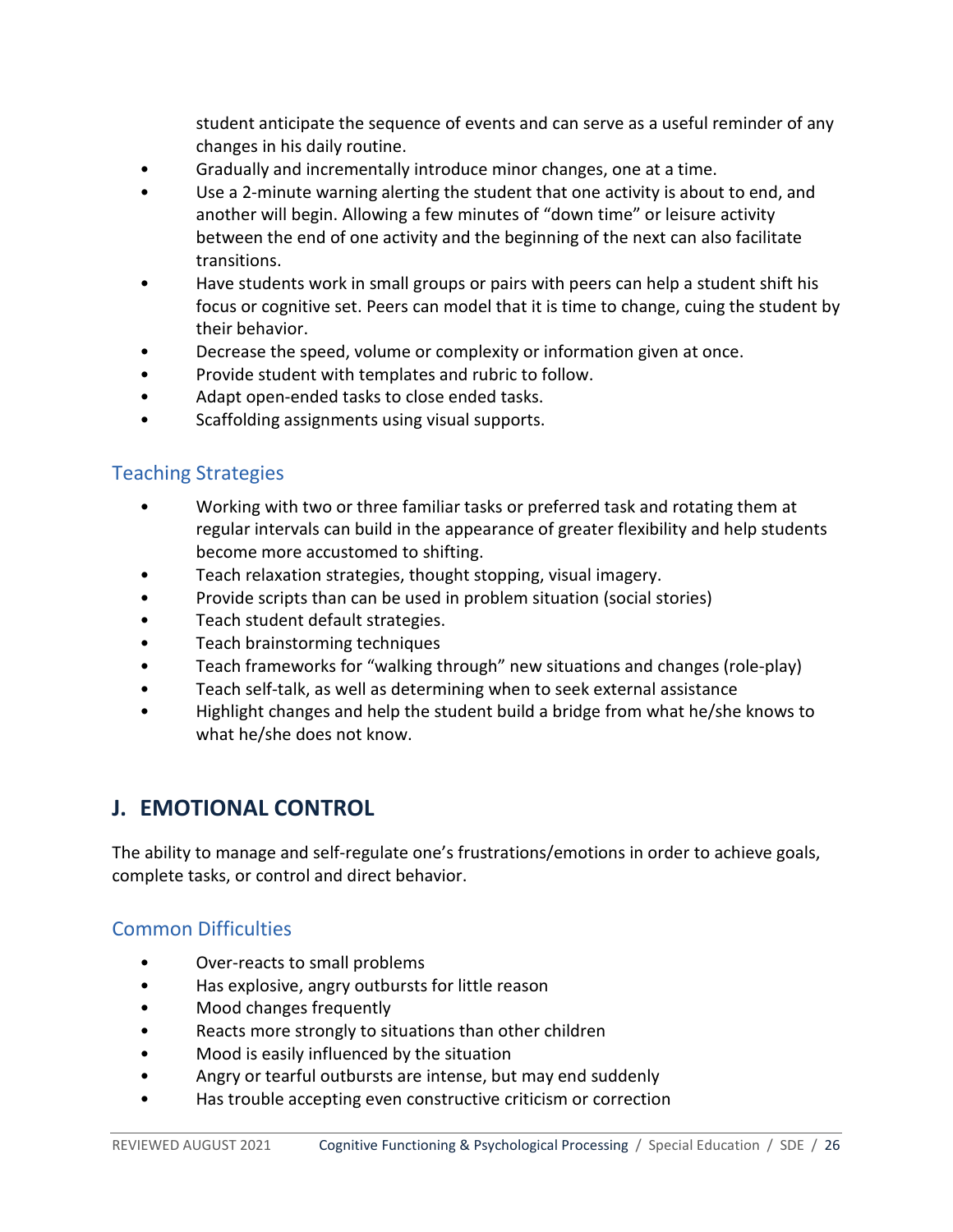student anticipate the sequence of events and can serve as a useful reminder of any changes in his daily routine.
- Gradually and incrementally introduce minor changes, one at a time.
- Use a 2-minute warning alerting the student that one activity is about to end, and another will begin. Allowing a few minutes of "down time" or leisure activity between the end of one activity and the beginning of the next can also facilitate transitions.
- Have students work in small groups or pairs with peers can help a student shift his focus or cognitive set. Peers can model that it is time to change, cuing the student by their behavior.
- Decrease the speed, volume or complexity or information given at once.
- Provide student with templates and rubric to follow.
- Adapt open-ended tasks to close ended tasks.
- Scaffolding assignments using visual supports.

### Teaching Strategies

- Working with two or three familiar tasks or preferred task and rotating them at regular intervals can build in the appearance of greater flexibility and help students become more accustomed to shifting.
- Teach relaxation strategies, thought stopping, visual imagery.
- Provide scripts than can be used in problem situation (social stories)
- Teach student default strategies.
- Teach brainstorming techniques
- Teach frameworks for "walking through" new situations and changes (role-play)
- Teach self-talk, as well as determining when to seek external assistance
- Highlight changes and help the student build a bridge from what he/she knows to what he/she does not know.

## J. EMOTIONAL CONTROL

The ability to manage and self-regulate one's frustrations/emotions in order to achieve goals, complete tasks, or control and direct behavior.

### Common Difficulties

- Over-reacts to small problems
- Has explosive, angry outbursts for little reason
- Mood changes frequently
- Reacts more strongly to situations than other children
- Mood is easily influenced by the situation
- Angry or tearful outbursts are intense, but may end suddenly
- Has trouble accepting even constructive criticism or correction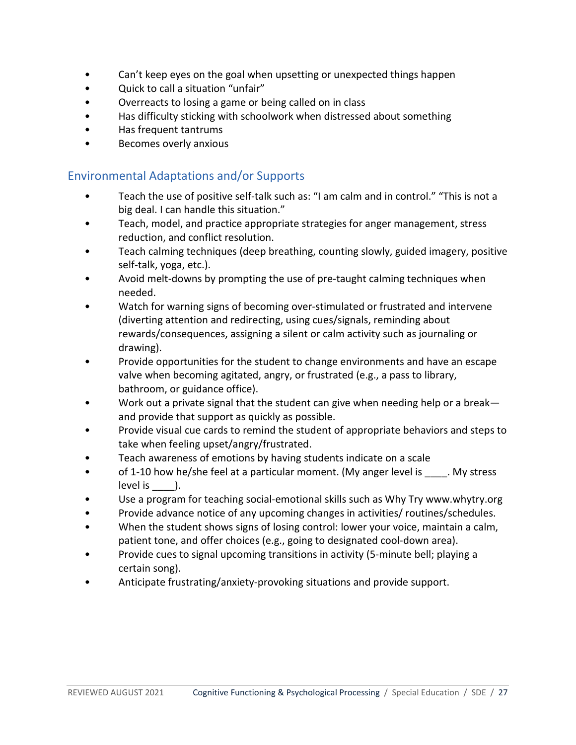- Can't keep eyes on the goal when upsetting or unexpected things happen
- Quick to call a situation "unfair"
- Overreacts to losing a game or being called on in class
- Has difficulty sticking with schoolwork when distressed about something
- Has frequent tantrums
- Becomes overly anxious

## Environmental Adaptations and/or Supports

- Teach the use of positive self-talk such as: "I am calm and in control." "This is not a big deal. I can handle this situation."
- Teach, model, and practice appropriate strategies for anger management, stress reduction, and conflict resolution.
- Teach calming techniques (deep breathing, counting slowly, guided imagery, positive self-talk, yoga, etc.).
- Avoid melt-downs by prompting the use of pre-taught calming techniques when needed.
- Watch for warning signs of becoming over-stimulated or frustrated and intervene (diverting attention and redirecting, using cues/signals, reminding about rewards/consequences, assigning a silent or calm activity such as journaling or drawing).
- Provide opportunities for the student to change environments and have an escape valve when becoming agitated, angry, or frustrated (e.g., a pass to library, bathroom, or guidance office).
- Work out a private signal that the student can give when needing help or a break—and provide that support as quickly as possible.
- Provide visual cue cards to remind the student of appropriate behaviors and steps to take when feeling upset/angry/frustrated.
- Teach awareness of emotions by having students indicate on a scale
- of 1-10 how he/she feel at a particular moment. (My anger level is ____. My stress level is ____).
- Use a program for teaching social-emotional skills such as Why Try www.whytry.org
- Provide advance notice of any upcoming changes in activities/ routines/schedules.
- When the student shows signs of losing control: lower your voice, maintain a calm, patient tone, and offer choices (e.g., going to designated cool-down area).
- Provide cues to signal upcoming transitions in activity (5-minute bell; playing a certain song).
- Anticipate frustrating/anxiety-provoking situations and provide support.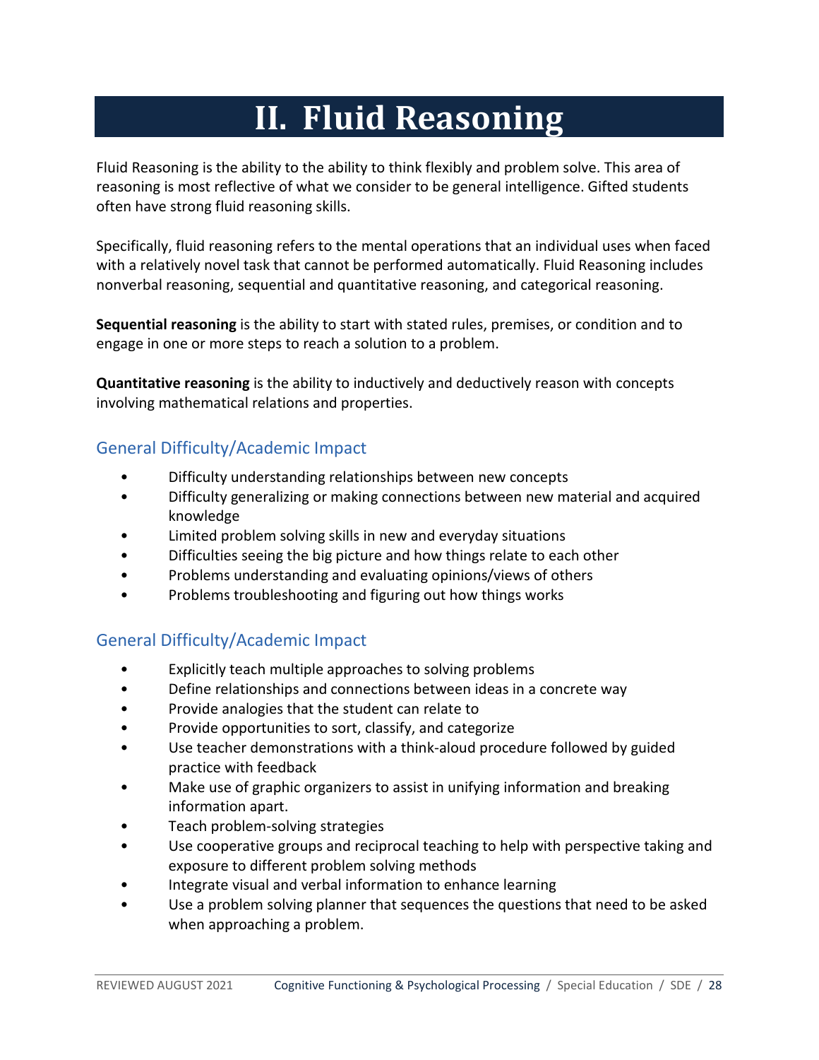# II. Fluid Reasoning

Fluid Reasoning is the ability to the ability to think flexibly and problem solve. This area of reasoning is most reflective of what we consider to be general intelligence. Gifted students often have strong fluid reasoning skills.

Specifically, fluid reasoning refers to the mental operations that an individual uses when faced with a relatively novel task that cannot be performed automatically. Fluid Reasoning includes nonverbal reasoning, sequential and quantitative reasoning, and categorical reasoning.

**Sequential reasoning** is the ability to start with stated rules, premises, or condition and to engage in one or more steps to reach a solution to a problem.

**Quantitative reasoning** is the ability to inductively and deductively reason with concepts involving mathematical relations and properties.

## General Difficulty/Academic Impact

- Difficulty understanding relationships between new concepts
- Difficulty generalizing or making connections between new material and acquired knowledge
- Limited problem solving skills in new and everyday situations
- Difficulties seeing the big picture and how things relate to each other
- Problems understanding and evaluating opinions/views of others
- Problems troubleshooting and figuring out how things works

## General Difficulty/Academic Impact

- Explicitly teach multiple approaches to solving problems
- Define relationships and connections between ideas in a concrete way
- Provide analogies that the student can relate to
- Provide opportunities to sort, classify, and categorize
- Use teacher demonstrations with a think-aloud procedure followed by guided practice with feedback
- Make use of graphic organizers to assist in unifying information and breaking information apart.
- Teach problem-solving strategies
- Use cooperative groups and reciprocal teaching to help with perspective taking and exposure to different problem solving methods
- Integrate visual and verbal information to enhance learning
- Use a problem solving planner that sequences the questions that need to be asked when approaching a problem.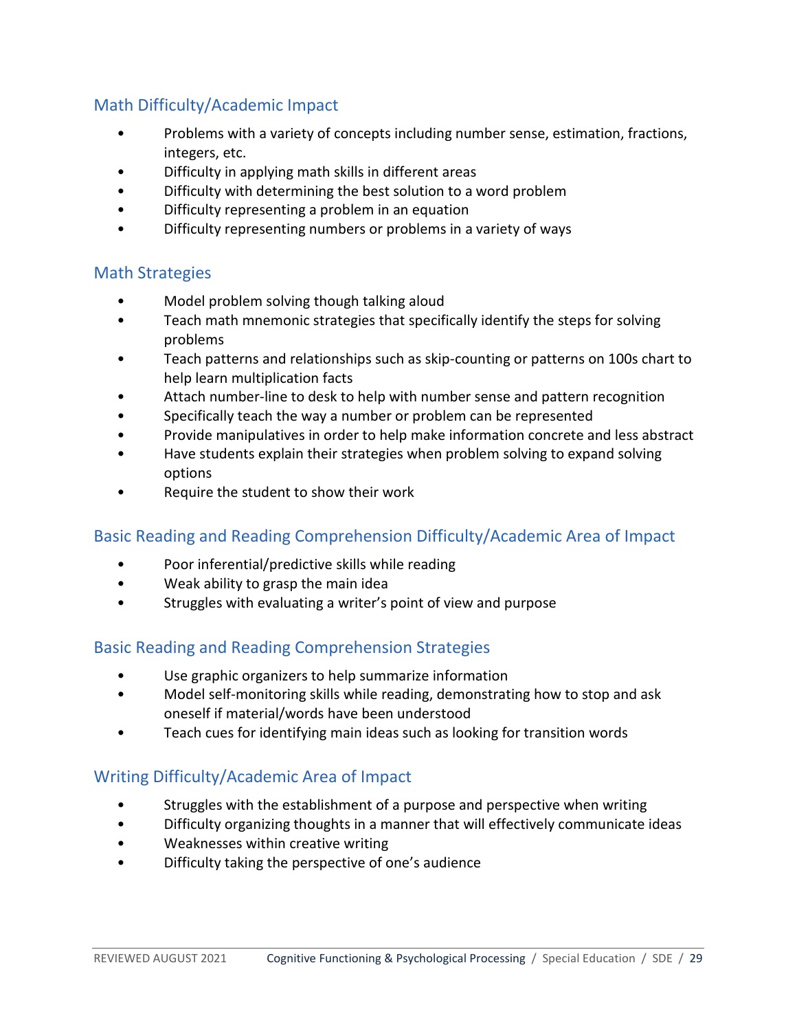## Math Difficulty/Academic Impact

- Problems with a variety of concepts including number sense, estimation, fractions, integers, etc.
- Difficulty in applying math skills in different areas
- Difficulty with determining the best solution to a word problem
- Difficulty representing a problem in an equation
- Difficulty representing numbers or problems in a variety of ways

## Math Strategies

- Model problem solving though talking aloud
- Teach math mnemonic strategies that specifically identify the steps for solving problems
- Teach patterns and relationships such as skip-counting or patterns on 100s chart to help learn multiplication facts
- Attach number-line to desk to help with number sense and pattern recognition
- Specifically teach the way a number or problem can be represented
- Provide manipulatives in order to help make information concrete and less abstract
- Have students explain their strategies when problem solving to expand solving options
- Require the student to show their work

## Basic Reading and Reading Comprehension Difficulty/Academic Area of Impact

- Poor inferential/predictive skills while reading
- Weak ability to grasp the main idea
- Struggles with evaluating a writer's point of view and purpose

## Basic Reading and Reading Comprehension Strategies

- Use graphic organizers to help summarize information
- Model self-monitoring skills while reading, demonstrating how to stop and ask oneself if material/words have been understood
- Teach cues for identifying main ideas such as looking for transition words

## Writing Difficulty/Academic Area of Impact

- Struggles with the establishment of a purpose and perspective when writing
- Difficulty organizing thoughts in a manner that will effectively communicate ideas
- Weaknesses within creative writing
- Difficulty taking the perspective of one's audience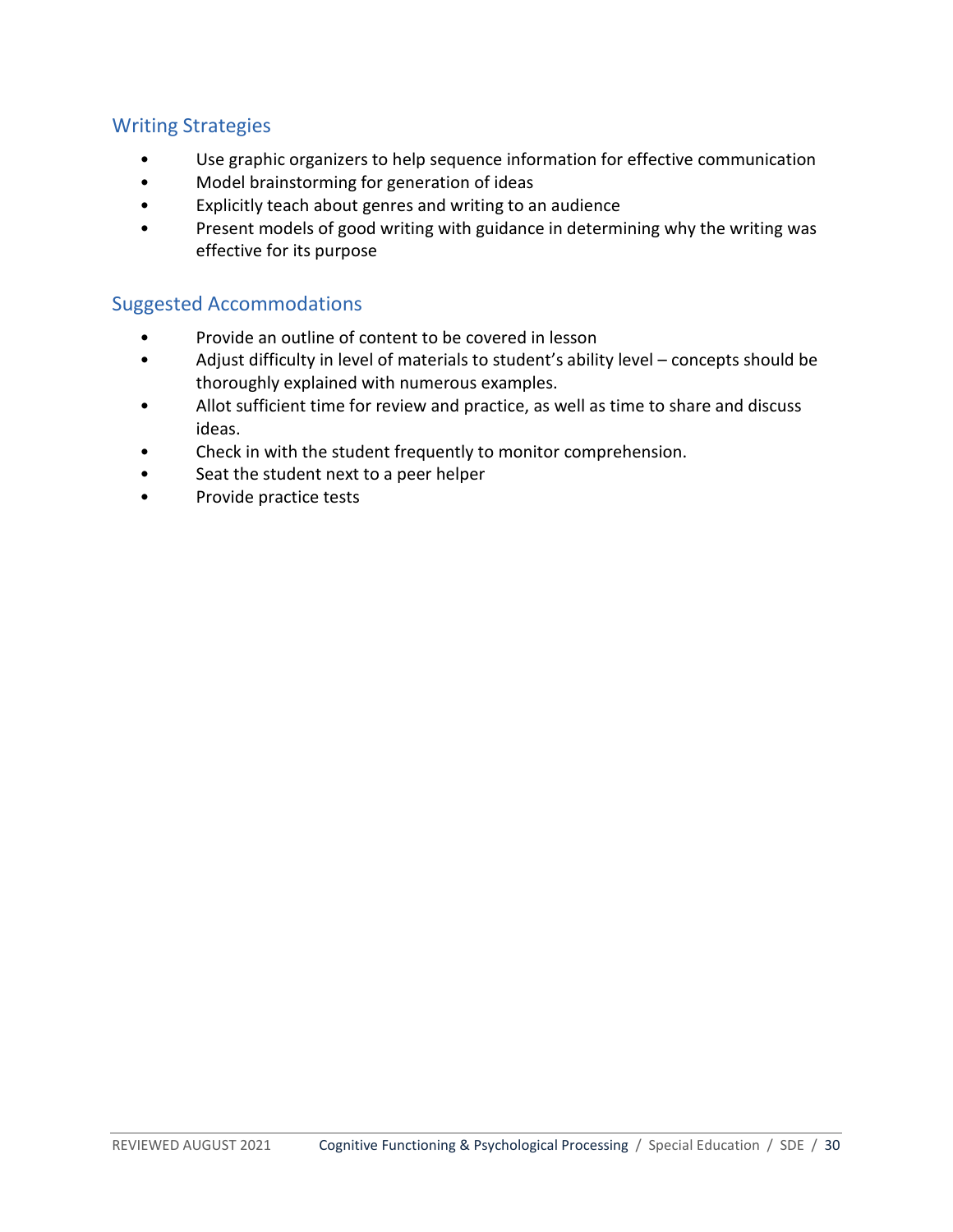## Writing Strategies

- Use graphic organizers to help sequence information for effective communication
- Model brainstorming for generation of ideas
- Explicitly teach about genres and writing to an audience
- Present models of good writing with guidance in determining why the writing was effective for its purpose

## Suggested Accommodations

- Provide an outline of content to be covered in lesson
- Adjust difficulty in level of materials to student's ability level – concepts should be thoroughly explained with numerous examples.
- Allot sufficient time for review and practice, as well as time to share and discuss ideas.
- Check in with the student frequently to monitor comprehension.
- Seat the student next to a peer helper
- Provide practice tests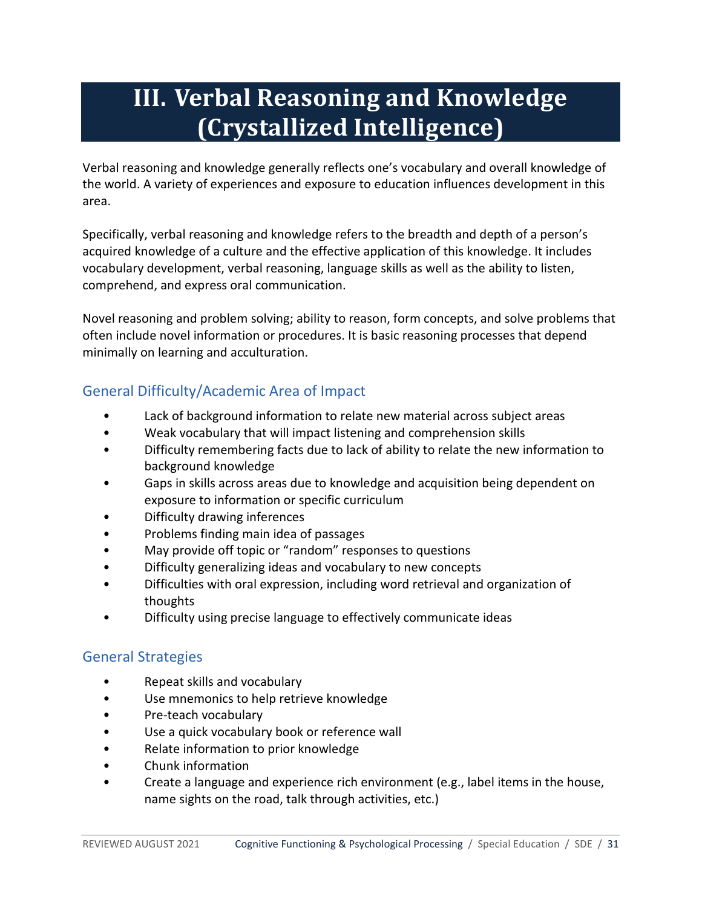# III. Verbal Reasoning and Knowledge (Crystallized Intelligence)

Verbal reasoning and knowledge generally reflects one's vocabulary and overall knowledge of the world. A variety of experiences and exposure to education influences development in this area.

Specifically, verbal reasoning and knowledge refers to the breadth and depth of a person's acquired knowledge of a culture and the effective application of this knowledge. It includes vocabulary development, verbal reasoning, language skills as well as the ability to listen, comprehend, and express oral communication.

Novel reasoning and problem solving; ability to reason, form concepts, and solve problems that often include novel information or procedures. It is basic reasoning processes that depend minimally on learning and acculturation.

## General Difficulty/Academic Area of Impact

- Lack of background information to relate new material across subject areas
- Weak vocabulary that will impact listening and comprehension skills
- Difficulty remembering facts due to lack of ability to relate the new information to background knowledge
- Gaps in skills across areas due to knowledge and acquisition being dependent on exposure to information or specific curriculum
- Difficulty drawing inferences
- Problems finding main idea of passages
- May provide off topic or "random" responses to questions
- Difficulty generalizing ideas and vocabulary to new concepts
- Difficulties with oral expression, including word retrieval and organization of thoughts
- Difficulty using precise language to effectively communicate ideas

## General Strategies

- Repeat skills and vocabulary
- Use mnemonics to help retrieve knowledge
- Pre-teach vocabulary
- Use a quick vocabulary book or reference wall
- Relate information to prior knowledge
- Chunk information
- Create a language and experience rich environment (e.g., label items in the house, name sights on the road, talk through activities, etc.)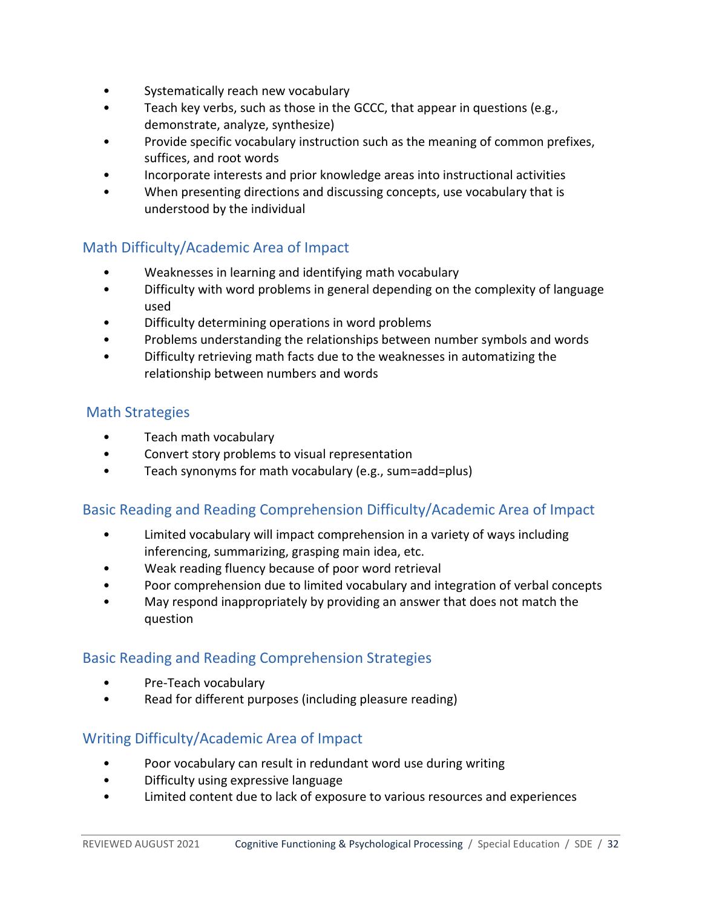- Systematically reach new vocabulary
- Teach key verbs, such as those in the GCCC, that appear in questions (e.g., demonstrate, analyze, synthesize)
- Provide specific vocabulary instruction such as the meaning of common prefixes, suffices, and root words
- Incorporate interests and prior knowledge areas into instructional activities
- When presenting directions and discussing concepts, use vocabulary that is understood by the individual

## Math Difficulty/Academic Area of Impact

- Weaknesses in learning and identifying math vocabulary
- Difficulty with word problems in general depending on the complexity of language used
- Difficulty determining operations in word problems
- Problems understanding the relationships between number symbols and words
- Difficulty retrieving math facts due to the weaknesses in automatizing the relationship between numbers and words

## Math Strategies

- Teach math vocabulary
- Convert story problems to visual representation
- Teach synonyms for math vocabulary (e.g., sum=add=plus)

## Basic Reading and Reading Comprehension Difficulty/Academic Area of Impact

- Limited vocabulary will impact comprehension in a variety of ways including inferencing, summarizing, grasping main idea, etc.
- Weak reading fluency because of poor word retrieval
- Poor comprehension due to limited vocabulary and integration of verbal concepts
- May respond inappropriately by providing an answer that does not match the question

## Basic Reading and Reading Comprehension Strategies

- Pre-Teach vocabulary
- Read for different purposes (including pleasure reading)

## Writing Difficulty/Academic Area of Impact

- Poor vocabulary can result in redundant word use during writing
- Difficulty using expressive language
- Limited content due to lack of exposure to various resources and experiences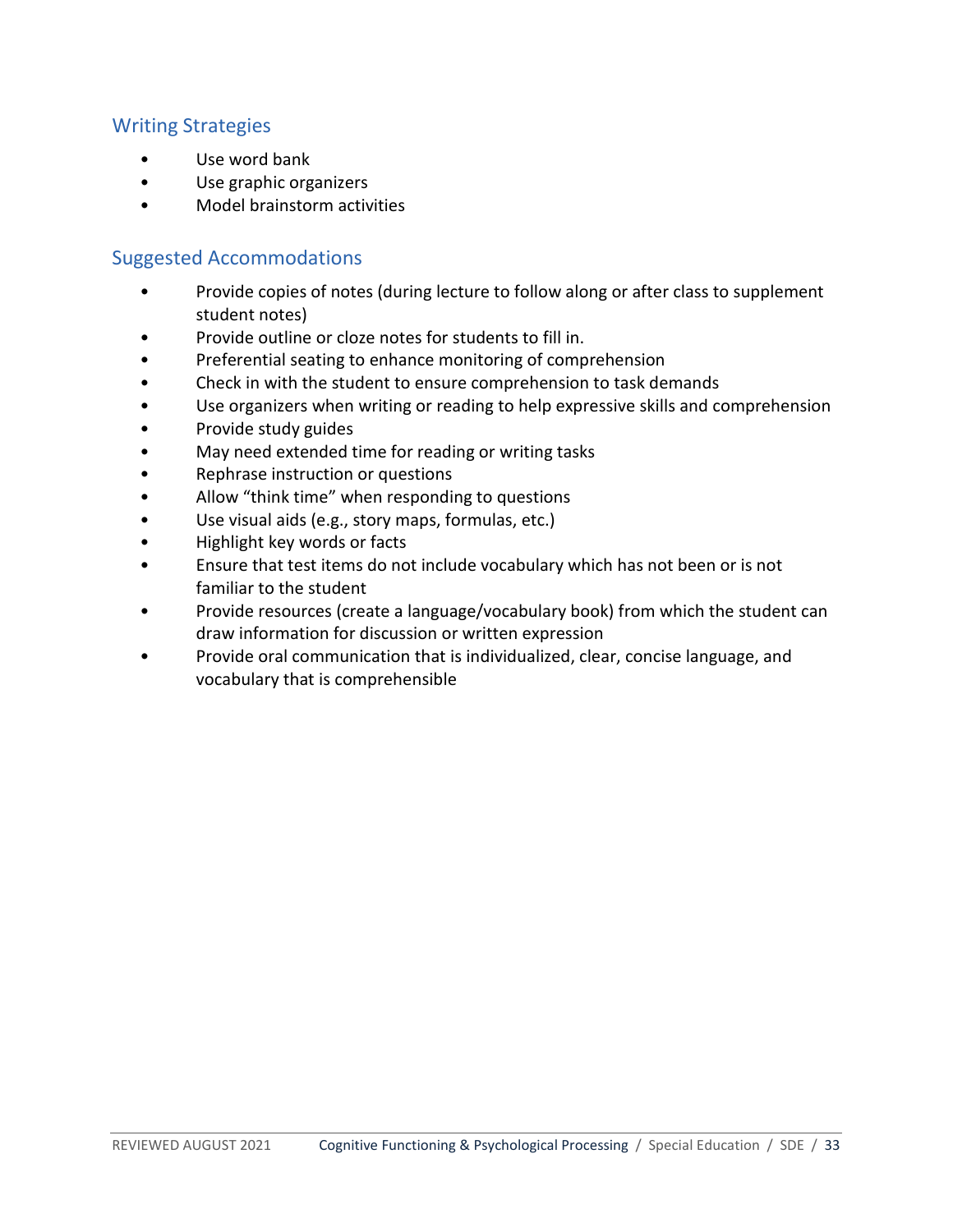## Writing Strategies

- Use word bank
- Use graphic organizers
- Model brainstorm activities

## Suggested Accommodations

- Provide copies of notes (during lecture to follow along or after class to supplement student notes)
- Provide outline or cloze notes for students to fill in.
- Preferential seating to enhance monitoring of comprehension
- Check in with the student to ensure comprehension to task demands
- Use organizers when writing or reading to help expressive skills and comprehension
- Provide study guides
- May need extended time for reading or writing tasks
- Rephrase instruction or questions
- Allow "think time" when responding to questions
- Use visual aids (e.g., story maps, formulas, etc.)
- Highlight key words or facts
- Ensure that test items do not include vocabulary which has not been or is not familiar to the student
- Provide resources (create a language/vocabulary book) from which the student can draw information for discussion or written expression
- Provide oral communication that is individualized, clear, concise language, and vocabulary that is comprehensible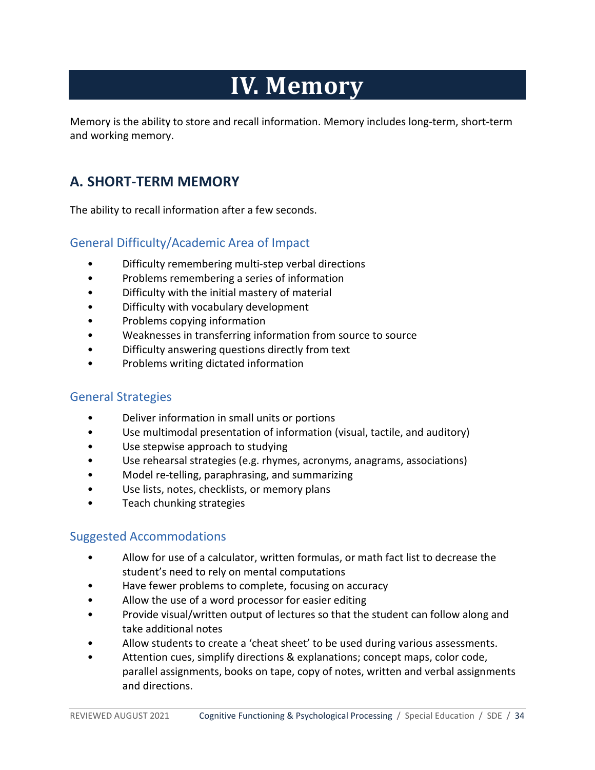# IV. Memory

Memory is the ability to store and recall information. Memory includes long-term, short-term and working memory.

## A. SHORT-TERM MEMORY

The ability to recall information after a few seconds.

### General Difficulty/Academic Area of Impact

- Difficulty remembering multi-step verbal directions
- Problems remembering a series of information
- Difficulty with the initial mastery of material
- Difficulty with vocabulary development
- Problems copying information
- Weaknesses in transferring information from source to source
- Difficulty answering questions directly from text
- Problems writing dictated information

### General Strategies

- Deliver information in small units or portions
- Use multimodal presentation of information (visual, tactile, and auditory)
- Use stepwise approach to studying
- Use rehearsal strategies (e.g. rhymes, acronyms, anagrams, associations)
- Model re-telling, paraphrasing, and summarizing
- Use lists, notes, checklists, or memory plans
- Teach chunking strategies

### Suggested Accommodations

- Allow for use of a calculator, written formulas, or math fact list to decrease the student's need to rely on mental computations
- Have fewer problems to complete, focusing on accuracy
- Allow the use of a word processor for easier editing
- Provide visual/written output of lectures so that the student can follow along and take additional notes
- Allow students to create a 'cheat sheet' to be used during various assessments.
- Attention cues, simplify directions & explanations; concept maps, color code, parallel assignments, books on tape, copy of notes, written and verbal assignments and directions.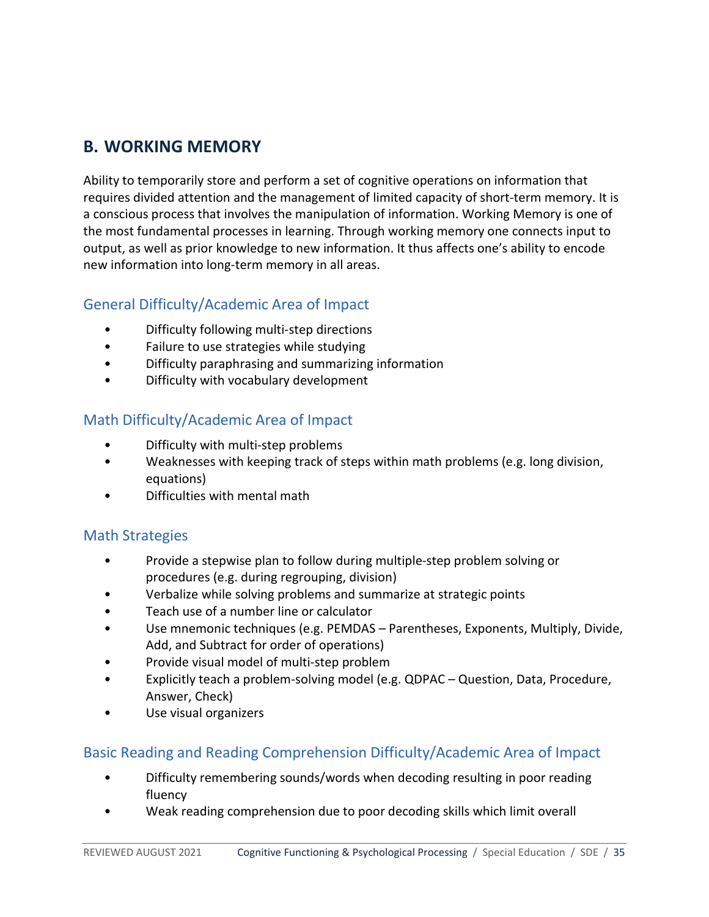## B. WORKING MEMORY

Ability to temporarily store and perform a set of cognitive operations on information that requires divided attention and the management of limited capacity of short-term memory. It is a conscious process that involves the manipulation of information. Working Memory is one of the most fundamental processes in learning. Through working memory one connects input to output, as well as prior knowledge to new information. It thus affects one's ability to encode new information into long-term memory in all areas.

### General Difficulty/Academic Area of Impact

- Difficulty following multi-step directions
- Failure to use strategies while studying
- Difficulty paraphrasing and summarizing information
- Difficulty with vocabulary development

### Math Difficulty/Academic Area of Impact

- Difficulty with multi-step problems
- Weaknesses with keeping track of steps within math problems (e.g. long division, equations)
- Difficulties with mental math

### Math Strategies

- Provide a stepwise plan to follow during multiple-step problem solving or procedures (e.g. during regrouping, division)
- Verbalize while solving problems and summarize at strategic points
- Teach use of a number line or calculator
- Use mnemonic techniques (e.g. PEMDAS – Parentheses, Exponents, Multiply, Divide, Add, and Subtract for order of operations)
- Provide visual model of multi-step problem
- Explicitly teach a problem-solving model (e.g. QDPAC – Question, Data, Procedure, Answer, Check)
- Use visual organizers

### Basic Reading and Reading Comprehension Difficulty/Academic Area of Impact

- Difficulty remembering sounds/words when decoding resulting in poor reading fluency
- Weak reading comprehension due to poor decoding skills which limit overall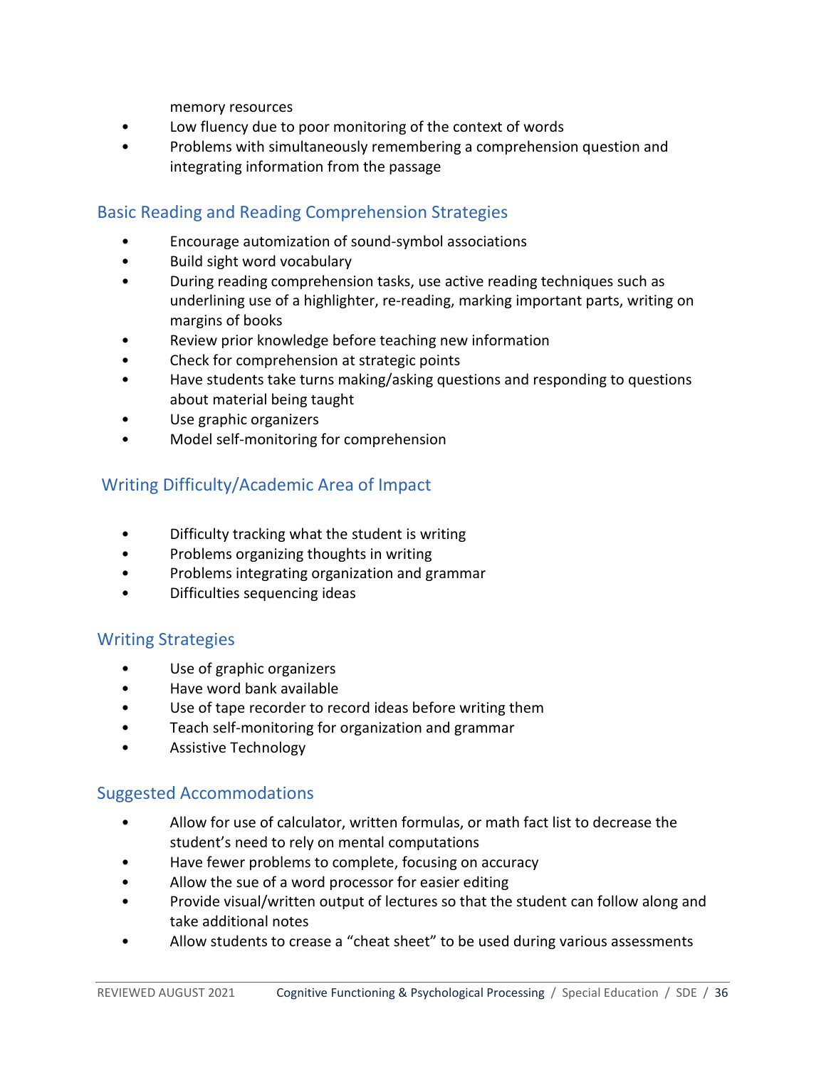memory resources

- Low fluency due to poor monitoring of the context of words
- Problems with simultaneously remembering a comprehension question and integrating information from the passage

## Basic Reading and Reading Comprehension Strategies

- Encourage automization of sound-symbol associations
- Build sight word vocabulary
- During reading comprehension tasks, use active reading techniques such as underlining use of a highlighter, re-reading, marking important parts, writing on margins of books
- Review prior knowledge before teaching new information
- Check for comprehension at strategic points
- Have students take turns making/asking questions and responding to questions about material being taught
- Use graphic organizers
- Model self-monitoring for comprehension

## Writing Difficulty/Academic Area of Impact

- Difficulty tracking what the student is writing
- Problems organizing thoughts in writing
- Problems integrating organization and grammar
- Difficulties sequencing ideas

## Writing Strategies

- Use of graphic organizers
- Have word bank available
- Use of tape recorder to record ideas before writing them
- Teach self-monitoring for organization and grammar
- Assistive Technology

## Suggested Accommodations

- Allow for use of calculator, written formulas, or math fact list to decrease the student's need to rely on mental computations
- Have fewer problems to complete, focusing on accuracy
- Allow the sue of a word processor for easier editing
- Provide visual/written output of lectures so that the student can follow along and take additional notes
- Allow students to crease a "cheat sheet" to be used during various assessments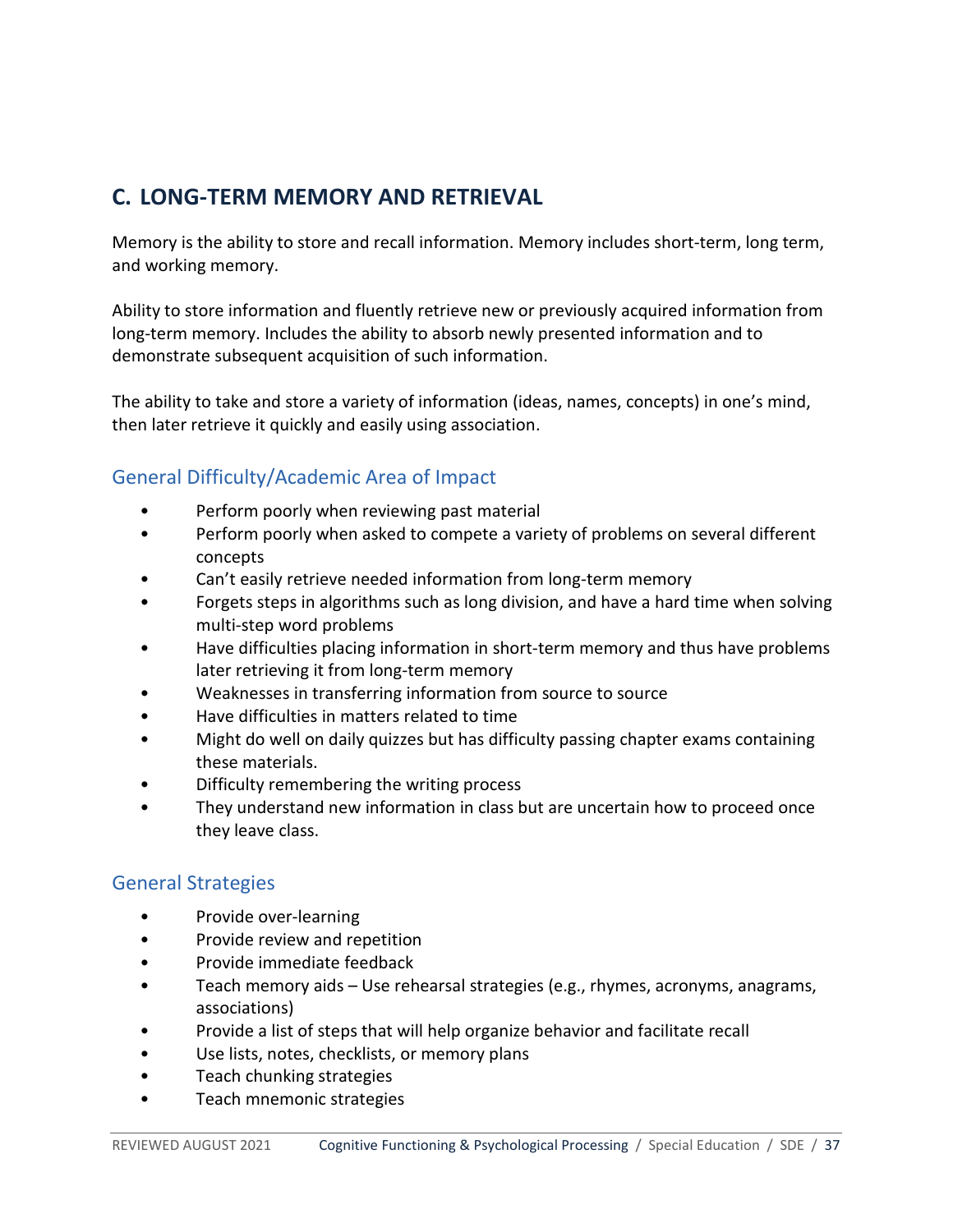## C. LONG-TERM MEMORY AND RETRIEVAL

Memory is the ability to store and recall information. Memory includes short-term, long term, and working memory.

Ability to store information and fluently retrieve new or previously acquired information from long-term memory. Includes the ability to absorb newly presented information and to demonstrate subsequent acquisition of such information.

The ability to take and store a variety of information (ideas, names, concepts) in one's mind, then later retrieve it quickly and easily using association.

### General Difficulty/Academic Area of Impact

- Perform poorly when reviewing past material
- Perform poorly when asked to compete a variety of problems on several different concepts
- Can't easily retrieve needed information from long-term memory
- Forgets steps in algorithms such as long division, and have a hard time when solving multi-step word problems
- Have difficulties placing information in short-term memory and thus have problems later retrieving it from long-term memory
- Weaknesses in transferring information from source to source
- Have difficulties in matters related to time
- Might do well on daily quizzes but has difficulty passing chapter exams containing these materials.
- Difficulty remembering the writing process
- They understand new information in class but are uncertain how to proceed once they leave class.

### General Strategies

- Provide over-learning
- Provide review and repetition
- Provide immediate feedback
- Teach memory aids – Use rehearsal strategies (e.g., rhymes, acronyms, anagrams, associations)
- Provide a list of steps that will help organize behavior and facilitate recall
- Use lists, notes, checklists, or memory plans
- Teach chunking strategies
- Teach mnemonic strategies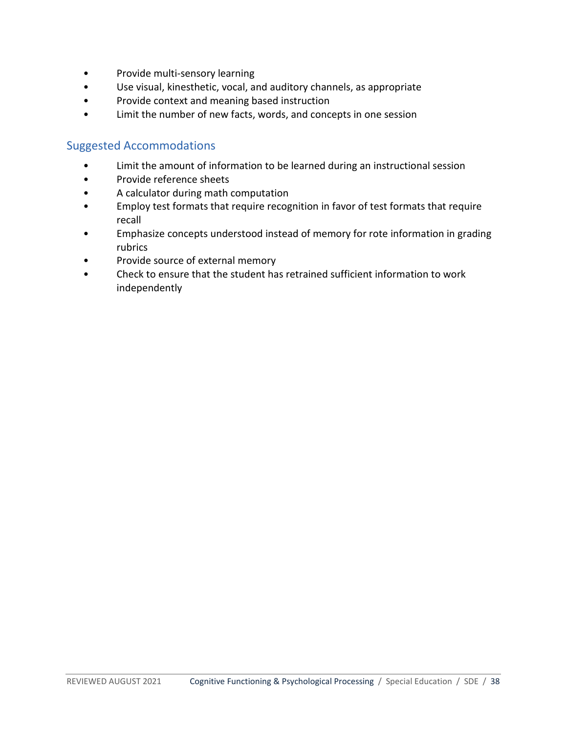- Provide multi-sensory learning
- Use visual, kinesthetic, vocal, and auditory channels, as appropriate
- Provide context and meaning based instruction
- Limit the number of new facts, words, and concepts in one session

## Suggested Accommodations

- Limit the amount of information to be learned during an instructional session
- Provide reference sheets
- A calculator during math computation
- Employ test formats that require recognition in favor of test formats that require recall
- Emphasize concepts understood instead of memory for rote information in grading rubrics
- Provide source of external memory
- Check to ensure that the student has retrained sufficient information to work independently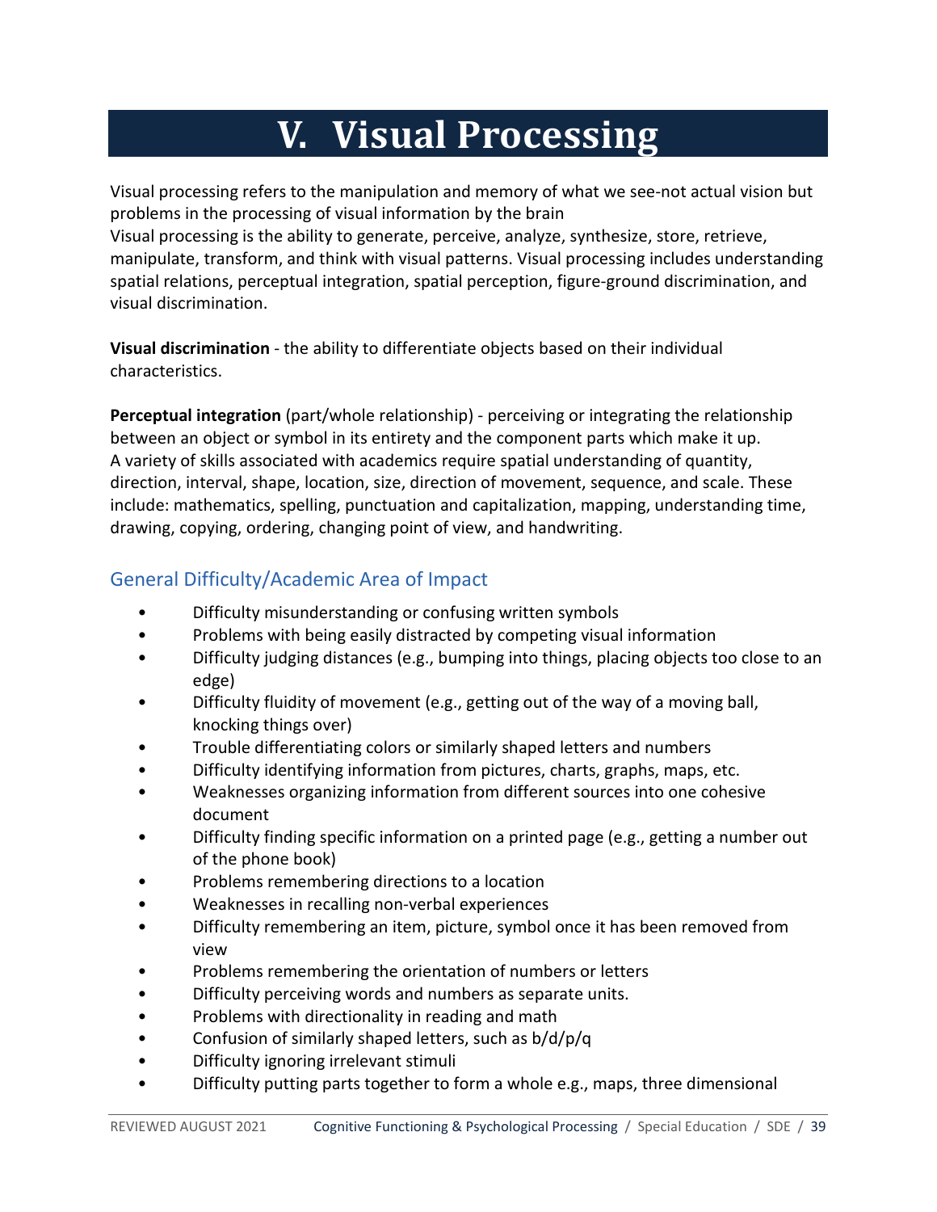# V. Visual Processing

Visual processing refers to the manipulation and memory of what we see-not actual vision but problems in the processing of visual information by the brain
Visual processing is the ability to generate, perceive, analyze, synthesize, store, retrieve, manipulate, transform, and think with visual patterns. Visual processing includes understanding spatial relations, perceptual integration, spatial perception, figure-ground discrimination, and visual discrimination.

**Visual discrimination** - the ability to differentiate objects based on their individual characteristics.

**Perceptual integration** (part/whole relationship) - perceiving or integrating the relationship between an object or symbol in its entirety and the component parts which make it up.
A variety of skills associated with academics require spatial understanding of quantity, direction, interval, shape, location, size, direction of movement, sequence, and scale. These include: mathematics, spelling, punctuation and capitalization, mapping, understanding time, drawing, copying, ordering, changing point of view, and handwriting.

## General Difficulty/Academic Area of Impact

- Difficulty misunderstanding or confusing written symbols
- Problems with being easily distracted by competing visual information
- Difficulty judging distances (e.g., bumping into things, placing objects too close to an edge)
- Difficulty fluidity of movement (e.g., getting out of the way of a moving ball, knocking things over)
- Trouble differentiating colors or similarly shaped letters and numbers
- Difficulty identifying information from pictures, charts, graphs, maps, etc.
- Weaknesses organizing information from different sources into one cohesive document
- Difficulty finding specific information on a printed page (e.g., getting a number out of the phone book)
- Problems remembering directions to a location
- Weaknesses in recalling non-verbal experiences
- Difficulty remembering an item, picture, symbol once it has been removed from view
- Problems remembering the orientation of numbers or letters
- Difficulty perceiving words and numbers as separate units.
- Problems with directionality in reading and math
- Confusion of similarly shaped letters, such as b/d/p/q
- Difficulty ignoring irrelevant stimuli
- Difficulty putting parts together to form a whole e.g., maps, three dimensional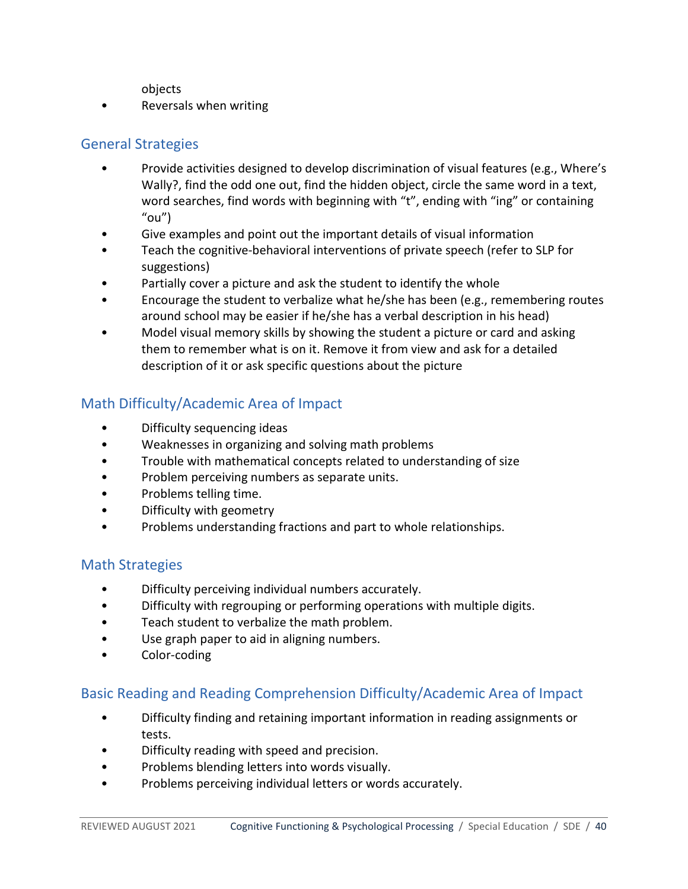objects
- Reversals when writing

## General Strategies

- Provide activities designed to develop discrimination of visual features (e.g., Where's Wally?, find the odd one out, find the hidden object, circle the same word in a text, word searches, find words with beginning with "t", ending with "ing" or containing "ou")
- Give examples and point out the important details of visual information
- Teach the cognitive-behavioral interventions of private speech (refer to SLP for suggestions)
- Partially cover a picture and ask the student to identify the whole
- Encourage the student to verbalize what he/she has been (e.g., remembering routes around school may be easier if he/she has a verbal description in his head)
- Model visual memory skills by showing the student a picture or card and asking them to remember what is on it. Remove it from view and ask for a detailed description of it or ask specific questions about the picture

## Math Difficulty/Academic Area of Impact

- Difficulty sequencing ideas
- Weaknesses in organizing and solving math problems
- Trouble with mathematical concepts related to understanding of size
- Problem perceiving numbers as separate units.
- Problems telling time.
- Difficulty with geometry
- Problems understanding fractions and part to whole relationships.

## Math Strategies

- Difficulty perceiving individual numbers accurately.
- Difficulty with regrouping or performing operations with multiple digits.
- Teach student to verbalize the math problem.
- Use graph paper to aid in aligning numbers.
- Color-coding

## Basic Reading and Reading Comprehension Difficulty/Academic Area of Impact

- Difficulty finding and retaining important information in reading assignments or tests.
- Difficulty reading with speed and precision.
- Problems blending letters into words visually.
- Problems perceiving individual letters or words accurately.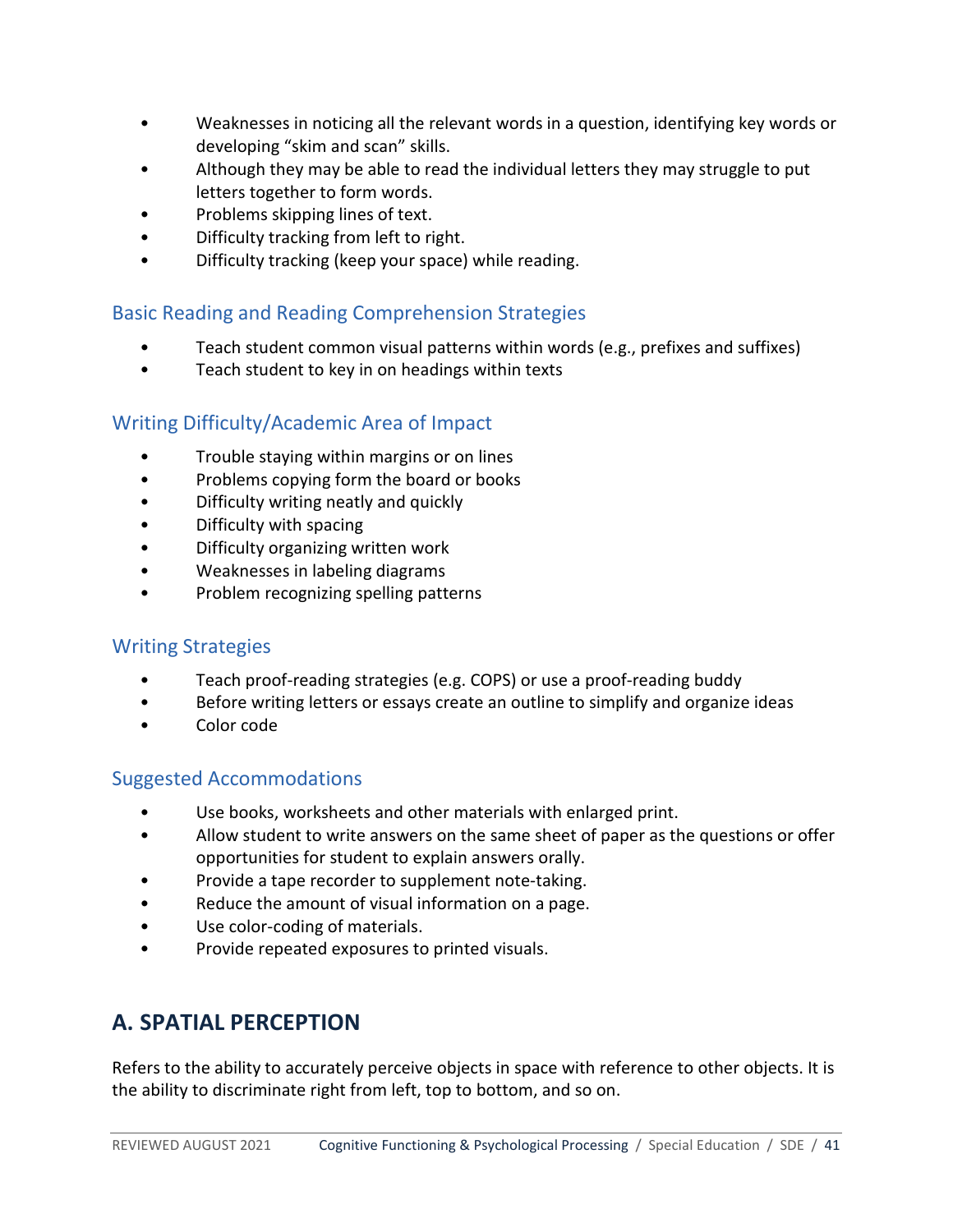- Weaknesses in noticing all the relevant words in a question, identifying key words or developing "skim and scan" skills.
- Although they may be able to read the individual letters they may struggle to put letters together to form words.
- Problems skipping lines of text.
- Difficulty tracking from left to right.
- Difficulty tracking (keep your space) while reading.

### Basic Reading and Reading Comprehension Strategies

- Teach student common visual patterns within words (e.g., prefixes and suffixes)
- Teach student to key in on headings within texts

### Writing Difficulty/Academic Area of Impact

- Trouble staying within margins or on lines
- Problems copying form the board or books
- Difficulty writing neatly and quickly
- Difficulty with spacing
- Difficulty organizing written work
- Weaknesses in labeling diagrams
- Problem recognizing spelling patterns

### Writing Strategies

- Teach proof-reading strategies (e.g. COPS) or use a proof-reading buddy
- Before writing letters or essays create an outline to simplify and organize ideas
- Color code

### Suggested Accommodations

- Use books, worksheets and other materials with enlarged print.
- Allow student to write answers on the same sheet of paper as the questions or offer opportunities for student to explain answers orally.
- Provide a tape recorder to supplement note-taking.
- Reduce the amount of visual information on a page.
- Use color-coding of materials.
- Provide repeated exposures to printed visuals.

## A. SPATIAL PERCEPTION

Refers to the ability to accurately perceive objects in space with reference to other objects. It is the ability to discriminate right from left, top to bottom, and so on.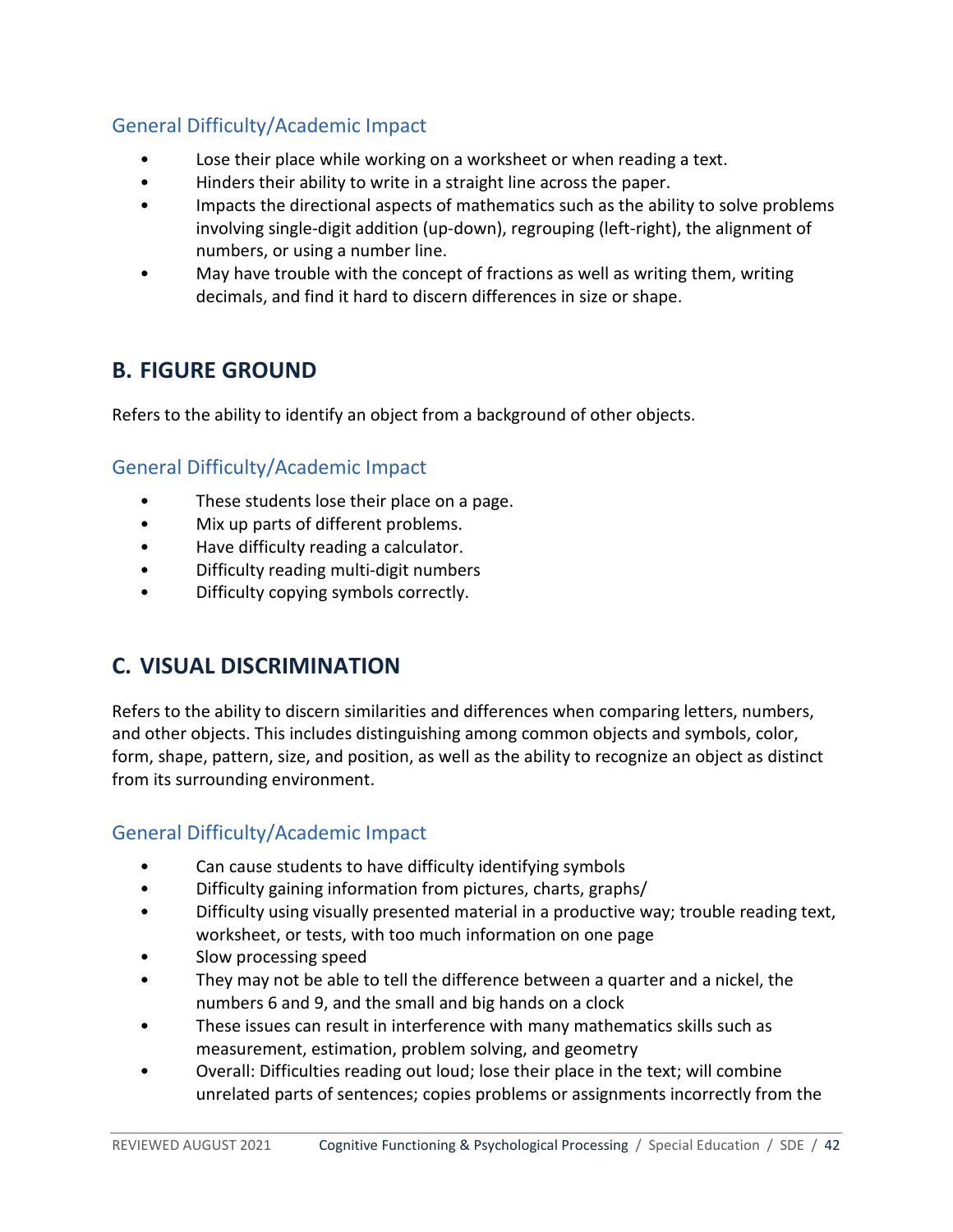### General Difficulty/Academic Impact

- Lose their place while working on a worksheet or when reading a text.
- Hinders their ability to write in a straight line across the paper.
- Impacts the directional aspects of mathematics such as the ability to solve problems involving single-digit addition (up-down), regrouping (left-right), the alignment of numbers, or using a number line.
- May have trouble with the concept of fractions as well as writing them, writing decimals, and find it hard to discern differences in size or shape.

## B. FIGURE GROUND

Refers to the ability to identify an object from a background of other objects.

### General Difficulty/Academic Impact

- These students lose their place on a page.
- Mix up parts of different problems.
- Have difficulty reading a calculator.
- Difficulty reading multi-digit numbers
- Difficulty copying symbols correctly.

## C. VISUAL DISCRIMINATION

Refers to the ability to discern similarities and differences when comparing letters, numbers, and other objects. This includes distinguishing among common objects and symbols, color, form, shape, pattern, size, and position, as well as the ability to recognize an object as distinct from its surrounding environment.

### General Difficulty/Academic Impact

- Can cause students to have difficulty identifying symbols
- Difficulty gaining information from pictures, charts, graphs/
- Difficulty using visually presented material in a productive way; trouble reading text, worksheet, or tests, with too much information on one page
- Slow processing speed
- They may not be able to tell the difference between a quarter and a nickel, the numbers 6 and 9, and the small and big hands on a clock
- These issues can result in interference with many mathematics skills such as measurement, estimation, problem solving, and geometry
- Overall: Difficulties reading out loud; lose their place in the text; will combine unrelated parts of sentences; copies problems or assignments incorrectly from the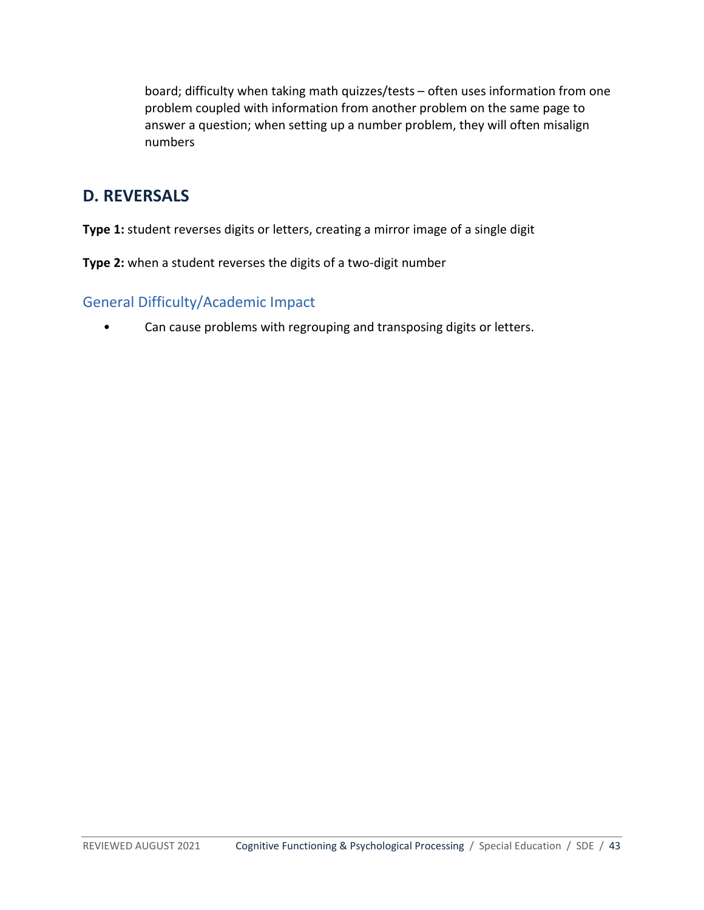board; difficulty when taking math quizzes/tests – often uses information from one problem coupled with information from another problem on the same page to answer a question; when setting up a number problem, they will often misalign numbers

## D. REVERSALS

**Type 1:** student reverses digits or letters, creating a mirror image of a single digit

**Type 2:** when a student reverses the digits of a two-digit number

### General Difficulty/Academic Impact

- Can cause problems with regrouping and transposing digits or letters.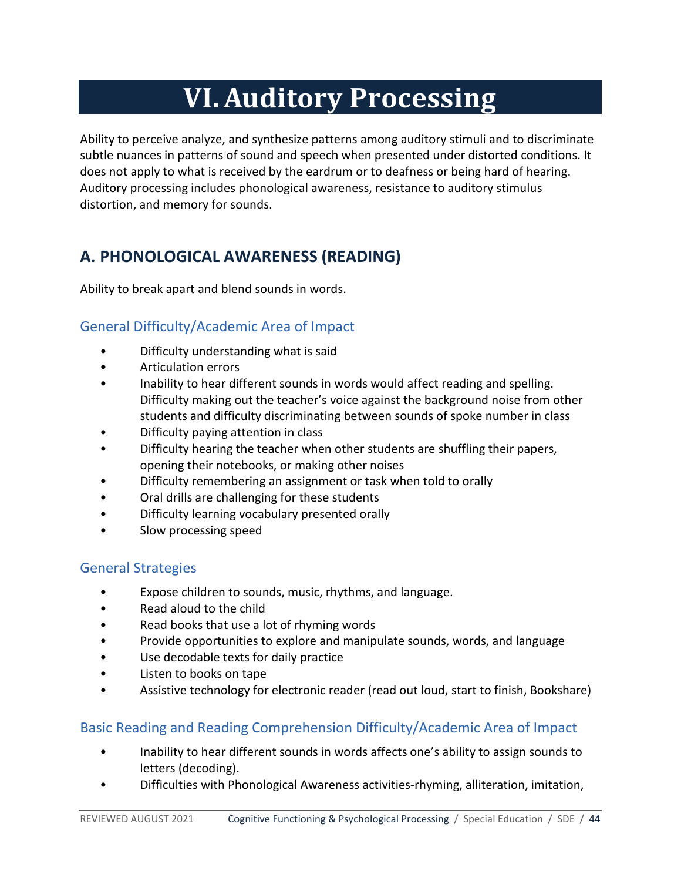# VI. Auditory Processing

Ability to perceive analyze, and synthesize patterns among auditory stimuli and to discriminate subtle nuances in patterns of sound and speech when presented under distorted conditions. It does not apply to what is received by the eardrum or to deafness or being hard of hearing. Auditory processing includes phonological awareness, resistance to auditory stimulus distortion, and memory for sounds.

## A. PHONOLOGICAL AWARENESS (READING)

Ability to break apart and blend sounds in words.

### General Difficulty/Academic Area of Impact

- Difficulty understanding what is said
- Articulation errors
- Inability to hear different sounds in words would affect reading and spelling. Difficulty making out the teacher's voice against the background noise from other students and difficulty discriminating between sounds of spoke number in class
- Difficulty paying attention in class
- Difficulty hearing the teacher when other students are shuffling their papers, opening their notebooks, or making other noises
- Difficulty remembering an assignment or task when told to orally
- Oral drills are challenging for these students
- Difficulty learning vocabulary presented orally
- Slow processing speed

### General Strategies

- Expose children to sounds, music, rhythms, and language.
- Read aloud to the child
- Read books that use a lot of rhyming words
- Provide opportunities to explore and manipulate sounds, words, and language
- Use decodable texts for daily practice
- Listen to books on tape
- Assistive technology for electronic reader (read out loud, start to finish, Bookshare)

### Basic Reading and Reading Comprehension Difficulty/Academic Area of Impact

- Inability to hear different sounds in words affects one's ability to assign sounds to letters (decoding).
- Difficulties with Phonological Awareness activities-rhyming, alliteration, imitation,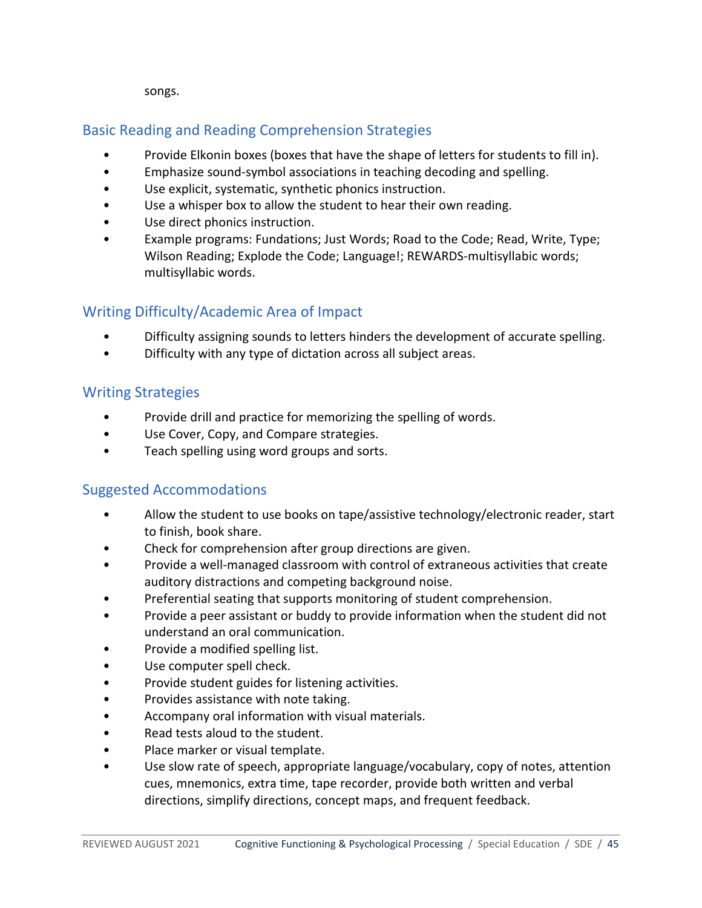songs.

## Basic Reading and Reading Comprehension Strategies

- Provide Elkonin boxes (boxes that have the shape of letters for students to fill in).
- Emphasize sound-symbol associations in teaching decoding and spelling.
- Use explicit, systematic, synthetic phonics instruction.
- Use a whisper box to allow the student to hear their own reading.
- Use direct phonics instruction.
- Example programs: Fundations; Just Words; Road to the Code; Read, Write, Type; Wilson Reading; Explode the Code; Language!; REWARDS-multisyllabic words; multisyllabic words.

## Writing Difficulty/Academic Area of Impact

- Difficulty assigning sounds to letters hinders the development of accurate spelling.
- Difficulty with any type of dictation across all subject areas.

## Writing Strategies

- Provide drill and practice for memorizing the spelling of words.
- Use Cover, Copy, and Compare strategies.
- Teach spelling using word groups and sorts.

## Suggested Accommodations

- Allow the student to use books on tape/assistive technology/electronic reader, start to finish, book share.
- Check for comprehension after group directions are given.
- Provide a well-managed classroom with control of extraneous activities that create auditory distractions and competing background noise.
- Preferential seating that supports monitoring of student comprehension.
- Provide a peer assistant or buddy to provide information when the student did not understand an oral communication.
- Provide a modified spelling list.
- Use computer spell check.
- Provide student guides for listening activities.
- Provides assistance with note taking.
- Accompany oral information with visual materials.
- Read tests aloud to the student.
- Place marker or visual template.
- Use slow rate of speech, appropriate language/vocabulary, copy of notes, attention cues, mnemonics, extra time, tape recorder, provide both written and verbal directions, simplify directions, concept maps, and frequent feedback.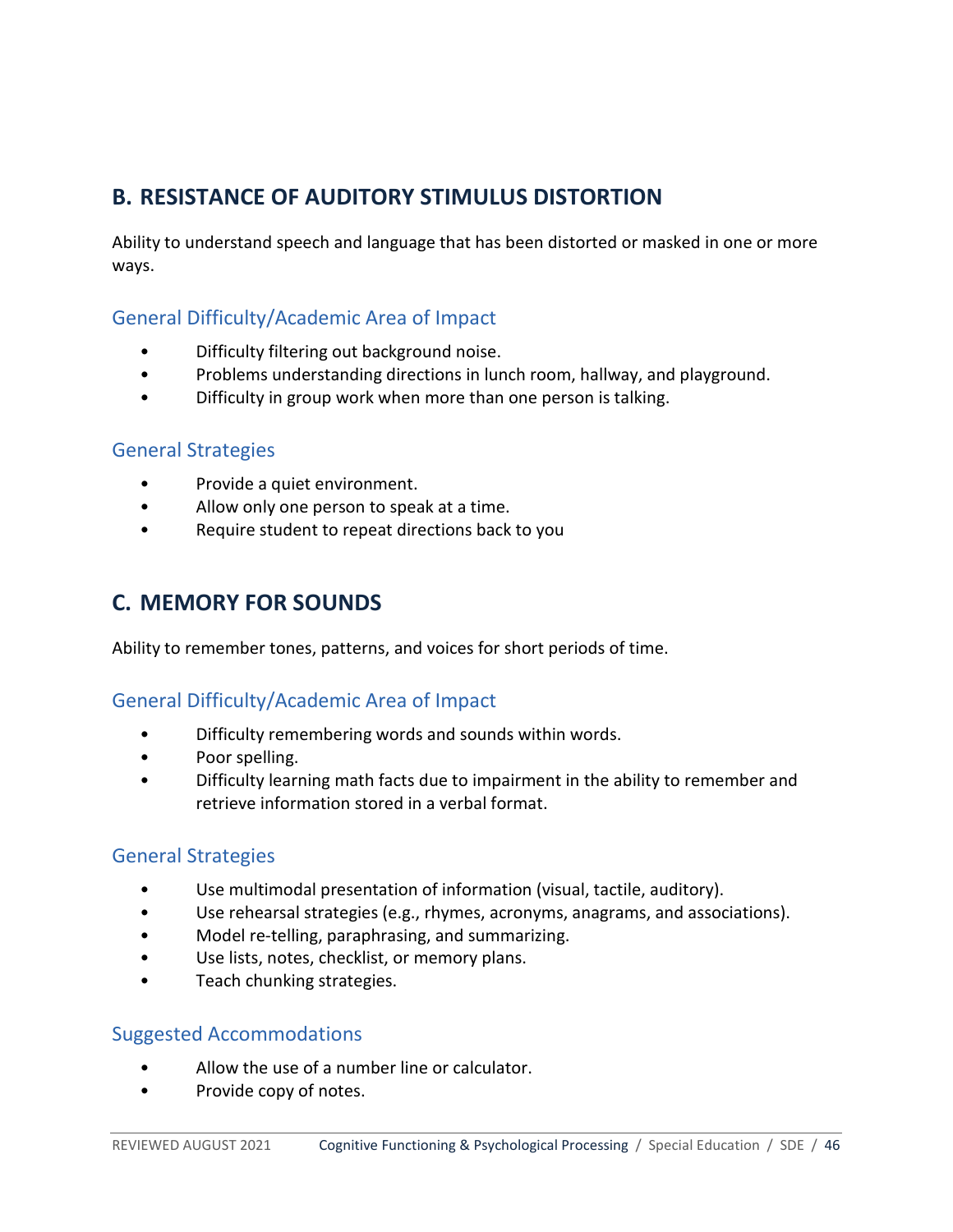## B. RESISTANCE OF AUDITORY STIMULUS DISTORTION

Ability to understand speech and language that has been distorted or masked in one or more ways.

### General Difficulty/Academic Area of Impact

- Difficulty filtering out background noise.
- Problems understanding directions in lunch room, hallway, and playground.
- Difficulty in group work when more than one person is talking.

### General Strategies

- Provide a quiet environment.
- Allow only one person to speak at a time.
- Require student to repeat directions back to you

## C. MEMORY FOR SOUNDS

Ability to remember tones, patterns, and voices for short periods of time.

### General Difficulty/Academic Area of Impact

- Difficulty remembering words and sounds within words.
- Poor spelling.
- Difficulty learning math facts due to impairment in the ability to remember and retrieve information stored in a verbal format.

### General Strategies

- Use multimodal presentation of information (visual, tactile, auditory).
- Use rehearsal strategies (e.g., rhymes, acronyms, anagrams, and associations).
- Model re-telling, paraphrasing, and summarizing.
- Use lists, notes, checklist, or memory plans.
- Teach chunking strategies.

### Suggested Accommodations

- Allow the use of a number line or calculator.
- Provide copy of notes.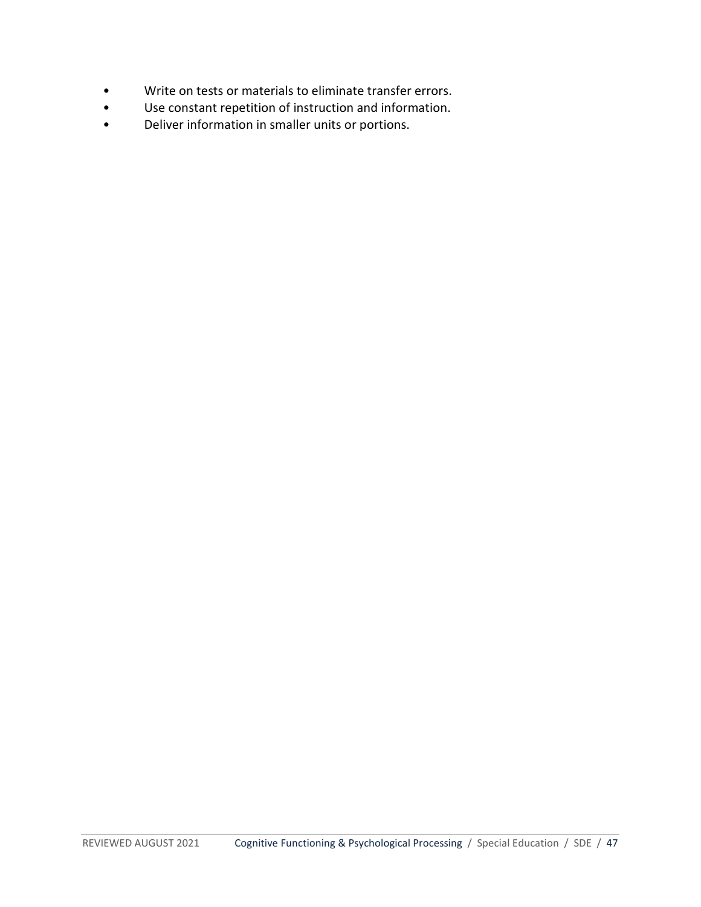- Write on tests or materials to eliminate transfer errors.
- Use constant repetition of instruction and information.
- Deliver information in smaller units or portions.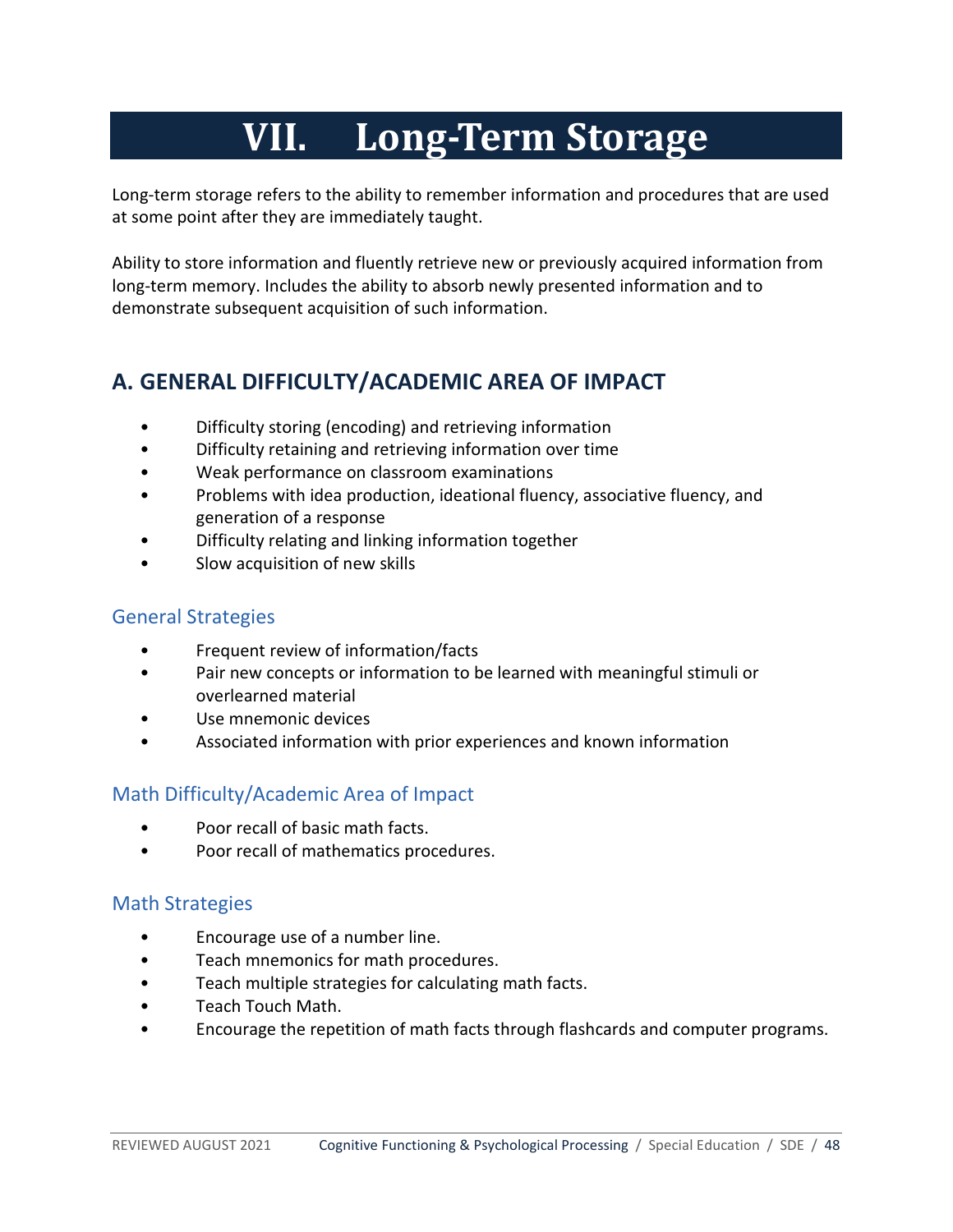# VII. Long-Term Storage

Long-term storage refers to the ability to remember information and procedures that are used at some point after they are immediately taught.

Ability to store information and fluently retrieve new or previously acquired information from long-term memory. Includes the ability to absorb newly presented information and to demonstrate subsequent acquisition of such information.

## A. GENERAL DIFFICULTY/ACADEMIC AREA OF IMPACT

- Difficulty storing (encoding) and retrieving information
- Difficulty retaining and retrieving information over time
- Weak performance on classroom examinations
- Problems with idea production, ideational fluency, associative fluency, and generation of a response
- Difficulty relating and linking information together
- Slow acquisition of new skills

### General Strategies

- Frequent review of information/facts
- Pair new concepts or information to be learned with meaningful stimuli or overlearned material
- Use mnemonic devices
- Associated information with prior experiences and known information

### Math Difficulty/Academic Area of Impact

- Poor recall of basic math facts.
- Poor recall of mathematics procedures.

### Math Strategies

- Encourage use of a number line.
- Teach mnemonics for math procedures.
- Teach multiple strategies for calculating math facts.
- Teach Touch Math.
- Encourage the repetition of math facts through flashcards and computer programs.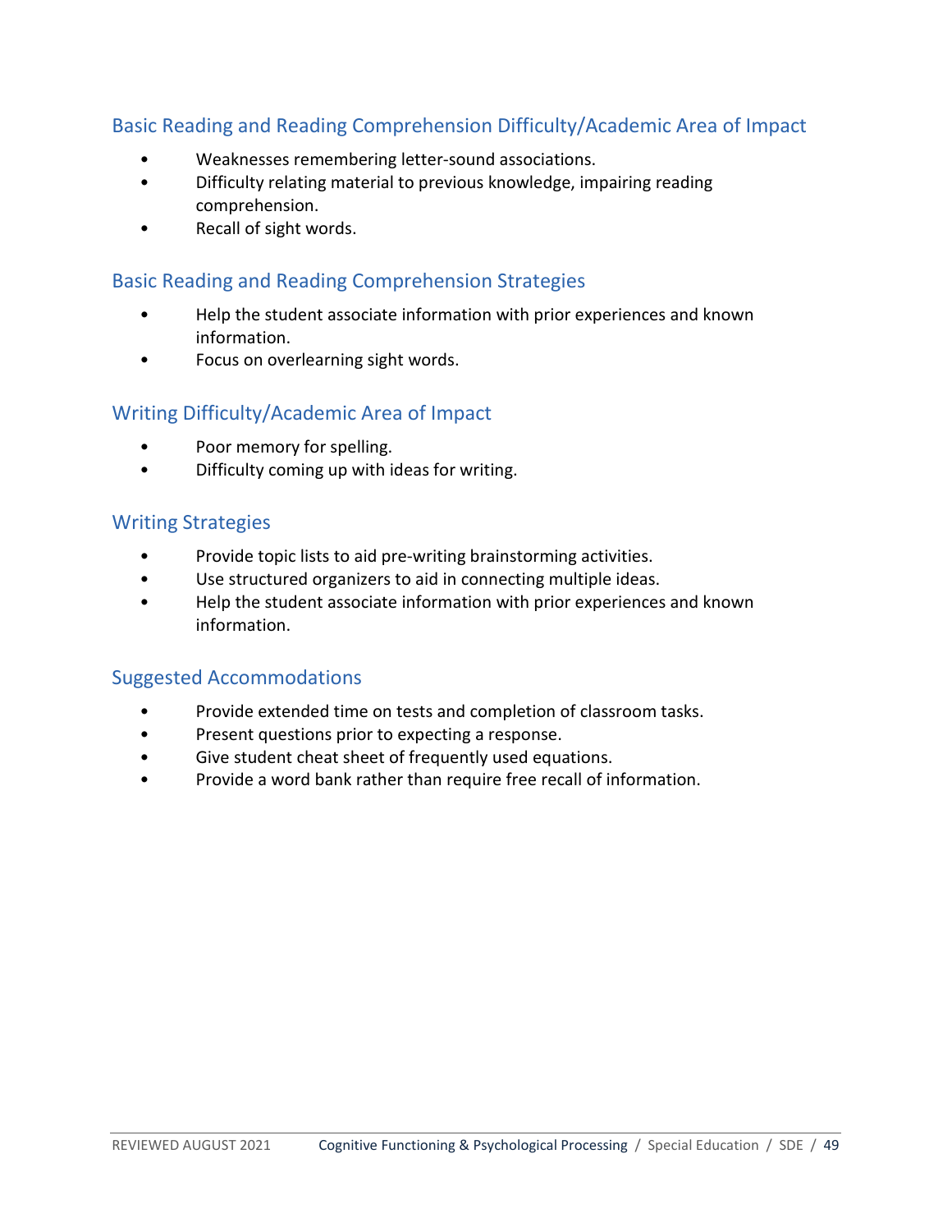### Basic Reading and Reading Comprehension Difficulty/Academic Area of Impact

- Weaknesses remembering letter-sound associations.
- Difficulty relating material to previous knowledge, impairing reading comprehension.
- Recall of sight words.

### Basic Reading and Reading Comprehension Strategies

- Help the student associate information with prior experiences and known information.
- Focus on overlearning sight words.

### Writing Difficulty/Academic Area of Impact

- Poor memory for spelling.
- Difficulty coming up with ideas for writing.

### Writing Strategies

- Provide topic lists to aid pre-writing brainstorming activities.
- Use structured organizers to aid in connecting multiple ideas.
- Help the student associate information with prior experiences and known information.

### Suggested Accommodations

- Provide extended time on tests and completion of classroom tasks.
- Present questions prior to expecting a response.
- Give student cheat sheet of frequently used equations.
- Provide a word bank rather than require free recall of information.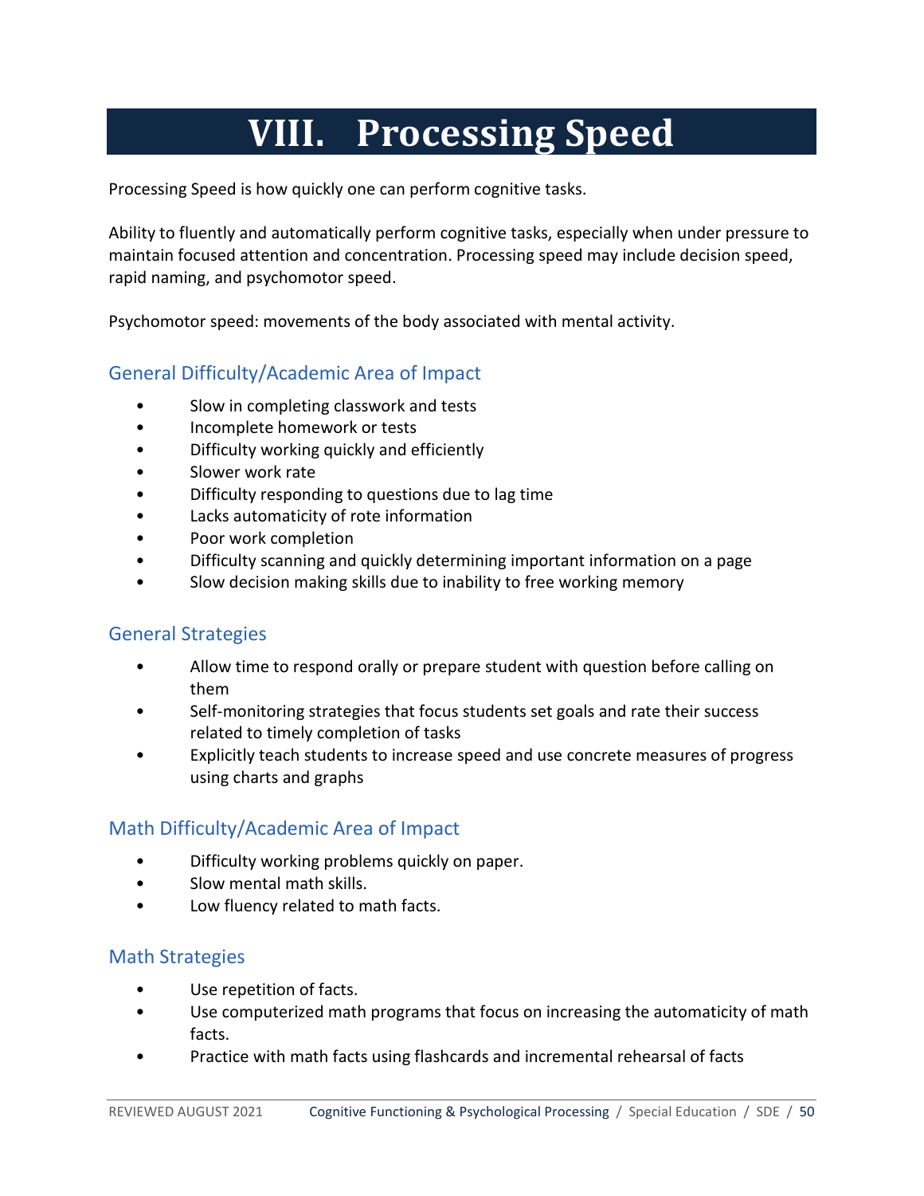# VIII. Processing Speed

Processing Speed is how quickly one can perform cognitive tasks.

Ability to fluently and automatically perform cognitive tasks, especially when under pressure to maintain focused attention and concentration. Processing speed may include decision speed, rapid naming, and psychomotor speed.

Psychomotor speed: movements of the body associated with mental activity.

## General Difficulty/Academic Area of Impact

- Slow in completing classwork and tests
- Incomplete homework or tests
- Difficulty working quickly and efficiently
- Slower work rate
- Difficulty responding to questions due to lag time
- Lacks automaticity of rote information
- Poor work completion
- Difficulty scanning and quickly determining important information on a page
- Slow decision making skills due to inability to free working memory

## General Strategies

- Allow time to respond orally or prepare student with question before calling on them
- Self-monitoring strategies that focus students set goals and rate their success related to timely completion of tasks
- Explicitly teach students to increase speed and use concrete measures of progress using charts and graphs

## Math Difficulty/Academic Area of Impact

- Difficulty working problems quickly on paper.
- Slow mental math skills.
- Low fluency related to math facts.

## Math Strategies

- Use repetition of facts.
- Use computerized math programs that focus on increasing the automaticity of math facts.
- Practice with math facts using flashcards and incremental rehearsal of facts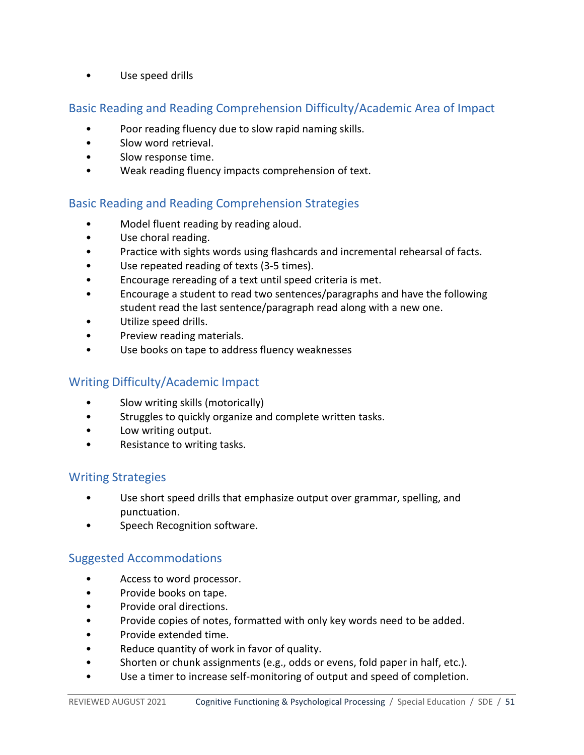- Use speed drills

## Basic Reading and Reading Comprehension Difficulty/Academic Area of Impact

- Poor reading fluency due to slow rapid naming skills.
- Slow word retrieval.
- Slow response time.
- Weak reading fluency impacts comprehension of text.

## Basic Reading and Reading Comprehension Strategies

- Model fluent reading by reading aloud.
- Use choral reading.
- Practice with sights words using flashcards and incremental rehearsal of facts.
- Use repeated reading of texts (3-5 times).
- Encourage rereading of a text until speed criteria is met.
- Encourage a student to read two sentences/paragraphs and have the following student read the last sentence/paragraph read along with a new one.
- Utilize speed drills.
- Preview reading materials.
- Use books on tape to address fluency weaknesses

## Writing Difficulty/Academic Impact

- Slow writing skills (motorically)
- Struggles to quickly organize and complete written tasks.
- Low writing output.
- Resistance to writing tasks.

## Writing Strategies

- Use short speed drills that emphasize output over grammar, spelling, and punctuation.
- Speech Recognition software.

## Suggested Accommodations

- Access to word processor.
- Provide books on tape.
- Provide oral directions.
- Provide copies of notes, formatted with only key words need to be added.
- Provide extended time.
- Reduce quantity of work in favor of quality.
- Shorten or chunk assignments (e.g., odds or evens, fold paper in half, etc.).
- Use a timer to increase self-monitoring of output and speed of completion.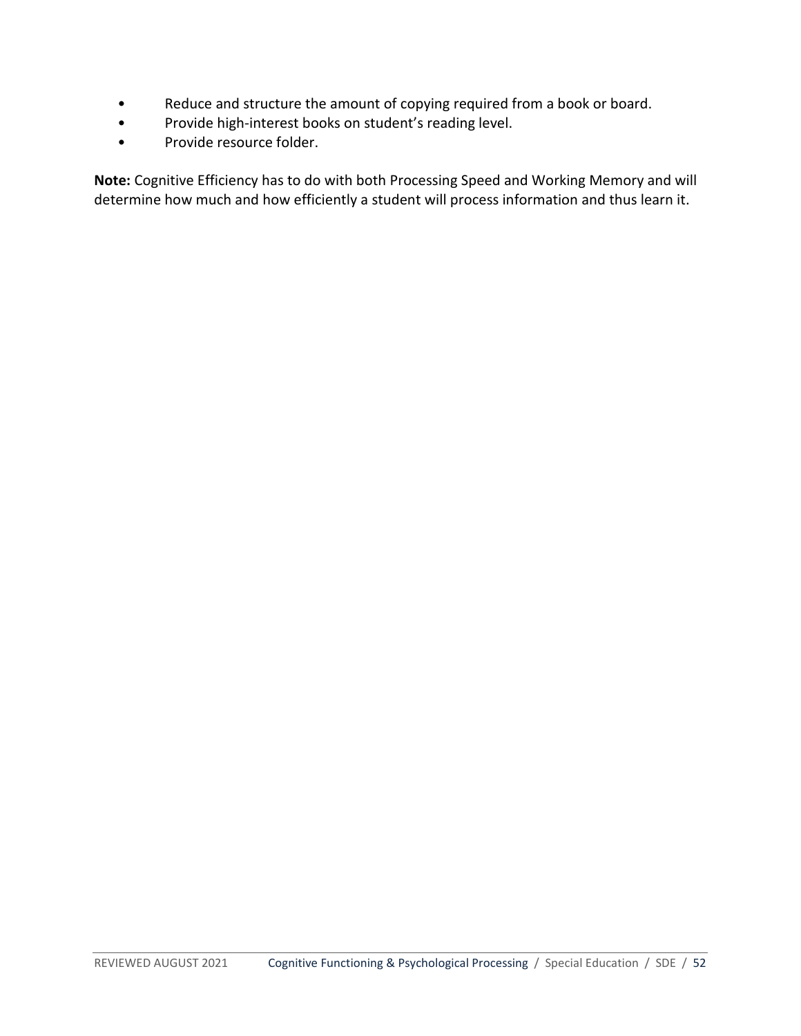- Reduce and structure the amount of copying required from a book or board.
- Provide high-interest books on student's reading level.
- Provide resource folder.

**Note:** Cognitive Efficiency has to do with both Processing Speed and Working Memory and will determine how much and how efficiently a student will process information and thus learn it.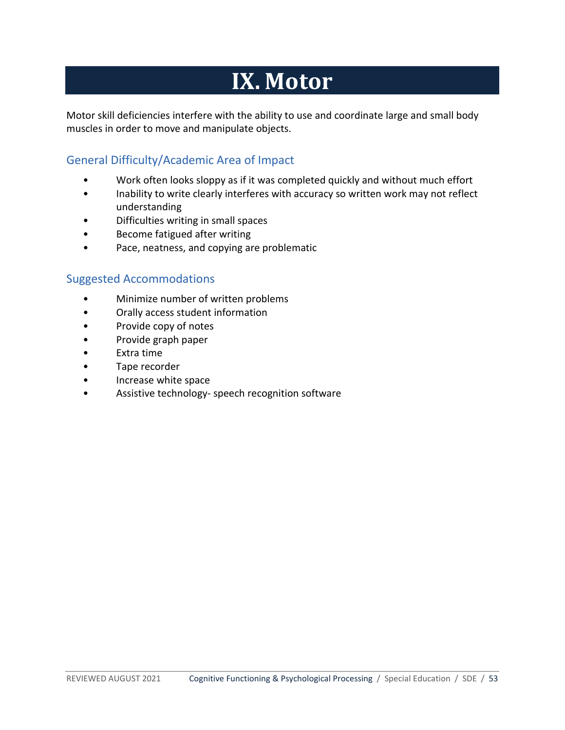# IX. Motor

Motor skill deficiencies interfere with the ability to use and coordinate large and small body muscles in order to move and manipulate objects.

## General Difficulty/Academic Area of Impact

- Work often looks sloppy as if it was completed quickly and without much effort
- Inability to write clearly interferes with accuracy so written work may not reflect understanding
- Difficulties writing in small spaces
- Become fatigued after writing
- Pace, neatness, and copying are problematic

## Suggested Accommodations

- Minimize number of written problems
- Orally access student information
- Provide copy of notes
- Provide graph paper
- Extra time
- Tape recorder
- Increase white space
- Assistive technology- speech recognition software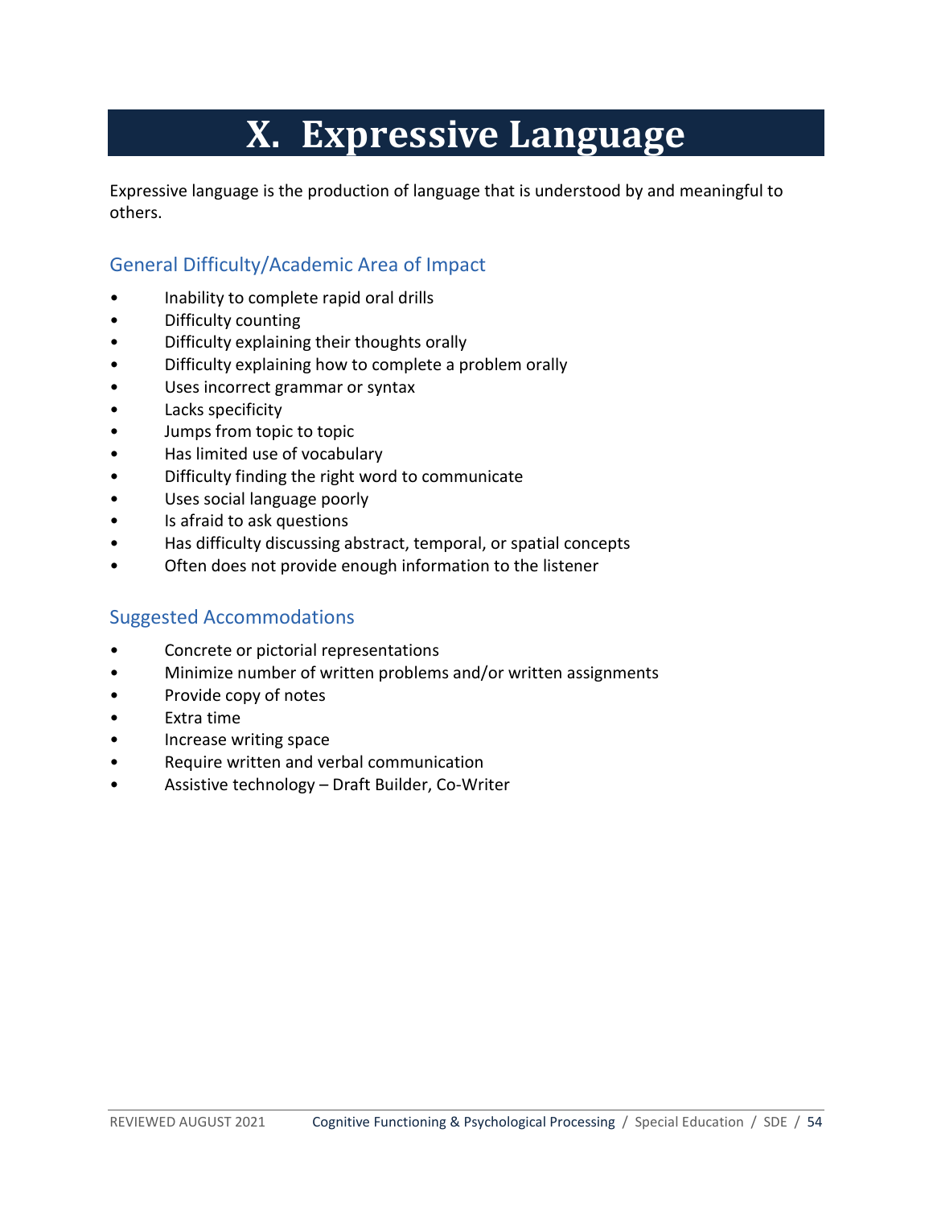# X. Expressive Language

Expressive language is the production of language that is understood by and meaningful to others.

## General Difficulty/Academic Area of Impact

- Inability to complete rapid oral drills
- Difficulty counting
- Difficulty explaining their thoughts orally
- Difficulty explaining how to complete a problem orally
- Uses incorrect grammar or syntax
- Lacks specificity
- Jumps from topic to topic
- Has limited use of vocabulary
- Difficulty finding the right word to communicate
- Uses social language poorly
- Is afraid to ask questions
- Has difficulty discussing abstract, temporal, or spatial concepts
- Often does not provide enough information to the listener

## Suggested Accommodations

- Concrete or pictorial representations
- Minimize number of written problems and/or written assignments
- Provide copy of notes
- Extra time
- Increase writing space
- Require written and verbal communication
- Assistive technology – Draft Builder, Co-Writer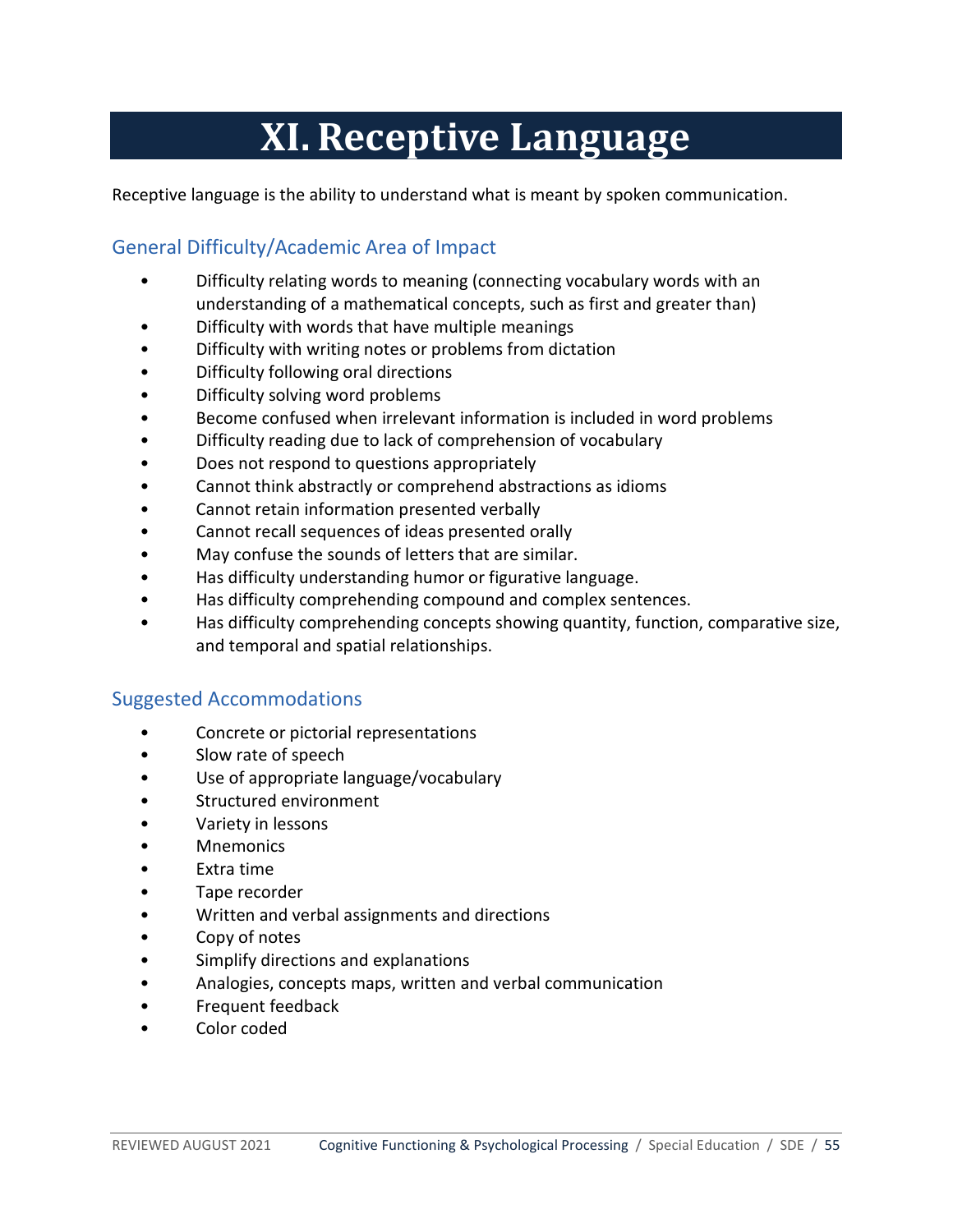# XI. Receptive Language

Receptive language is the ability to understand what is meant by spoken communication.

## General Difficulty/Academic Area of Impact

- Difficulty relating words to meaning (connecting vocabulary words with an understanding of a mathematical concepts, such as first and greater than)
- Difficulty with words that have multiple meanings
- Difficulty with writing notes or problems from dictation
- Difficulty following oral directions
- Difficulty solving word problems
- Become confused when irrelevant information is included in word problems
- Difficulty reading due to lack of comprehension of vocabulary
- Does not respond to questions appropriately
- Cannot think abstractly or comprehend abstractions as idioms
- Cannot retain information presented verbally
- Cannot recall sequences of ideas presented orally
- May confuse the sounds of letters that are similar.
- Has difficulty understanding humor or figurative language.
- Has difficulty comprehending compound and complex sentences.
- Has difficulty comprehending concepts showing quantity, function, comparative size, and temporal and spatial relationships.

## Suggested Accommodations

- Concrete or pictorial representations
- Slow rate of speech
- Use of appropriate language/vocabulary
- Structured environment
- Variety in lessons
- Mnemonics
- Extra time
- Tape recorder
- Written and verbal assignments and directions
- Copy of notes
- Simplify directions and explanations
- Analogies, concepts maps, written and verbal communication
- Frequent feedback
- Color coded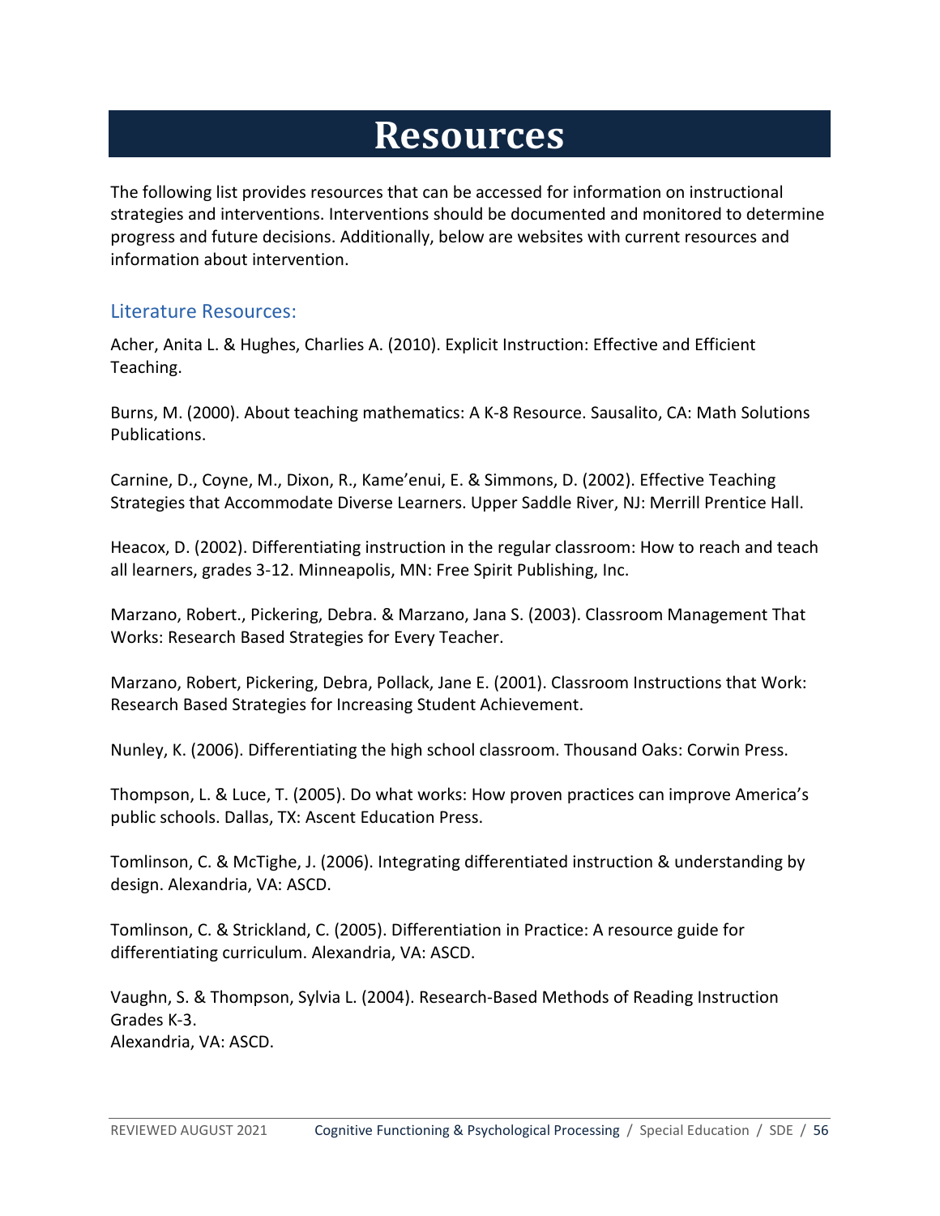# Resources

The following list provides resources that can be accessed for information on instructional strategies and interventions. Interventions should be documented and monitored to determine progress and future decisions. Additionally, below are websites with current resources and information about intervention.

## Literature Resources:

Acher, Anita L. & Hughes, Charlies A. (2010). Explicit Instruction: Effective and Efficient Teaching.

Burns, M. (2000). About teaching mathematics: A K-8 Resource. Sausalito, CA: Math Solutions Publications.

Carnine, D., Coyne, M., Dixon, R., Kame'enui, E. & Simmons, D. (2002). Effective Teaching Strategies that Accommodate Diverse Learners. Upper Saddle River, NJ: Merrill Prentice Hall.

Heacox, D. (2002). Differentiating instruction in the regular classroom: How to reach and teach all learners, grades 3-12. Minneapolis, MN: Free Spirit Publishing, Inc.

Marzano, Robert., Pickering, Debra. & Marzano, Jana S. (2003). Classroom Management That Works: Research Based Strategies for Every Teacher.

Marzano, Robert, Pickering, Debra, Pollack, Jane E. (2001). Classroom Instructions that Work: Research Based Strategies for Increasing Student Achievement.

Nunley, K. (2006). Differentiating the high school classroom. Thousand Oaks: Corwin Press.

Thompson, L. & Luce, T. (2005). Do what works: How proven practices can improve America's public schools. Dallas, TX: Ascent Education Press.

Tomlinson, C. & McTighe, J. (2006). Integrating differentiated instruction & understanding by design. Alexandria, VA: ASCD.

Tomlinson, C. & Strickland, C. (2005). Differentiation in Practice: A resource guide for differentiating curriculum. Alexandria, VA: ASCD.

Vaughn, S. & Thompson, Sylvia L. (2004). Research-Based Methods of Reading Instruction Grades K-3.
Alexandria, VA: ASCD.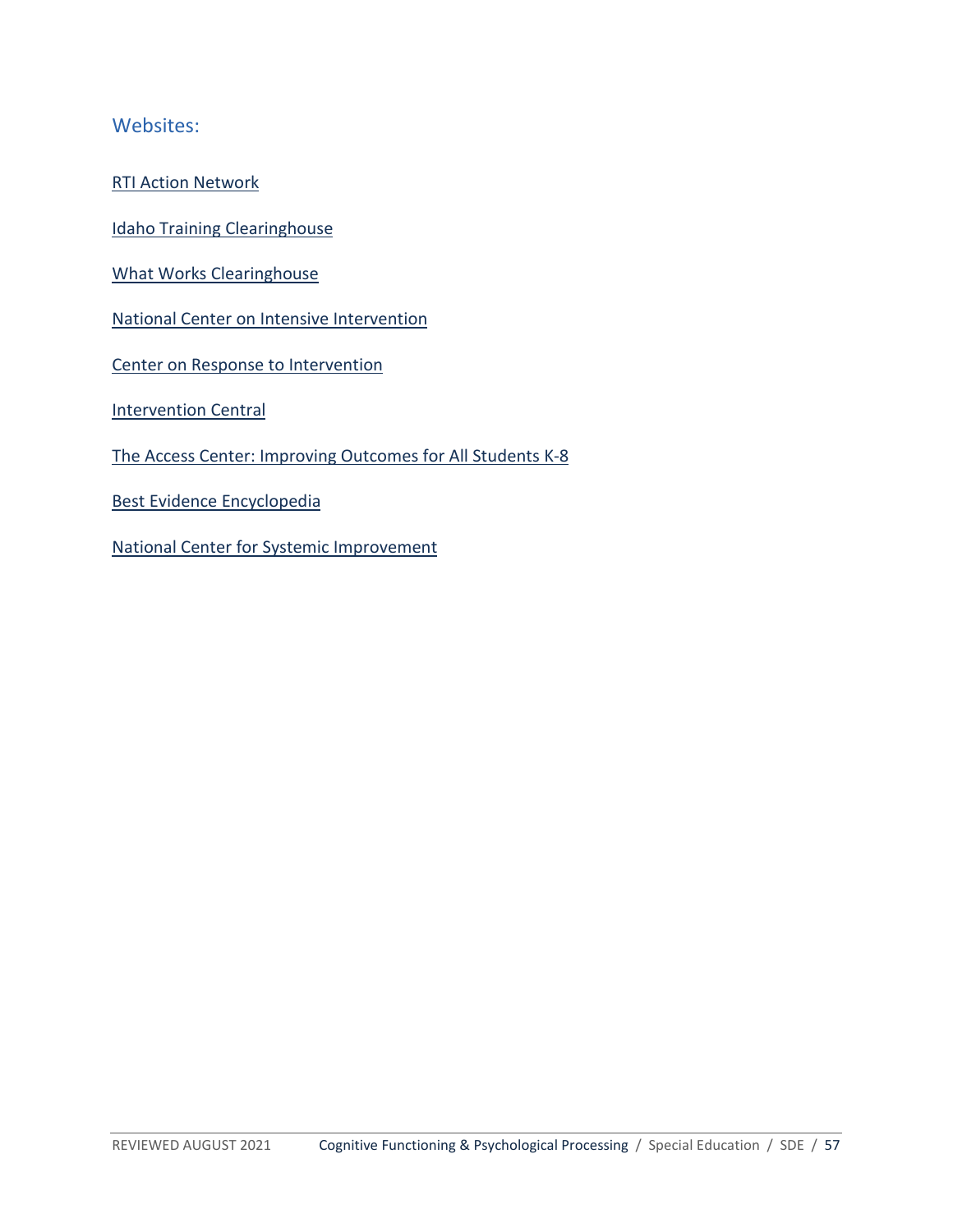## Websites:

RTI Action Network

Idaho Training Clearinghouse

What Works Clearinghouse

National Center on Intensive Intervention

Center on Response to Intervention

Intervention Central

The Access Center: Improving Outcomes for All Students K-8

Best Evidence Encyclopedia

National Center for Systemic Improvement